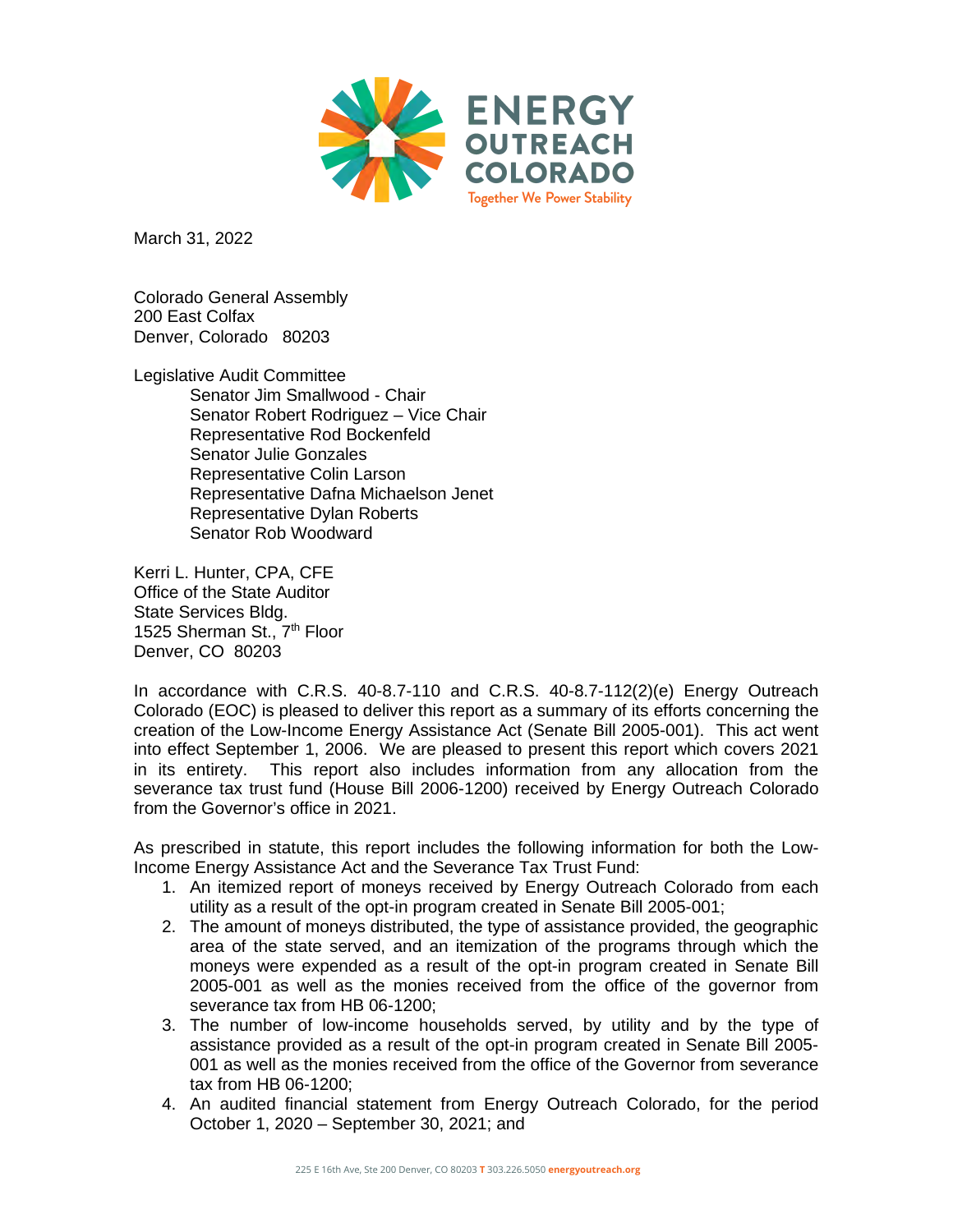March 31, 2022

Colorado General Assembly
200 East Colfax
Denver, Colorado 80203

Legislative Audit Committee
- Senator Jim Smallwood - Chair
- Senator Robert Rodriguez – Vice Chair
- Representative Rod Bockenfeld
- Senator Julie Gonzales
- Representative Colin Larson
- Representative Dafna Michaelson Jenet
- Representative Dylan Roberts
- Senator Rob Woodward

Kerri L. Hunter, CPA, CFE
Office of the State Auditor
State Services Bldg.
1525 Sherman St., 7th Floor
Denver, CO 80203

In accordance with C.R.S. 40-8.7-110 and C.R.S. 40-8.7-112(2)(e) Energy Outreach Colorado (EOC) is pleased to deliver this report as a summary of its efforts concerning the creation of the Low-Income Energy Assistance Act (Senate Bill 2005-001). This act went into effect September 1, 2006. We are pleased to present this report which covers 2021 in its entirety. This report also includes information from any allocation from the severance tax trust fund (House Bill 2006-1200) received by Energy Outreach Colorado from the Governor's office in 2021.

As prescribed in statute, this report includes the following information for both the Low-Income Energy Assistance Act and the Severance Tax Trust Fund:

1. An itemized report of moneys received by Energy Outreach Colorado from each utility as a result of the opt-in program created in Senate Bill 2005-001;
2. The amount of moneys distributed, the type of assistance provided, the geographic area of the state served, and an itemization of the programs through which the moneys were expended as a result of the opt-in program created in Senate Bill 2005-001 as well as the monies received from the office of the governor from severance tax from HB 06-1200;
3. The number of low-income households served, by utility and by the type of assistance provided as a result of the opt-in program created in Senate Bill 2005-001 as well as the monies received from the office of the Governor from severance tax from HB 06-1200;
4. An audited financial statement from Energy Outreach Colorado, for the period October 1, 2020 – September 30, 2021; and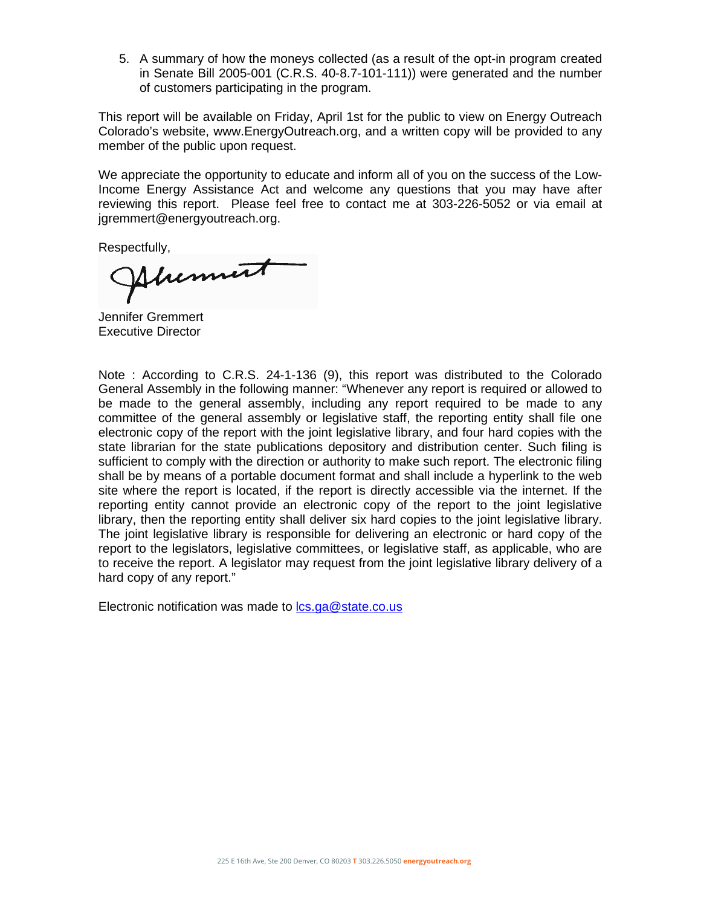5. A summary of how the moneys collected (as a result of the opt-in program created in Senate Bill 2005-001 (C.R.S. 40-8.7-101-111)) were generated and the number of customers participating in the program.

This report will be available on Friday, April 1st for the public to view on Energy Outreach Colorado's website, www.EnergyOutreach.org, and a written copy will be provided to any member of the public upon request.

We appreciate the opportunity to educate and inform all of you on the success of the Low-Income Energy Assistance Act and welcome any questions that you may have after reviewing this report. Please feel free to contact me at 303-226-5052 or via email at jgremmert@energyoutreach.org.

Respectfully,

Jennifer Gremmert
Executive Director

Note : According to C.R.S. 24-1-136 (9), this report was distributed to the Colorado General Assembly in the following manner: "Whenever any report is required or allowed to be made to the general assembly, including any report required to be made to any committee of the general assembly or legislative staff, the reporting entity shall file one electronic copy of the report with the joint legislative library, and four hard copies with the state librarian for the state publications depository and distribution center. Such filing is sufficient to comply with the direction or authority to make such report. The electronic filing shall be by means of a portable document format and shall include a hyperlink to the web site where the report is located, if the report is directly accessible via the internet. If the reporting entity cannot provide an electronic copy of the report to the joint legislative library, then the reporting entity shall deliver six hard copies to the joint legislative library. The joint legislative library is responsible for delivering an electronic or hard copy of the report to the legislators, legislative committees, or legislative staff, as applicable, who are to receive the report. A legislator may request from the joint legislative library delivery of a hard copy of any report."

Electronic notification was made to lcs.ga@state.co.us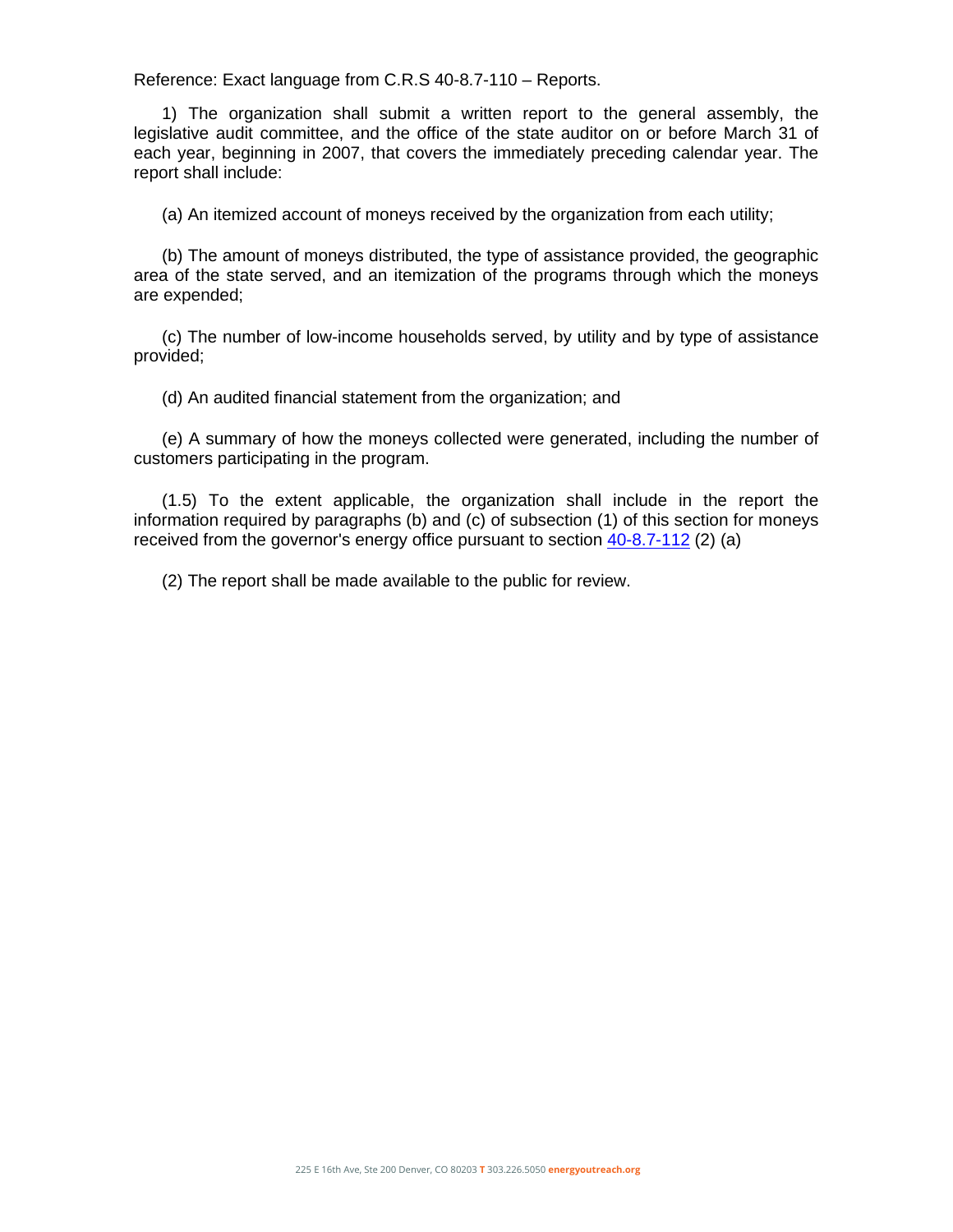Reference: Exact language from C.R.S 40-8.7-110 – Reports.

1) The organization shall submit a written report to the general assembly, the legislative audit committee, and the office of the state auditor on or before March 31 of each year, beginning in 2007, that covers the immediately preceding calendar year. The report shall include:

(a) An itemized account of moneys received by the organization from each utility;

(b) The amount of moneys distributed, the type of assistance provided, the geographic area of the state served, and an itemization of the programs through which the moneys are expended;

(c) The number of low-income households served, by utility and by type of assistance provided;

(d) An audited financial statement from the organization; and

(e) A summary of how the moneys collected were generated, including the number of customers participating in the program.

(1.5) To the extent applicable, the organization shall include in the report the information required by paragraphs (b) and (c) of subsection (1) of this section for moneys received from the governor's energy office pursuant to section 40-8.7-112 (2) (a)

(2) The report shall be made available to the public for review.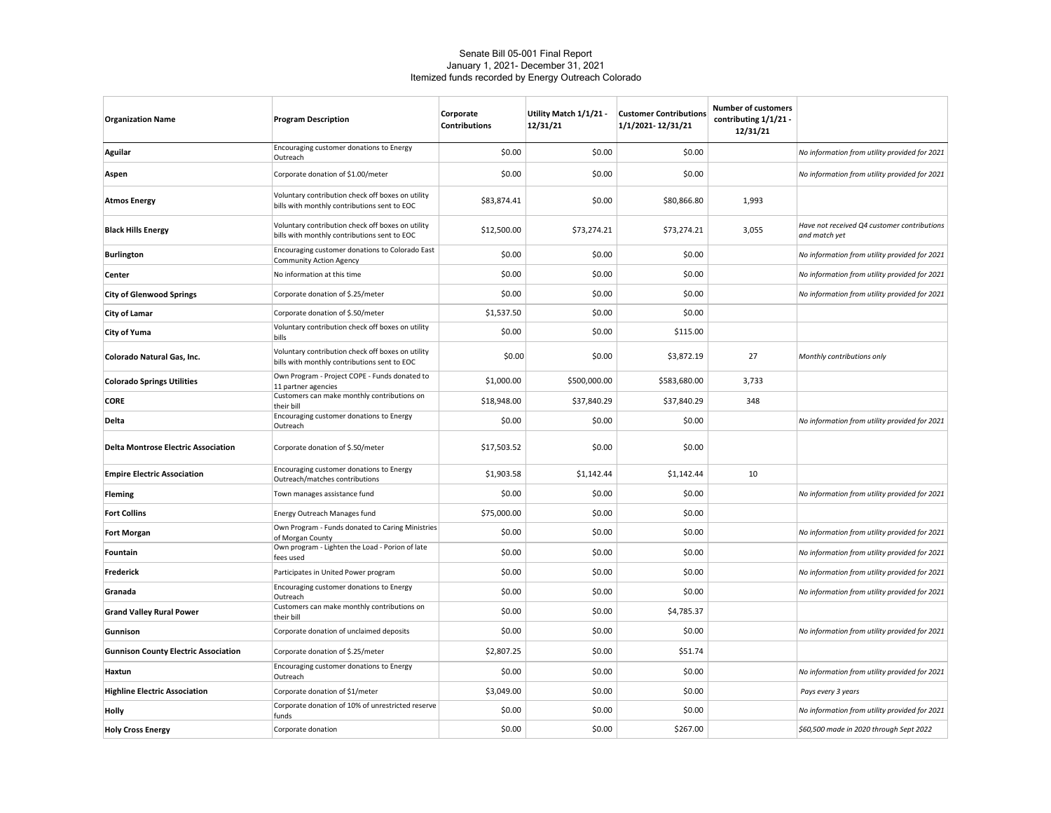Senate Bill 05-001 Final Report
January 1, 2021- December 31, 2021
Itemized funds recorded by Energy Outreach Colorado

| Organization Name | Program Description | Corporate Contributions | Utility Match 1/1/21 - 12/31/21 | Customer Contributions 1/1/2021- 12/31/21 | Number of customers contributing 1/1/21 - 12/31/21 | |
|---|---|---|---|---|---|---|
| **Aguilar** | Encouraging customer donations to Energy Outreach | $0.00 | $0.00 | $0.00 | | *No information from utility provided for 2021* |
| **Aspen** | Corporate donation of $1.00/meter | $0.00 | $0.00 | $0.00 | | *No information from utility provided for 2021* |
| **Atmos Energy** | Voluntary contribution check off boxes on utility bills with monthly contributions sent to EOC | $83,874.41 | $0.00 | $80,866.80 | 1,993 | |
| **Black Hills Energy** | Voluntary contribution check off boxes on utility bills with monthly contributions sent to EOC | $12,500.00 | $73,274.21 | $73,274.21 | 3,055 | *Have not received Q4 customer contributions and match yet* |
| **Burlington** | Encouraging customer donations to Colorado East Community Action Agency | $0.00 | $0.00 | $0.00 | | *No information from utility provided for 2021* |
| **Center** | No information at this time | $0.00 | $0.00 | $0.00 | | *No information from utility provided for 2021* |
| **City of Glenwood Springs** | Corporate donation of $.25/meter | $0.00 | $0.00 | $0.00 | | *No information from utility provided for 2021* |
| **City of Lamar** | Corporate donation of $.50/meter | $1,537.50 | $0.00 | $0.00 | | |
| **City of Yuma** | Voluntary contribution check off boxes on utility bills | $0.00 | $0.00 | $115.00 | | |
| **Colorado Natural Gas, Inc.** | Voluntary contribution check off boxes on utility bills with monthly contributions sent to EOC | $0.00 | $0.00 | $3,872.19 | 27 | *Monthly contributions only* |
| **Colorado Springs Utilities** | Own Program - Project COPE - Funds donated to 11 partner agencies | $1,000.00 | $500,000.00 | $583,680.00 | 3,733 | |
| **CORE** | Customers can make monthly contributions on their bill | $18,948.00 | $37,840.29 | $37,840.29 | 348 | |
| **Delta** | Encouraging customer donations to Energy Outreach | $0.00 | $0.00 | $0.00 | | *No information from utility provided for 2021* |
| **Delta Montrose Electric Association** | Corporate donation of $.50/meter | $17,503.52 | $0.00 | $0.00 | | |
| **Empire Electric Association** | Encouraging customer donations to Energy Outreach/matches contributions | $1,903.58 | $1,142.44 | $1,142.44 | 10 | |
| **Fleming** | Town manages assistance fund | $0.00 | $0.00 | $0.00 | | *No information from utility provided for 2021* |
| **Fort Collins** | Energy Outreach Manages fund | $75,000.00 | $0.00 | $0.00 | | |
| **Fort Morgan** | Own Program - Funds donated to Caring Ministries of Morgan County | $0.00 | $0.00 | $0.00 | | *No information from utility provided for 2021* |
| **Fountain** | Own program - Lighten the Load - Porion of late fees used | $0.00 | $0.00 | $0.00 | | *No information from utility provided for 2021* |
| **Frederick** | Participates in United Power program | $0.00 | $0.00 | $0.00 | | *No information from utility provided for 2021* |
| **Granada** | Encouraging customer donations to Energy Outreach | $0.00 | $0.00 | $0.00 | | *No information from utility provided for 2021* |
| **Grand Valley Rural Power** | Customers can make monthly contributions on their bill | $0.00 | $0.00 | $4,785.37 | | |
| **Gunnison** | Corporate donation of unclaimed deposits | $0.00 | $0.00 | $0.00 | | *No information from utility provided for 2021* |
| **Gunnison County Electric Association** | Corporate donation of $.25/meter | $2,807.25 | $0.00 | $51.74 | | |
| **Haxtun** | Encouraging customer donations to Energy Outreach | $0.00 | $0.00 | $0.00 | | *No information from utility provided for 2021* |
| **Highline Electric Association** | Corporate donation of $1/meter | $3,049.00 | $0.00 | $0.00 | | *Pays every 3 years* |
| **Holly** | Corporate donation of 10% of unrestricted reserve funds | $0.00 | $0.00 | $0.00 | | *No information from utility provided for 2021* |
| **Holy Cross Energy** | Corporate donation | $0.00 | $0.00 | $267.00 | | *$60,500 made in 2020 through Sept 2022* |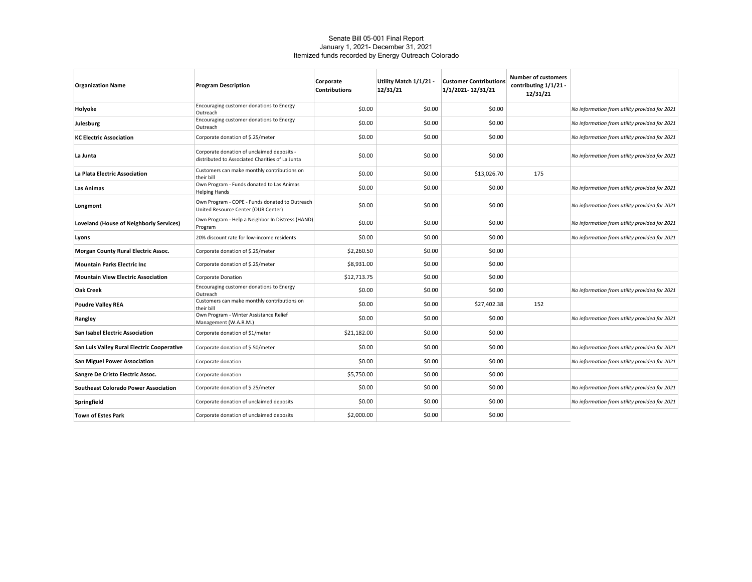Senate Bill 05-001 Final Report
January 1, 2021- December 31, 2021
Itemized funds recorded by Energy Outreach Colorado

| Organization Name | Program Description | Corporate Contributions | Utility Match 1/1/21 - 12/31/21 | Customer Contributions 1/1/2021- 12/31/21 | Number of customers contributing 1/1/21 - 12/31/21 | |
|---|---|---|---|---|---|---|
| **Holyoke** | Encouraging customer donations to Energy Outreach | $0.00 | $0.00 | $0.00 | | *No information from utility provided for 2021* |
| **Julesburg** | Encouraging customer donations to Energy Outreach | $0.00 | $0.00 | $0.00 | | *No information from utility provided for 2021* |
| **KC Electric Association** | Corporate donation of $.25/meter | $0.00 | $0.00 | $0.00 | | *No information from utility provided for 2021* |
| **La Junta** | Corporate donation of unclaimed deposits - distributed to Associated Charities of La Junta | $0.00 | $0.00 | $0.00 | | *No information from utility provided for 2021* |
| **La Plata Electric Association** | Customers can make monthly contributions on their bill | $0.00 | $0.00 | $13,026.70 | 175 | |
| **Las Animas** | Own Program - Funds donated to Las Animas Helping Hands | $0.00 | $0.00 | $0.00 | | *No information from utility provided for 2021* |
| **Longmont** | Own Program - COPE - Funds donated to Outreach United Resource Center (OUR Center) | $0.00 | $0.00 | $0.00 | | *No information from utility provided for 2021* |
| **Loveland (House of Neighborly Services)** | Own Program - Help a Neighbor In Distress (HAND) Program | $0.00 | $0.00 | $0.00 | | *No information from utility provided for 2021* |
| **Lyons** | 20% discount rate for low-income residents | $0.00 | $0.00 | $0.00 | | *No information from utility provided for 2021* |
| **Morgan County Rural Electric Assoc.** | Corporate donation of $.25/meter | $2,260.50 | $0.00 | $0.00 | | |
| **Mountain Parks Electric Inc** | Corporate donation of $.25/meter | $8,931.00 | $0.00 | $0.00 | | |
| **Mountain View Electric Association** | Corporate Donation | $12,713.75 | $0.00 | $0.00 | | |
| **Oak Creek** | Encouraging customer donations to Energy Outreach | $0.00 | $0.00 | $0.00 | | *No information from utility provided for 2021* |
| **Poudre Valley REA** | Customers can make monthly contributions on their bill | $0.00 | $0.00 | $27,402.38 | 152 | |
| **Rangley** | Own Program - Winter Assistance Relief Management (W.A.R.M.) | $0.00 | $0.00 | $0.00 | | *No information from utility provided for 2021* |
| **San Isabel Electric Association** | Corporate donation of $1/meter | $21,182.00 | $0.00 | $0.00 | | |
| **San Luis Valley Rural Electric Cooperative** | Corporate donation of $.50/meter | $0.00 | $0.00 | $0.00 | | *No information from utility provided for 2021* |
| **San Miguel Power Association** | Corporate donation | $0.00 | $0.00 | $0.00 | | *No information from utility provided for 2021* |
| **Sangre De Cristo Electric Assoc.** | Corporate donation | $5,750.00 | $0.00 | $0.00 | | |
| **Southeast Colorado Power Association** | Corporate donation of $.25/meter | $0.00 | $0.00 | $0.00 | | *No information from utility provided for 2021* |
| **Springfield** | Corporate donation of unclaimed deposits | $0.00 | $0.00 | $0.00 | | *No information from utility provided for 2021* |
| **Town of Estes Park** | Corporate donation of unclaimed deposits | $2,000.00 | $0.00 | $0.00 | | |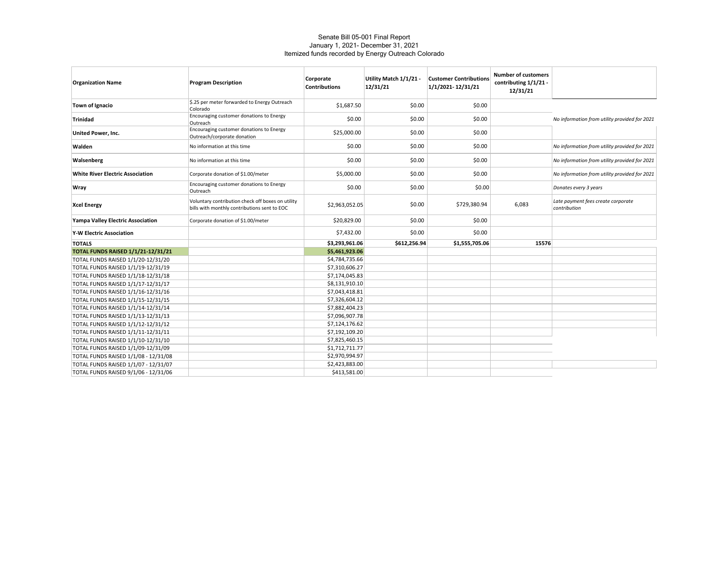Senate Bill 05-001 Final Report
January 1, 2021- December 31, 2021
Itemized funds recorded by Energy Outreach Colorado

| Organization Name | Program Description | Corporate Contributions | Utility Match 1/1/21 - 12/31/21 | Customer Contributions 1/1/2021- 12/31/21 | Number of customers contributing 1/1/21 - 12/31/21 | |
|---|---|---|---|---|---|---|
| **Town of Ignacio** | $.25 per meter forwarded to Energy Outreach Colorado | $1,687.50 | $0.00 | $0.00 | | |
| **Trinidad** | Encouraging customer donations to Energy Outreach | $0.00 | $0.00 | $0.00 | | *No information from utility provided for 2021* |
| **United Power, Inc.** | Encouraging customer donations to Energy Outreach/corporate donation | $25,000.00 | $0.00 | $0.00 | | |
| **Walden** | No information at this time | $0.00 | $0.00 | $0.00 | | *No information from utility provided for 2021* |
| **Walsenberg** | No information at this time | $0.00 | $0.00 | $0.00 | | *No information from utility provided for 2021* |
| **White River Electric Association** | Corporate donation of $1.00/meter | $5,000.00 | $0.00 | $0.00 | | *No information from utility provided for 2021* |
| **Wray** | Encouraging customer donations to Energy Outreach | $0.00 | $0.00 | $0.00 | | *Donates every 3 years* |
| **Xcel Energy** | Voluntary contribution check off boxes on utility bills with monthly contributions sent to EOC | $2,963,052.05 | $0.00 | $729,380.94 | 6,083 | *Late payment fees create corporate contribution* |
| **Yampa Valley Electric Association** | Corporate donation of $1.00/meter | $20,829.00 | $0.00 | $0.00 | | |
| **Y-W Electric Association** | | $7,432.00 | $0.00 | $0.00 | | |
| **TOTALS** | | **$3,293,961.06** | **$612,256.94** | **$1,555,705.06** | **15576** | |
| **TOTAL FUNDS RAISED 1/1/21-12/31/21** | | **$5,461,923.06** | | | | |
| TOTAL FUNDS RAISED 1/1/20-12/31/20 | | $4,784,735.66 | | | | |
| TOTAL FUNDS RAISED 1/1/19-12/31/19 | | $7,310,606.27 | | | | |
| TOTAL FUNDS RAISED 1/1/18-12/31/18 | | $7,174,045.83 | | | | |
| TOTAL FUNDS RAISED 1/1/17-12/31/17 | | $8,131,910.10 | | | | |
| TOTAL FUNDS RAISED 1/1/16-12/31/16 | | $7,043,418.81 | | | | |
| TOTAL FUNDS RAISED 1/1/15-12/31/15 | | $7,326,604.12 | | | | |
| TOTAL FUNDS RAISED 1/1/14-12/31/14 | | $7,882,404.23 | | | | |
| TOTAL FUNDS RAISED 1/1/13-12/31/13 | | $7,096,907.78 | | | | |
| TOTAL FUNDS RAISED 1/1/12-12/31/12 | | $7,124,176.62 | | | | |
| TOTAL FUNDS RAISED 1/1/11-12/31/11 | | $7,192,109.20 | | | | |
| TOTAL FUNDS RAISED 1/1/10-12/31/10 | | $7,825,460.15 | | | | |
| TOTAL FUNDS RAISED 1/1/09-12/31/09 | | $1,712,711.77 | | | | |
| TOTAL FUNDS RAISED 1/1/08 - 12/31/08 | | $2,970,994.97 | | | | |
| TOTAL FUNDS RAISED 1/1/07 - 12/31/07 | | $2,423,883.00 | | | | |
| TOTAL FUNDS RAISED 9/1/06 - 12/31/06 | | $413,581.00 | | | | |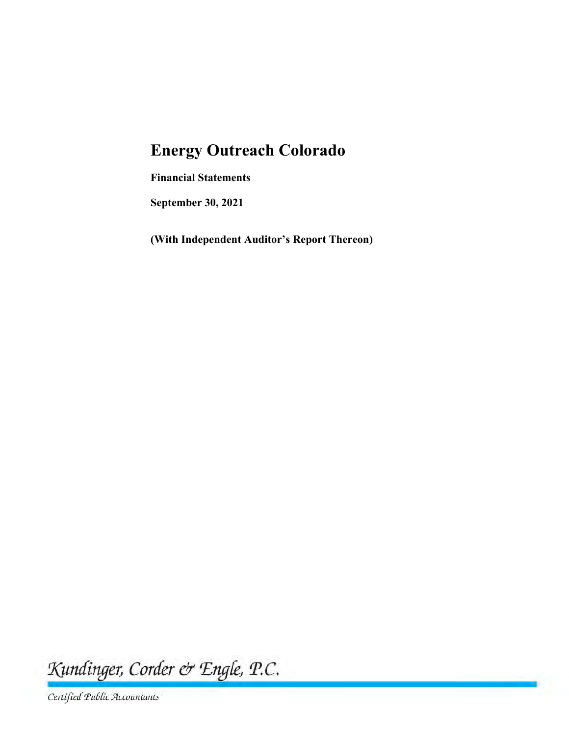# Energy Outreach Colorado

**Financial Statements**

**September 30, 2021**

**(With Independent Auditor's Report Thereon)**

*Kundinger, Corder & Engle, P.C.*

*Certified Public Accountants*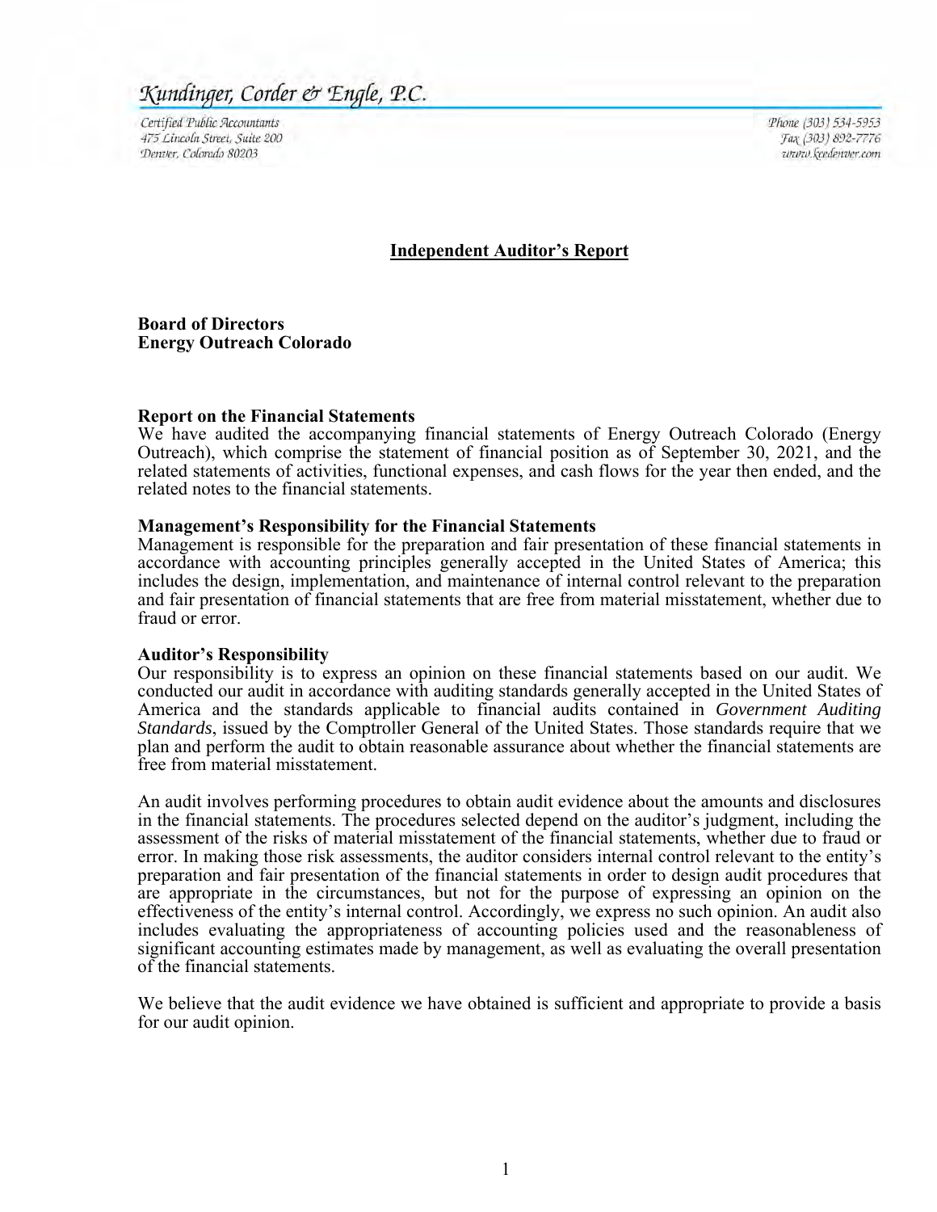Kundinger, Corder & Engle, P.C.

Certified Public Accountants
475 Lincoln Street, Suite 200
Denver, Colorado 80203

Phone (303) 534-5953
Fax (303) 892-7776
www.kcedenver.com

# Independent Auditor's Report

**Board of Directors**
**Energy Outreach Colorado**

**Report on the Financial Statements**
We have audited the accompanying financial statements of Energy Outreach Colorado (Energy Outreach), which comprise the statement of financial position as of September 30, 2021, and the related statements of activities, functional expenses, and cash flows for the year then ended, and the related notes to the financial statements.

**Management's Responsibility for the Financial Statements**
Management is responsible for the preparation and fair presentation of these financial statements in accordance with accounting principles generally accepted in the United States of America; this includes the design, implementation, and maintenance of internal control relevant to the preparation and fair presentation of financial statements that are free from material misstatement, whether due to fraud or error.

**Auditor's Responsibility**
Our responsibility is to express an opinion on these financial statements based on our audit. We conducted our audit in accordance with auditing standards generally accepted in the United States of America and the standards applicable to financial audits contained in *Government Auditing Standards*, issued by the Comptroller General of the United States. Those standards require that we plan and perform the audit to obtain reasonable assurance about whether the financial statements are free from material misstatement.

An audit involves performing procedures to obtain audit evidence about the amounts and disclosures in the financial statements. The procedures selected depend on the auditor's judgment, including the assessment of the risks of material misstatement of the financial statements, whether due to fraud or error. In making those risk assessments, the auditor considers internal control relevant to the entity's preparation and fair presentation of the financial statements in order to design audit procedures that are appropriate in the circumstances, but not for the purpose of expressing an opinion on the effectiveness of the entity's internal control. Accordingly, we express no such opinion. An audit also includes evaluating the appropriateness of accounting policies used and the reasonableness of significant accounting estimates made by management, as well as evaluating the overall presentation of the financial statements.

We believe that the audit evidence we have obtained is sufficient and appropriate to provide a basis for our audit opinion.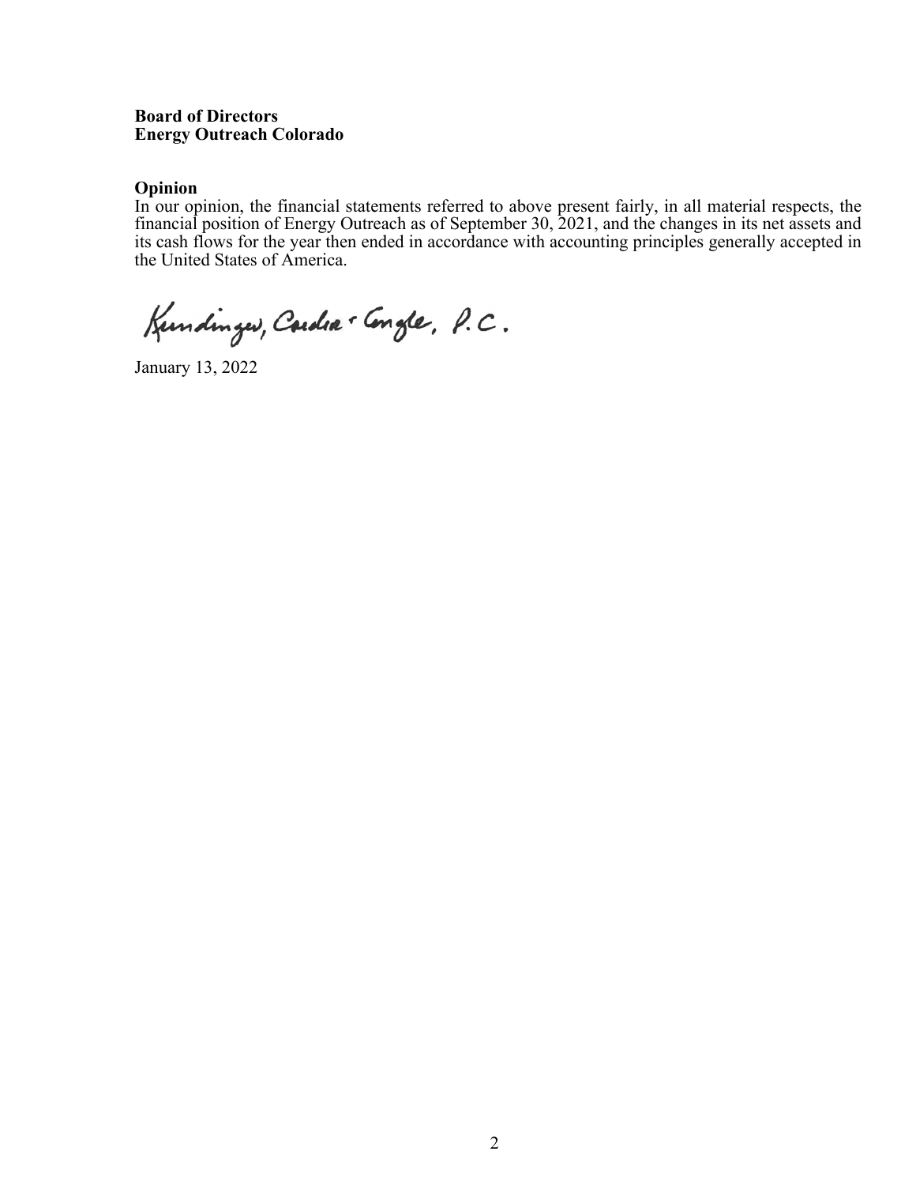**Board of Directors**
**Energy Outreach Colorado**

**Opinion**

In our opinion, the financial statements referred to above present fairly, in all material respects, the financial position of Energy Outreach as of September 30, 2021, and the changes in its net assets and its cash flows for the year then ended in accordance with accounting principles generally accepted in the United States of America.

Kundinger, Corder & Engle, P.C.

January 13, 2022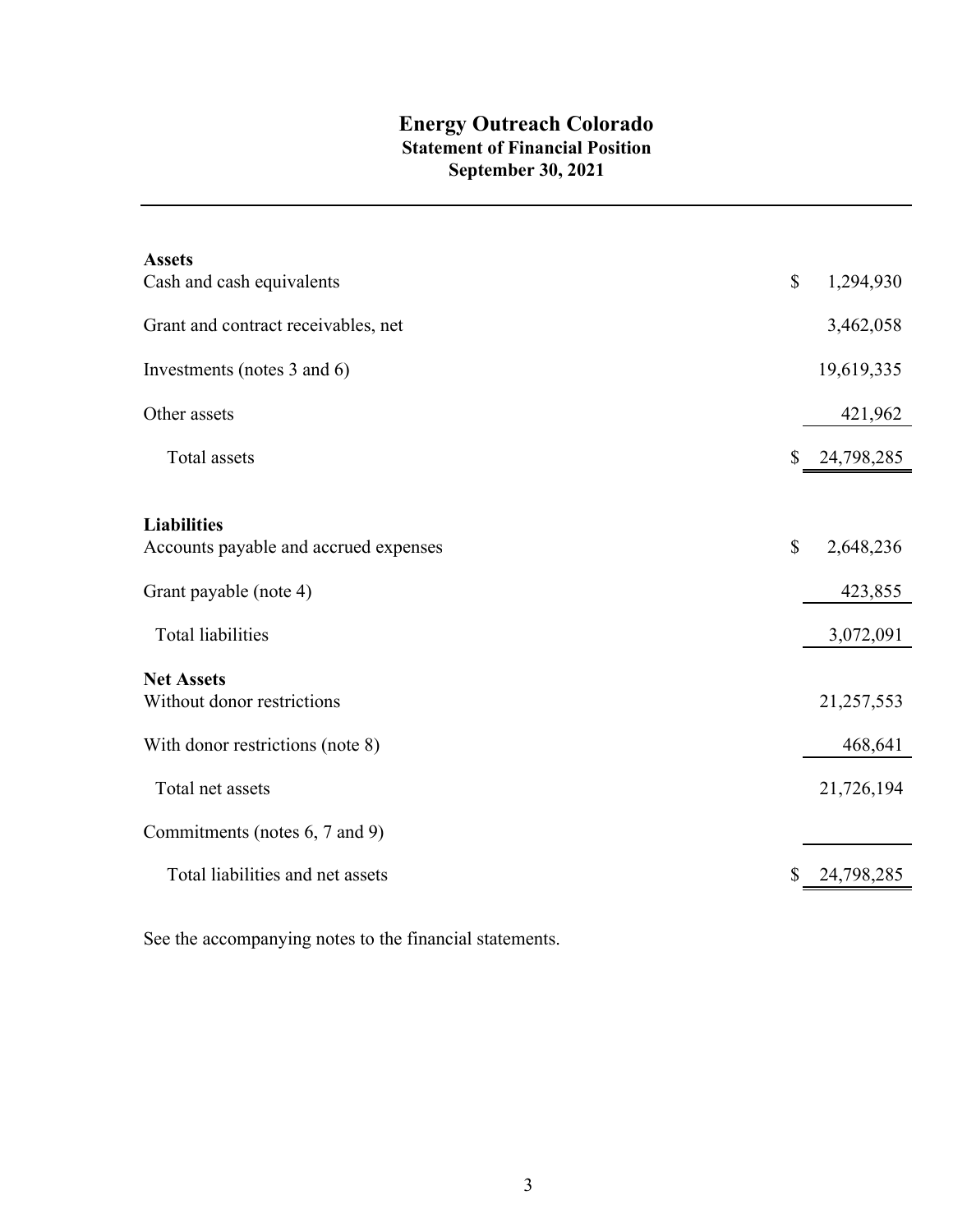# Energy Outreach Colorado

## Statement of Financial Position

## September 30, 2021

| | |
|---|---|
| **Assets** | |
| Cash and cash equivalents | $ 1,294,930 |
| Grant and contract receivables, net | 3,462,058 |
| Investments (notes 3 and 6) | 19,619,335 |
| Other assets | 421,962 |
| Total assets | $ 24,798,285 |
| **Liabilities** | |
| Accounts payable and accrued expenses | $ 2,648,236 |
| Grant payable (note 4) | 423,855 |
| Total liabilities | 3,072,091 |
| **Net Assets** | |
| Without donor restrictions | 21,257,553 |
| With donor restrictions (note 8) | 468,641 |
| Total net assets | 21,726,194 |
| Commitments (notes 6, 7 and 9) | |
| Total liabilities and net assets | $ 24,798,285 |

See the accompanying notes to the financial statements.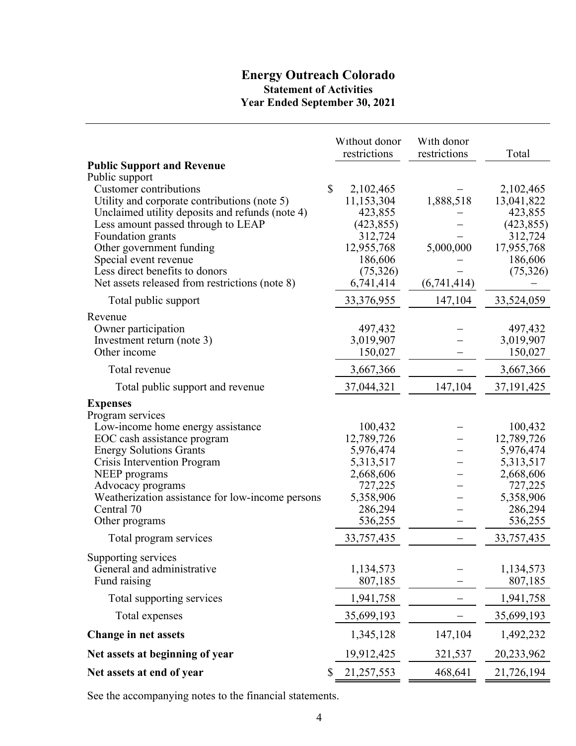# Energy Outreach Colorado

## Statement of Activities

### Year Ended September 30, 2021

| | Without donor restrictions | With donor restrictions | Total |
|---|---|---|---|
| **Public Support and Revenue** | | | |
| Public support | | | |
| Customer contributions | $ 2,102,465 | – | 2,102,465 |
| Utility and corporate contributions (note 5) | 11,153,304 | 1,888,518 | 13,041,822 |
| Unclaimed utility deposits and refunds (note 4) | 423,855 | – | 423,855 |
| Less amount passed through to LEAP | (423,855) | – | (423,855) |
| Foundation grants | 312,724 | – | 312,724 |
| Other government funding | 12,955,768 | 5,000,000 | 17,955,768 |
| Special event revenue | 186,606 | – | 186,606 |
| Less direct benefits to donors | (75,326) | – | (75,326) |
| Net assets released from restrictions (note 8) | 6,741,414 | (6,741,414) | – |
| Total public support | 33,376,955 | 147,104 | 33,524,059 |
| Revenue | | | |
| Owner participation | 497,432 | – | 497,432 |
| Investment return (note 3) | 3,019,907 | – | 3,019,907 |
| Other income | 150,027 | – | 150,027 |
| Total revenue | 3,667,366 | – | 3,667,366 |
| Total public support and revenue | 37,044,321 | 147,104 | 37,191,425 |
| **Expenses** | | | |
| Program services | | | |
| Low-income home energy assistance | 100,432 | – | 100,432 |
| EOC cash assistance program | 12,789,726 | – | 12,789,726 |
| Energy Solutions Grants | 5,976,474 | – | 5,976,474 |
| Crisis Intervention Program | 5,313,517 | – | 5,313,517 |
| NEEP programs | 2,668,606 | – | 2,668,606 |
| Advocacy programs | 727,225 | – | 727,225 |
| Weatherization assistance for low-income persons | 5,358,906 | – | 5,358,906 |
| Central 70 | 286,294 | – | 286,294 |
| Other programs | 536,255 | – | 536,255 |
| Total program services | 33,757,435 | – | 33,757,435 |
| Supporting services | | | |
| General and administrative | 1,134,573 | – | 1,134,573 |
| Fund raising | 807,185 | – | 807,185 |
| Total supporting services | 1,941,758 | – | 1,941,758 |
| Total expenses | 35,699,193 | – | 35,699,193 |
| **Change in net assets** | 1,345,128 | 147,104 | 1,492,232 |
| **Net assets at beginning of year** | 19,912,425 | 321,537 | 20,233,962 |
| **Net assets at end of year** | $ 21,257,553 | 468,641 | 21,726,194 |

See the accompanying notes to the financial statements.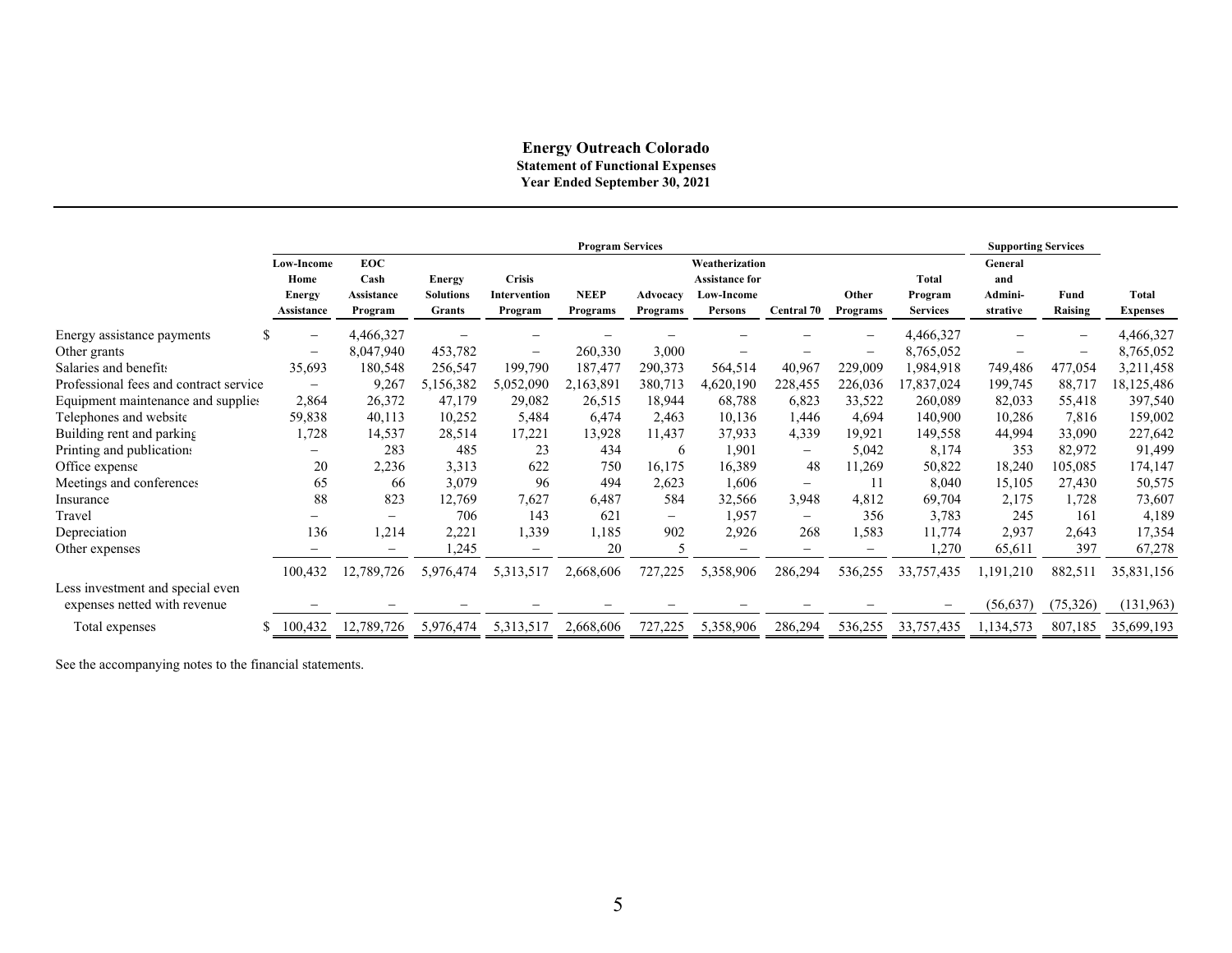# Energy Outreach Colorado

## Statement of Functional Expenses

### Year Ended September 30, 2021

| | Program Services | | | | | | | | | | Supporting Services | | |
|---|---|---|---|---|---|---|---|---|---|---|---|---|---|
| | Low-Income Home Energy Assistance | EOC Cash Assistance Program | Energy Solutions Grants | Crisis Intervention Program | NEEP Programs | Advocacy Programs | Weatherization Assistance for Low-Income Persons | Central 70 | Other Programs | Total Program Services | General and Admini-strative | Fund Raising | Total Expenses |
| Energy assistance payments | $ – | 4,466,327 | – | – | – | – | – | – | – | 4,466,327 | – | – | 4,466,327 |
| Other grants | – | 8,047,940 | 453,782 | – | 260,330 | 3,000 | – | – | – | 8,765,052 | – | – | 8,765,052 |
| Salaries and benefits | 35,693 | 180,548 | 256,547 | 199,790 | 187,477 | 290,373 | 564,514 | 40,967 | 229,009 | 1,984,918 | 749,486 | 477,054 | 3,211,458 |
| Professional fees and contract service | – | 9,267 | 5,156,382 | 5,052,090 | 2,163,891 | 380,713 | 4,620,190 | 228,455 | 226,036 | 17,837,024 | 199,745 | 88,717 | 18,125,486 |
| Equipment maintenance and supplies | 2,864 | 26,372 | 47,179 | 29,082 | 26,515 | 18,944 | 68,788 | 6,823 | 33,522 | 260,089 | 82,033 | 55,418 | 397,540 |
| Telephones and website | 59,838 | 40,113 | 10,252 | 5,484 | 6,474 | 2,463 | 10,136 | 1,446 | 4,694 | 140,900 | 10,286 | 7,816 | 159,002 |
| Building rent and parking | 1,728 | 14,537 | 28,514 | 17,221 | 13,928 | 11,437 | 37,933 | 4,339 | 19,921 | 149,558 | 44,994 | 33,090 | 227,642 |
| Printing and publications | – | 283 | 485 | 23 | 434 | 6 | 1,901 | – | 5,042 | 8,174 | 353 | 82,972 | 91,499 |
| Office expense | 20 | 2,236 | 3,313 | 622 | 750 | 16,175 | 16,389 | 48 | 11,269 | 50,822 | 18,240 | 105,085 | 174,147 |
| Meetings and conferences | 65 | 66 | 3,079 | 96 | 494 | 2,623 | 1,606 | – | 11 | 8,040 | 15,105 | 27,430 | 50,575 |
| Insurance | 88 | 823 | 12,769 | 7,627 | 6,487 | 584 | 32,566 | 3,948 | 4,812 | 69,704 | 2,175 | 1,728 | 73,607 |
| Travel | – | – | 706 | 143 | 621 | – | 1,957 | – | 356 | 3,783 | 245 | 161 | 4,189 |
| Depreciation | 136 | 1,214 | 2,221 | 1,339 | 1,185 | 902 | 2,926 | 268 | 1,583 | 11,774 | 2,937 | 2,643 | 17,354 |
| Other expenses | – | – | 1,245 | – | 20 | 5 | – | – | – | 1,270 | 65,611 | 397 | 67,278 |
| | 100,432 | 12,789,726 | 5,976,474 | 5,313,517 | 2,668,606 | 727,225 | 5,358,906 | 286,294 | 536,255 | 33,757,435 | 1,191,210 | 882,511 | 35,831,156 |
| Less investment and special event expenses netted with revenue | – | – | – | – | – | – | – | – | – | – | (56,637) | (75,326) | (131,963) |
| Total expenses | $ 100,432 | 12,789,726 | 5,976,474 | 5,313,517 | 2,668,606 | 727,225 | 5,358,906 | 286,294 | 536,255 | 33,757,435 | 1,134,573 | 807,185 | 35,699,193 |

See the accompanying notes to the financial statements.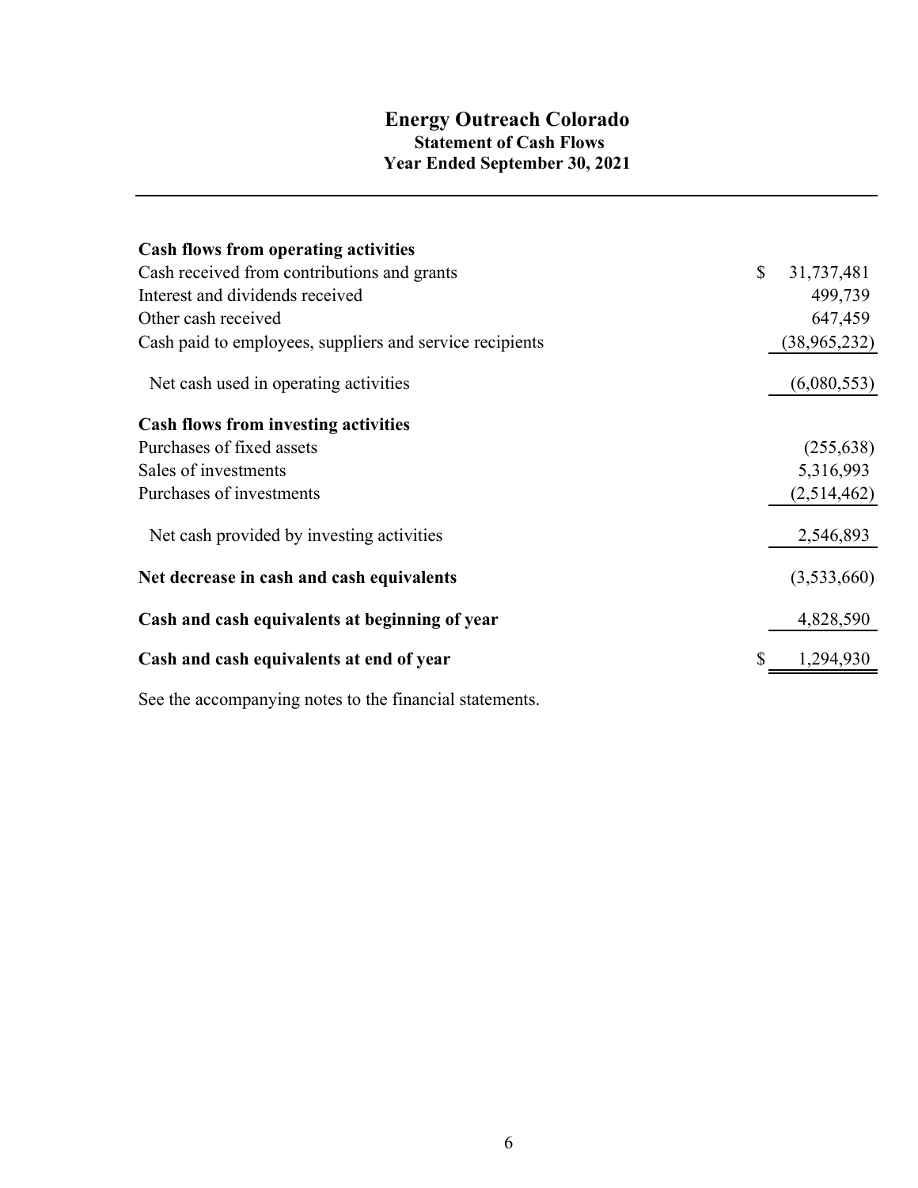# Energy Outreach Colorado

## Statement of Cash Flows

### Year Ended September 30, 2021

| | |
|---|---|
| **Cash flows from operating activities** | |
| Cash received from contributions and grants | $ 31,737,481 |
| Interest and dividends received | 499,739 |
| Other cash received | 647,459 |
| Cash paid to employees, suppliers and service recipients | (38,965,232) |
| Net cash used in operating activities | (6,080,553) |
| **Cash flows from investing activities** | |
| Purchases of fixed assets | (255,638) |
| Sales of investments | 5,316,993 |
| Purchases of investments | (2,514,462) |
| Net cash provided by investing activities | 2,546,893 |
| **Net decrease in cash and cash equivalents** | (3,533,660) |
| **Cash and cash equivalents at beginning of year** | 4,828,590 |
| **Cash and cash equivalents at end of year** | $ 1,294,930 |

See the accompanying notes to the financial statements.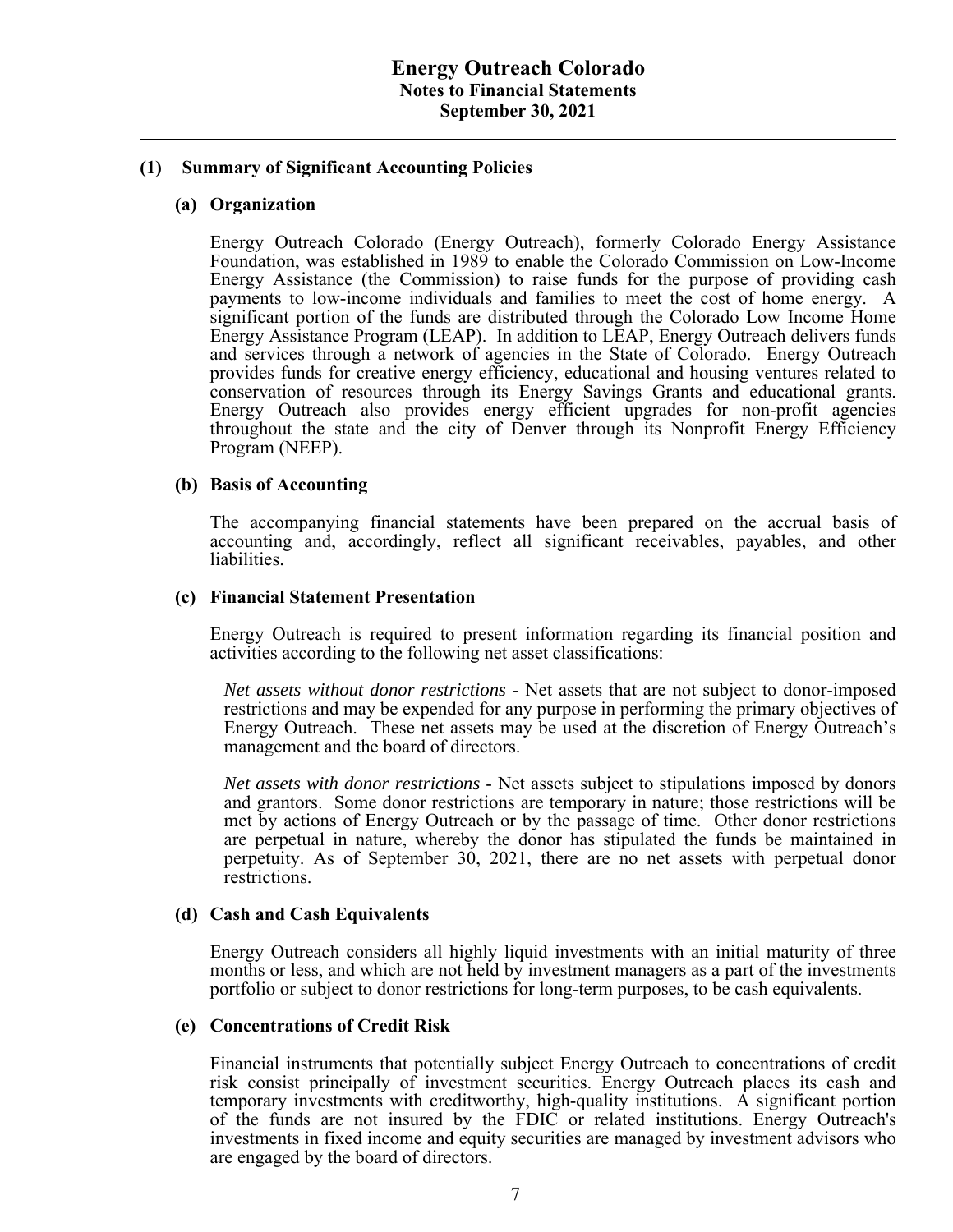# Energy Outreach Colorado
## Notes to Financial Statements
## September 30, 2021

### (1) Summary of Significant Accounting Policies

#### (a) Organization

Energy Outreach Colorado (Energy Outreach), formerly Colorado Energy Assistance Foundation, was established in 1989 to enable the Colorado Commission on Low-Income Energy Assistance (the Commission) to raise funds for the purpose of providing cash payments to low-income individuals and families to meet the cost of home energy. A significant portion of the funds are distributed through the Colorado Low Income Home Energy Assistance Program (LEAP). In addition to LEAP, Energy Outreach delivers funds and services through a network of agencies in the State of Colorado. Energy Outreach provides funds for creative energy efficiency, educational and housing ventures related to conservation of resources through its Energy Savings Grants and educational grants. Energy Outreach also provides energy efficient upgrades for non-profit agencies throughout the state and the city of Denver through its Nonprofit Energy Efficiency Program (NEEP).

#### (b) Basis of Accounting

The accompanying financial statements have been prepared on the accrual basis of accounting and, accordingly, reflect all significant receivables, payables, and other liabilities.

#### (c) Financial Statement Presentation

Energy Outreach is required to present information regarding its financial position and activities according to the following net asset classifications:

*Net assets without donor restrictions* - Net assets that are not subject to donor-imposed restrictions and may be expended for any purpose in performing the primary objectives of Energy Outreach. These net assets may be used at the discretion of Energy Outreach's management and the board of directors.

*Net assets with donor restrictions* - Net assets subject to stipulations imposed by donors and grantors. Some donor restrictions are temporary in nature; those restrictions will be met by actions of Energy Outreach or by the passage of time. Other donor restrictions are perpetual in nature, whereby the donor has stipulated the funds be maintained in perpetuity. As of September 30, 2021, there are no net assets with perpetual donor restrictions.

#### (d) Cash and Cash Equivalents

Energy Outreach considers all highly liquid investments with an initial maturity of three months or less, and which are not held by investment managers as a part of the investments portfolio or subject to donor restrictions for long-term purposes, to be cash equivalents.

#### (e) Concentrations of Credit Risk

Financial instruments that potentially subject Energy Outreach to concentrations of credit risk consist principally of investment securities. Energy Outreach places its cash and temporary investments with creditworthy, high-quality institutions. A significant portion of the funds are not insured by the FDIC or related institutions. Energy Outreach's investments in fixed income and equity securities are managed by investment advisors who are engaged by the board of directors.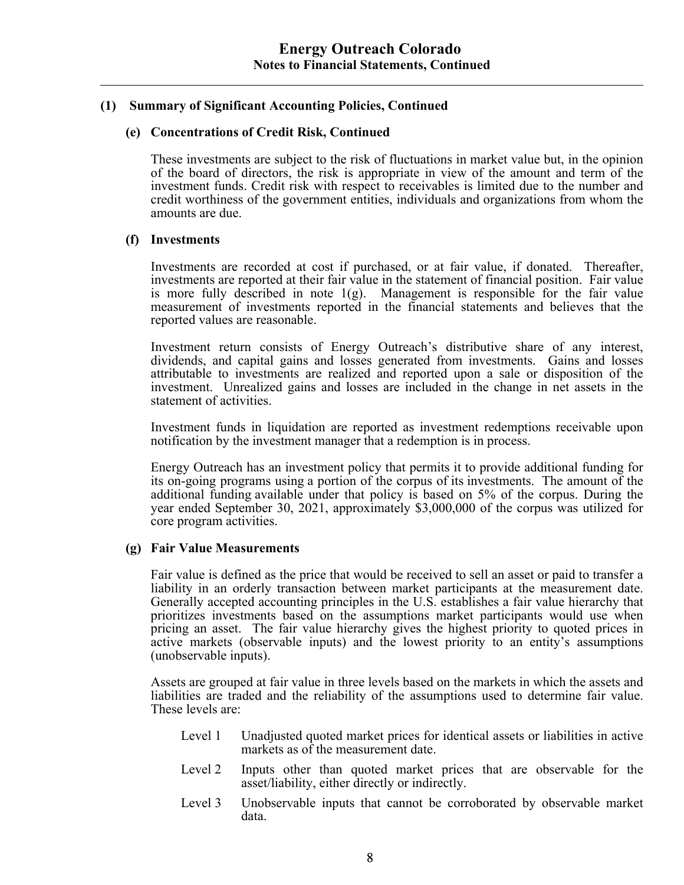## (1) Summary of Significant Accounting Policies, Continued

### (e) Concentrations of Credit Risk, Continued

These investments are subject to the risk of fluctuations in market value but, in the opinion of the board of directors, the risk is appropriate in view of the amount and term of the investment funds. Credit risk with respect to receivables is limited due to the number and credit worthiness of the government entities, individuals and organizations from whom the amounts are due.

### (f) Investments

Investments are recorded at cost if purchased, or at fair value, if donated. Thereafter, investments are reported at their fair value in the statement of financial position. Fair value is more fully described in note 1(g). Management is responsible for the fair value measurement of investments reported in the financial statements and believes that the reported values are reasonable.

Investment return consists of Energy Outreach's distributive share of any interest, dividends, and capital gains and losses generated from investments. Gains and losses attributable to investments are realized and reported upon a sale or disposition of the investment. Unrealized gains and losses are included in the change in net assets in the statement of activities.

Investment funds in liquidation are reported as investment redemptions receivable upon notification by the investment manager that a redemption is in process.

Energy Outreach has an investment policy that permits it to provide additional funding for its on-going programs using a portion of the corpus of its investments. The amount of the additional funding available under that policy is based on 5% of the corpus. During the year ended September 30, 2021, approximately $3,000,000 of the corpus was utilized for core program activities.

### (g) Fair Value Measurements

Fair value is defined as the price that would be received to sell an asset or paid to transfer a liability in an orderly transaction between market participants at the measurement date. Generally accepted accounting principles in the U.S. establishes a fair value hierarchy that prioritizes investments based on the assumptions market participants would use when pricing an asset. The fair value hierarchy gives the highest priority to quoted prices in active markets (observable inputs) and the lowest priority to an entity's assumptions (unobservable inputs).

Assets are grouped at fair value in three levels based on the markets in which the assets and liabilities are traded and the reliability of the assumptions used to determine fair value. These levels are:

- Level 1 Unadjusted quoted market prices for identical assets or liabilities in active markets as of the measurement date.
- Level 2 Inputs other than quoted market prices that are observable for the asset/liability, either directly or indirectly.
- Level 3 Unobservable inputs that cannot be corroborated by observable market data.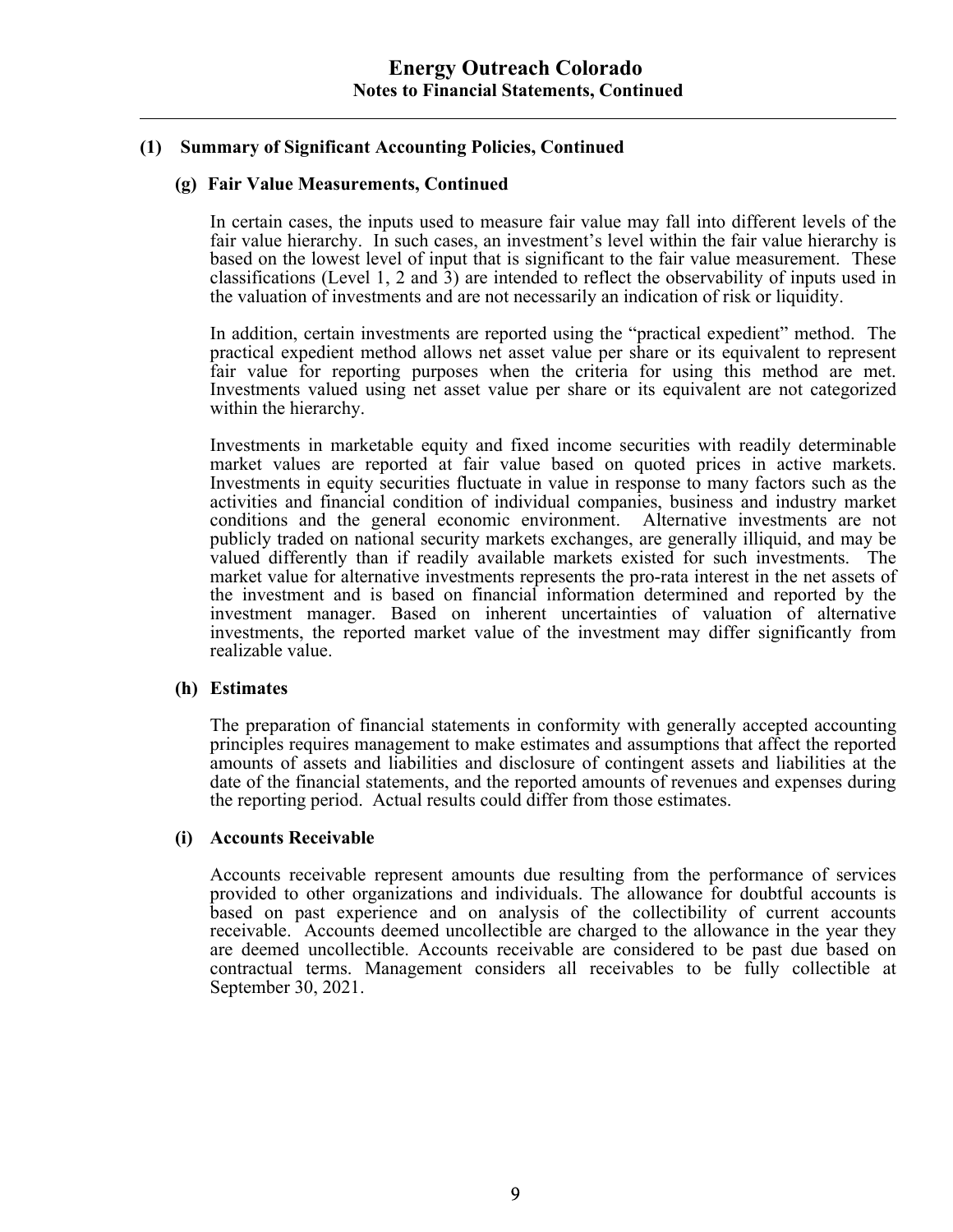## (1) Summary of Significant Accounting Policies, Continued

### (g) Fair Value Measurements, Continued

In certain cases, the inputs used to measure fair value may fall into different levels of the fair value hierarchy. In such cases, an investment's level within the fair value hierarchy is based on the lowest level of input that is significant to the fair value measurement. These classifications (Level 1, 2 and 3) are intended to reflect the observability of inputs used in the valuation of investments and are not necessarily an indication of risk or liquidity.

In addition, certain investments are reported using the "practical expedient" method. The practical expedient method allows net asset value per share or its equivalent to represent fair value for reporting purposes when the criteria for using this method are met. Investments valued using net asset value per share or its equivalent are not categorized within the hierarchy.

Investments in marketable equity and fixed income securities with readily determinable market values are reported at fair value based on quoted prices in active markets. Investments in equity securities fluctuate in value in response to many factors such as the activities and financial condition of individual companies, business and industry market conditions and the general economic environment. Alternative investments are not publicly traded on national security markets exchanges, are generally illiquid, and may be valued differently than if readily available markets existed for such investments. The market value for alternative investments represents the pro-rata interest in the net assets of the investment and is based on financial information determined and reported by the investment manager. Based on inherent uncertainties of valuation of alternative investments, the reported market value of the investment may differ significantly from realizable value.

### (h) Estimates

The preparation of financial statements in conformity with generally accepted accounting principles requires management to make estimates and assumptions that affect the reported amounts of assets and liabilities and disclosure of contingent assets and liabilities at the date of the financial statements, and the reported amounts of revenues and expenses during the reporting period. Actual results could differ from those estimates.

### (i) Accounts Receivable

Accounts receivable represent amounts due resulting from the performance of services provided to other organizations and individuals. The allowance for doubtful accounts is based on past experience and on analysis of the collectibility of current accounts receivable. Accounts deemed uncollectible are charged to the allowance in the year they are deemed uncollectible. Accounts receivable are considered to be past due based on contractual terms. Management considers all receivables to be fully collectible at September 30, 2021.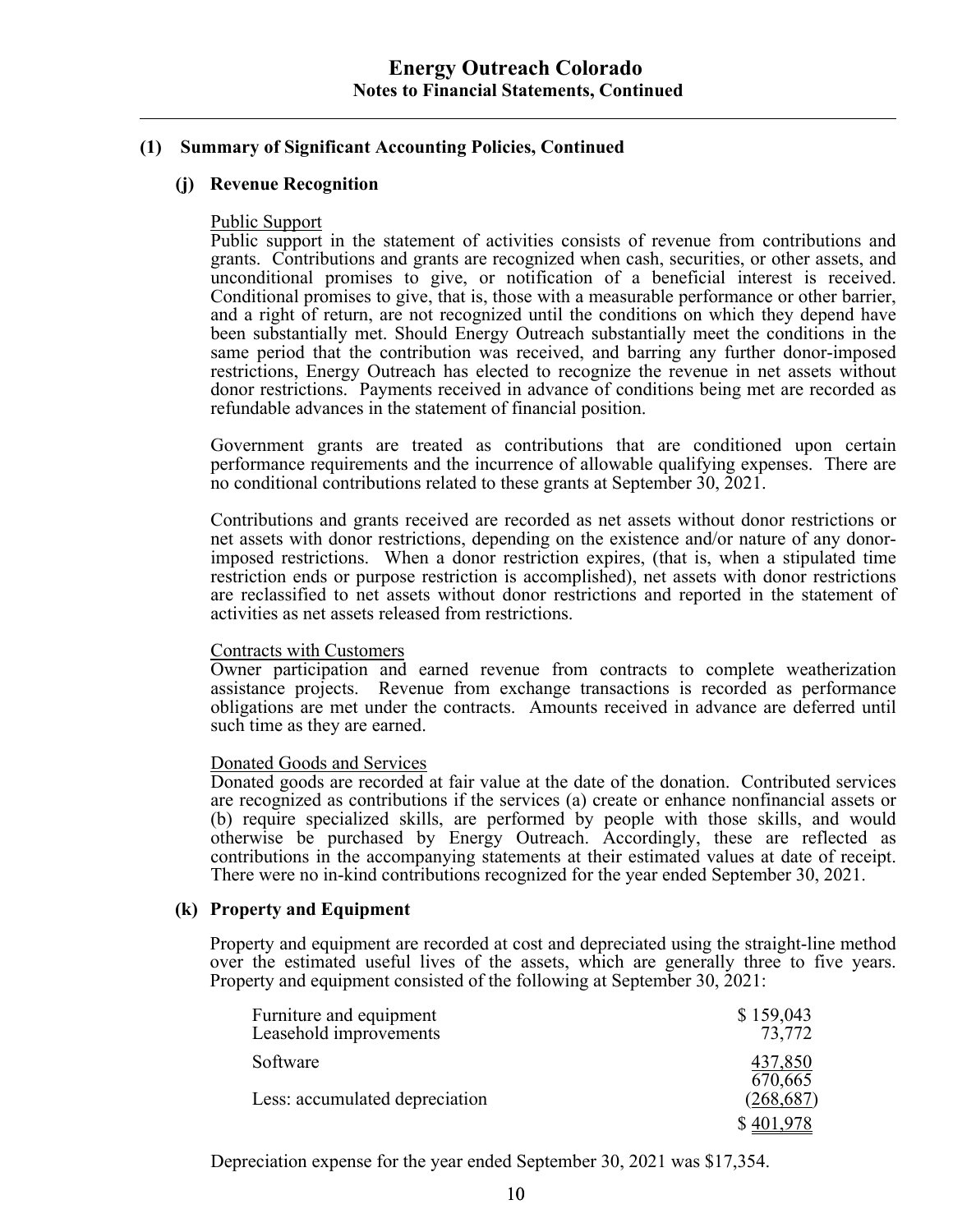## (1) Summary of Significant Accounting Policies, Continued

### (j) Revenue Recognition

Public Support

Public support in the statement of activities consists of revenue from contributions and grants. Contributions and grants are recognized when cash, securities, or other assets, and unconditional promises to give, or notification of a beneficial interest is received. Conditional promises to give, that is, those with a measurable performance or other barrier, and a right of return, are not recognized until the conditions on which they depend have been substantially met. Should Energy Outreach substantially meet the conditions in the same period that the contribution was received, and barring any further donor-imposed restrictions, Energy Outreach has elected to recognize the revenue in net assets without donor restrictions. Payments received in advance of conditions being met are recorded as refundable advances in the statement of financial position.

Government grants are treated as contributions that are conditioned upon certain performance requirements and the incurrence of allowable qualifying expenses. There are no conditional contributions related to these grants at September 30, 2021.

Contributions and grants received are recorded as net assets without donor restrictions or net assets with donor restrictions, depending on the existence and/or nature of any donor-imposed restrictions. When a donor restriction expires, (that is, when a stipulated time restriction ends or purpose restriction is accomplished), net assets with donor restrictions are reclassified to net assets without donor restrictions and reported in the statement of activities as net assets released from restrictions.

Contracts with Customers

Owner participation and earned revenue from contracts to complete weatherization assistance projects. Revenue from exchange transactions is recorded as performance obligations are met under the contracts. Amounts received in advance are deferred until such time as they are earned.

Donated Goods and Services

Donated goods are recorded at fair value at the date of the donation. Contributed services are recognized as contributions if the services (a) create or enhance nonfinancial assets or (b) require specialized skills, are performed by people with those skills, and would otherwise be purchased by Energy Outreach. Accordingly, these are reflected as contributions in the accompanying statements at their estimated values at date of receipt. There were no in-kind contributions recognized for the year ended September 30, 2021.

### (k) Property and Equipment

Property and equipment are recorded at cost and depreciated using the straight-line method over the estimated useful lives of the assets, which are generally three to five years. Property and equipment consisted of the following at September 30, 2021:

| | |
|---|---|
| Furniture and equipment | $ 159,043 |
| Leasehold improvements | 73,772 |
| Software | 437,850 |
| | 670,665 |
| Less: accumulated depreciation | (268,687) |
| | $ 401,978 |

Depreciation expense for the year ended September 30, 2021 was $17,354.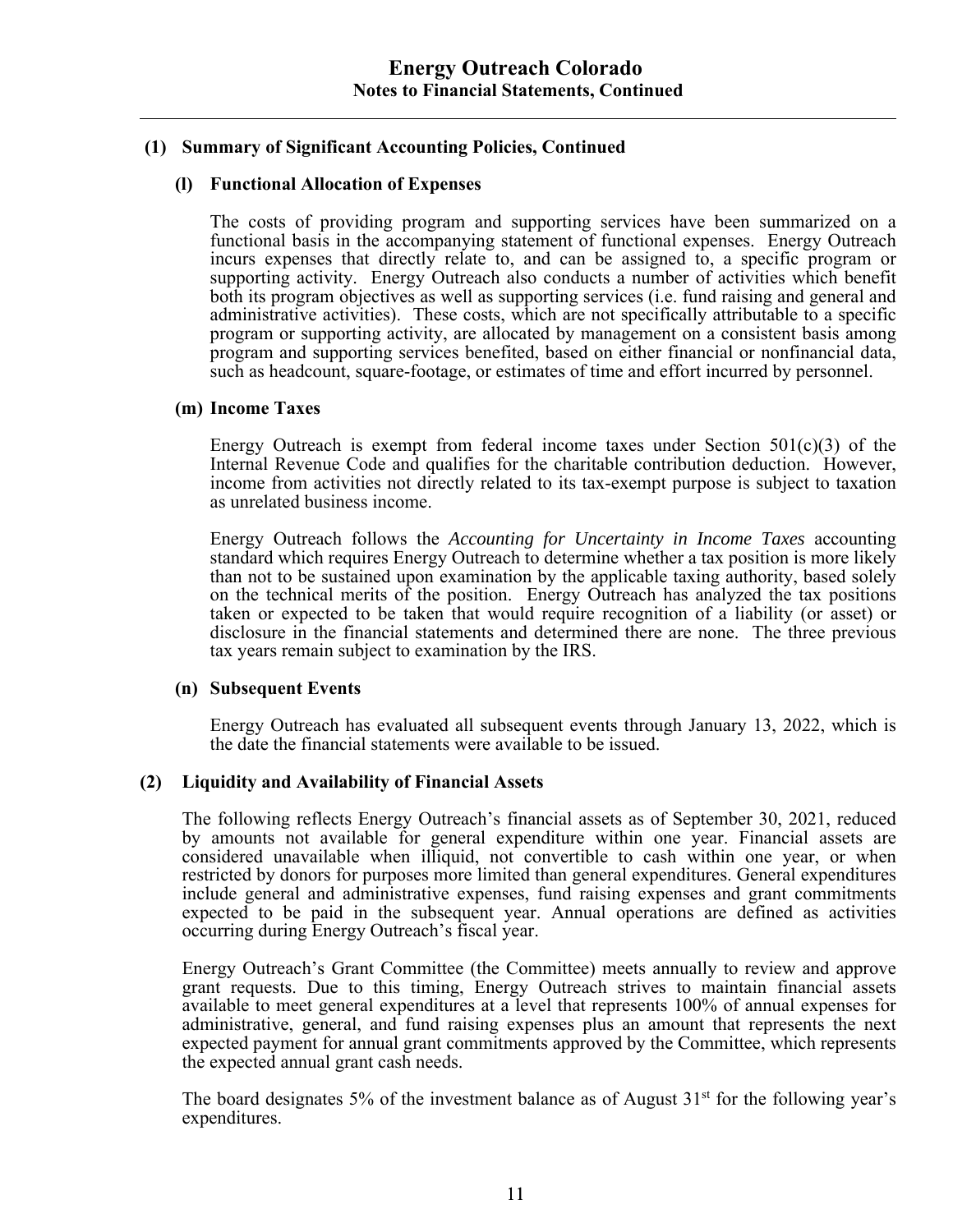## (1) Summary of Significant Accounting Policies, Continued

### (l) Functional Allocation of Expenses

The costs of providing program and supporting services have been summarized on a functional basis in the accompanying statement of functional expenses. Energy Outreach incurs expenses that directly relate to, and can be assigned to, a specific program or supporting activity. Energy Outreach also conducts a number of activities which benefit both its program objectives as well as supporting services (i.e. fund raising and general and administrative activities). These costs, which are not specifically attributable to a specific program or supporting activity, are allocated by management on a consistent basis among program and supporting services benefited, based on either financial or nonfinancial data, such as headcount, square-footage, or estimates of time and effort incurred by personnel.

### (m) Income Taxes

Energy Outreach is exempt from federal income taxes under Section 501(c)(3) of the Internal Revenue Code and qualifies for the charitable contribution deduction. However, income from activities not directly related to its tax-exempt purpose is subject to taxation as unrelated business income.

Energy Outreach follows the *Accounting for Uncertainty in Income Taxes* accounting standard which requires Energy Outreach to determine whether a tax position is more likely than not to be sustained upon examination by the applicable taxing authority, based solely on the technical merits of the position. Energy Outreach has analyzed the tax positions taken or expected to be taken that would require recognition of a liability (or asset) or disclosure in the financial statements and determined there are none. The three previous tax years remain subject to examination by the IRS.

### (n) Subsequent Events

Energy Outreach has evaluated all subsequent events through January 13, 2022, which is the date the financial statements were available to be issued.

## (2) Liquidity and Availability of Financial Assets

The following reflects Energy Outreach's financial assets as of September 30, 2021, reduced by amounts not available for general expenditure within one year. Financial assets are considered unavailable when illiquid, not convertible to cash within one year, or when restricted by donors for purposes more limited than general expenditures. General expenditures include general and administrative expenses, fund raising expenses and grant commitments expected to be paid in the subsequent year. Annual operations are defined as activities occurring during Energy Outreach's fiscal year.

Energy Outreach's Grant Committee (the Committee) meets annually to review and approve grant requests. Due to this timing, Energy Outreach strives to maintain financial assets available to meet general expenditures at a level that represents 100% of annual expenses for administrative, general, and fund raising expenses plus an amount that represents the next expected payment for annual grant commitments approved by the Committee, which represents the expected annual grant cash needs.

The board designates 5% of the investment balance as of August 31st for the following year's expenditures.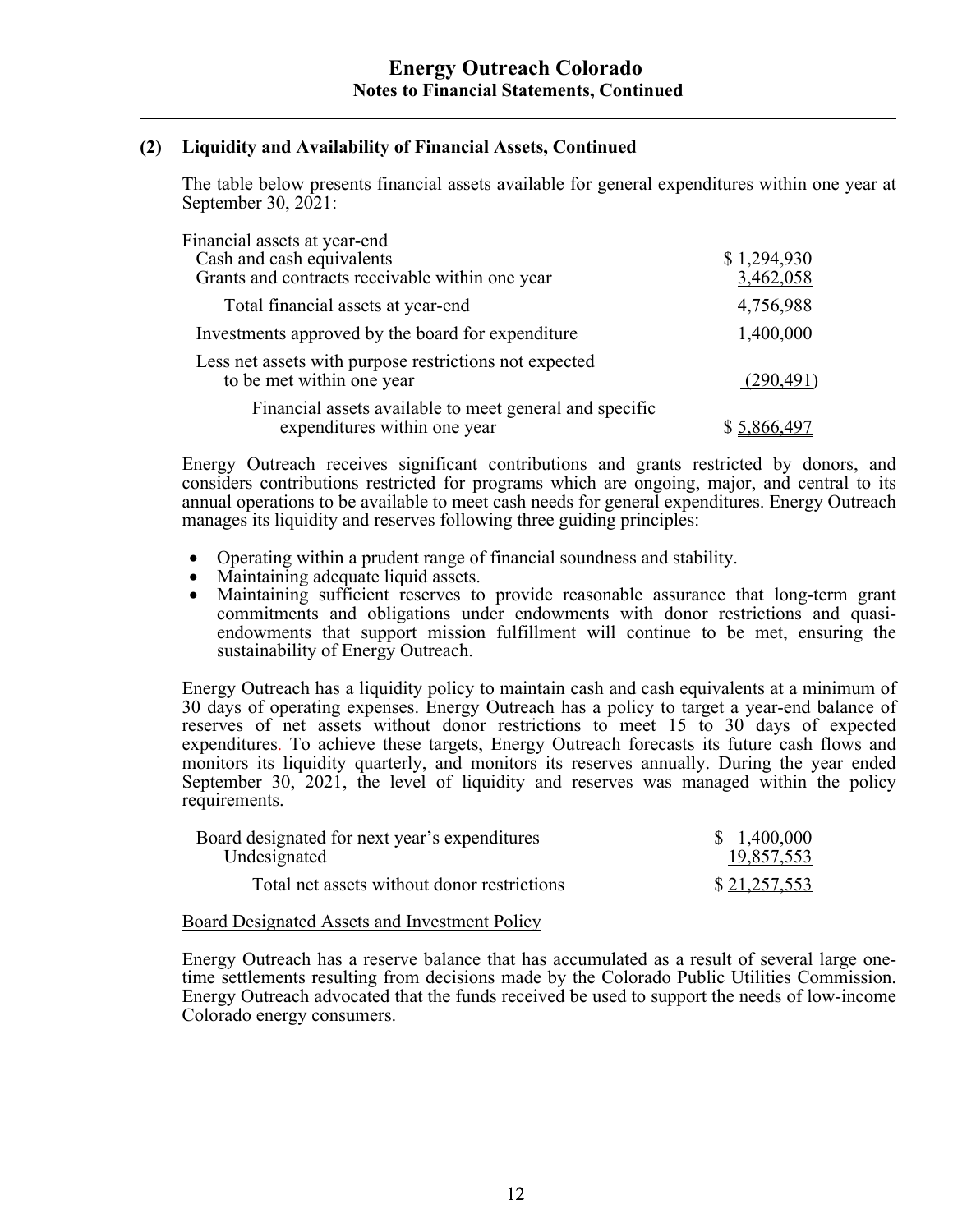## (2) Liquidity and Availability of Financial Assets, Continued

The table below presents financial assets available for general expenditures within one year at September 30, 2021:

| | |
|---|---|
| Financial assets at year-end | |
| Cash and cash equivalents | $ 1,294,930 |
| Grants and contracts receivable within one year | 3,462,058 |
| Total financial assets at year-end | 4,756,988 |
| Investments approved by the board for expenditure | 1,400,000 |
| Less net assets with purpose restrictions not expected to be met within one year | (290,491) |
| Financial assets available to meet general and specific expenditures within one year | $ 5,866,497 |

Energy Outreach receives significant contributions and grants restricted by donors, and considers contributions restricted for programs which are ongoing, major, and central to its annual operations to be available to meet cash needs for general expenditures. Energy Outreach manages its liquidity and reserves following three guiding principles:

- Operating within a prudent range of financial soundness and stability.
- Maintaining adequate liquid assets.
- Maintaining sufficient reserves to provide reasonable assurance that long-term grant commitments and obligations under endowments with donor restrictions and quasi-endowments that support mission fulfillment will continue to be met, ensuring the sustainability of Energy Outreach.

Energy Outreach has a liquidity policy to maintain cash and cash equivalents at a minimum of 30 days of operating expenses. Energy Outreach has a policy to target a year-end balance of reserves of net assets without donor restrictions to meet 15 to 30 days of expected expenditures. To achieve these targets, Energy Outreach forecasts its future cash flows and monitors its liquidity quarterly, and monitors its reserves annually. During the year ended September 30, 2021, the level of liquidity and reserves was managed within the policy requirements.

| | |
|---|---|
| Board designated for next year's expenditures | $ 1,400,000 |
| Undesignated | 19,857,553 |
| Total net assets without donor restrictions | $ 21,257,553 |

Board Designated Assets and Investment Policy

Energy Outreach has a reserve balance that has accumulated as a result of several large one-time settlements resulting from decisions made by the Colorado Public Utilities Commission. Energy Outreach advocated that the funds received be used to support the needs of low-income Colorado energy consumers.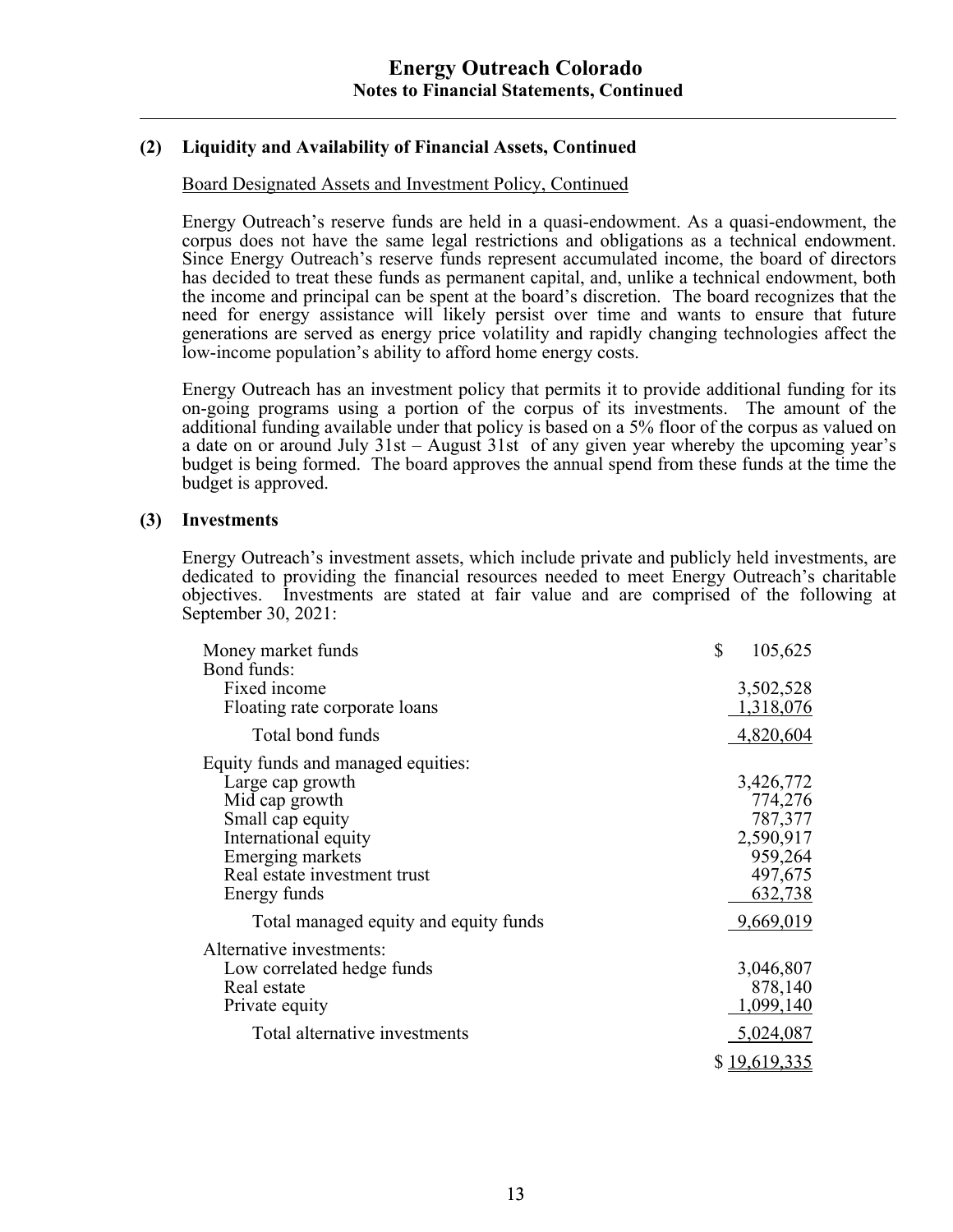### (2) Liquidity and Availability of Financial Assets, Continued

Board Designated Assets and Investment Policy, Continued

Energy Outreach's reserve funds are held in a quasi-endowment. As a quasi-endowment, the corpus does not have the same legal restrictions and obligations as a technical endowment. Since Energy Outreach's reserve funds represent accumulated income, the board of directors has decided to treat these funds as permanent capital, and, unlike a technical endowment, both the income and principal can be spent at the board's discretion. The board recognizes that the need for energy assistance will likely persist over time and wants to ensure that future generations are served as energy price volatility and rapidly changing technologies affect the low-income population's ability to afford home energy costs.

Energy Outreach has an investment policy that permits it to provide additional funding for its on-going programs using a portion of the corpus of its investments. The amount of the additional funding available under that policy is based on a 5% floor of the corpus as valued on a date on or around July 31st – August 31st of any given year whereby the upcoming year's budget is being formed. The board approves the annual spend from these funds at the time the budget is approved.

### (3) Investments

Energy Outreach's investment assets, which include private and publicly held investments, are dedicated to providing the financial resources needed to meet Energy Outreach's charitable objectives. Investments are stated at fair value and are comprised of the following at September 30, 2021:

| | |
|---|---|
| Money market funds | $ 105,625 |
| Bond funds: | |
| Fixed income | 3,502,528 |
| Floating rate corporate loans | 1,318,076 |
| Total bond funds | 4,820,604 |
| Equity funds and managed equities: | |
| Large cap growth | 3,426,772 |
| Mid cap growth | 774,276 |
| Small cap equity | 787,377 |
| International equity | 2,590,917 |
| Emerging markets | 959,264 |
| Real estate investment trust | 497,675 |
| Energy funds | 632,738 |
| Total managed equity and equity funds | 9,669,019 |
| Alternative investments: | |
| Low correlated hedge funds | 3,046,807 |
| Real estate | 878,140 |
| Private equity | 1,099,140 |
| Total alternative investments | 5,024,087 |
| | $ 19,619,335 |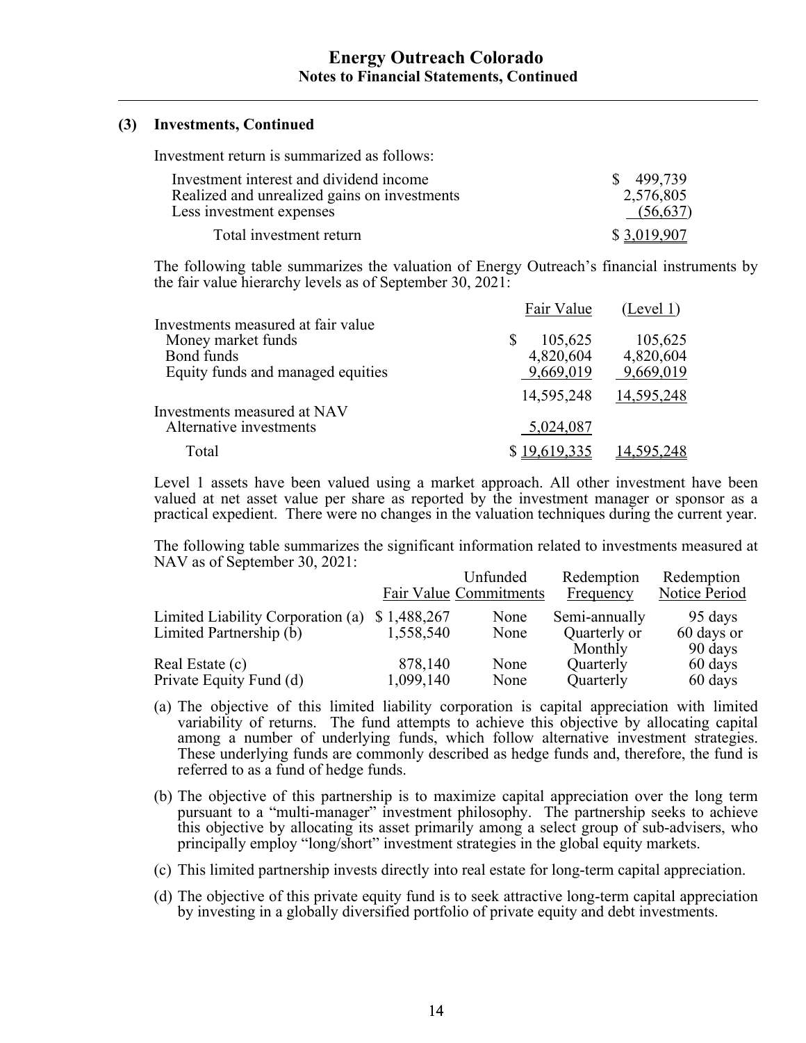### (3) Investments, Continued

Investment return is summarized as follows:

| | |
|---|---|
| Investment interest and dividend income | $ 499,739 |
| Realized and unrealized gains on investments | 2,576,805 |
| Less investment expenses | (56,637) |
| Total investment return | $ 3,019,907 |

The following table summarizes the valuation of Energy Outreach's financial instruments by the fair value hierarchy levels as of September 30, 2021:

| | Fair Value | (Level 1) |
|---|---|---|
| Investments measured at fair value | | |
| Money market funds | $ 105,625 | 105,625 |
| Bond funds | 4,820,604 | 4,820,604 |
| Equity funds and managed equities | 9,669,019 | 9,669,019 |
| | 14,595,248 | 14,595,248 |
| Investments measured at NAV | | |
| Alternative investments | 5,024,087 | |
| Total | $ 19,619,335 | 14,595,248 |

Level 1 assets have been valued using a market approach. All other investment have been valued at net asset value per share as reported by the investment manager or sponsor as a practical expedient. There were no changes in the valuation techniques during the current year.

The following table summarizes the significant information related to investments measured at NAV as of September 30, 2021:

| | Fair Value | Unfunded Commitments | Redemption Frequency | Redemption Notice Period |
|---|---|---|---|---|
| Limited Liability Corporation (a) | $ 1,488,267 | None | Semi-annually | 95 days |
| Limited Partnership (b) | 1,558,540 | None | Quarterly or Monthly | 60 days or 90 days |
| Real Estate (c) | 878,140 | None | Quarterly | 60 days |
| Private Equity Fund (d) | 1,099,140 | None | Quarterly | 60 days |

(a) The objective of this limited liability corporation is capital appreciation with limited variability of returns. The fund attempts to achieve this objective by allocating capital among a number of underlying funds, which follow alternative investment strategies. These underlying funds are commonly described as hedge funds and, therefore, the fund is referred to as a fund of hedge funds.

(b) The objective of this partnership is to maximize capital appreciation over the long term pursuant to a "multi-manager" investment philosophy. The partnership seeks to achieve this objective by allocating its asset primarily among a select group of sub-advisers, who principally employ "long/short" investment strategies in the global equity markets.

(c) This limited partnership invests directly into real estate for long-term capital appreciation.

(d) The objective of this private equity fund is to seek attractive long-term capital appreciation by investing in a globally diversified portfolio of private equity and debt investments.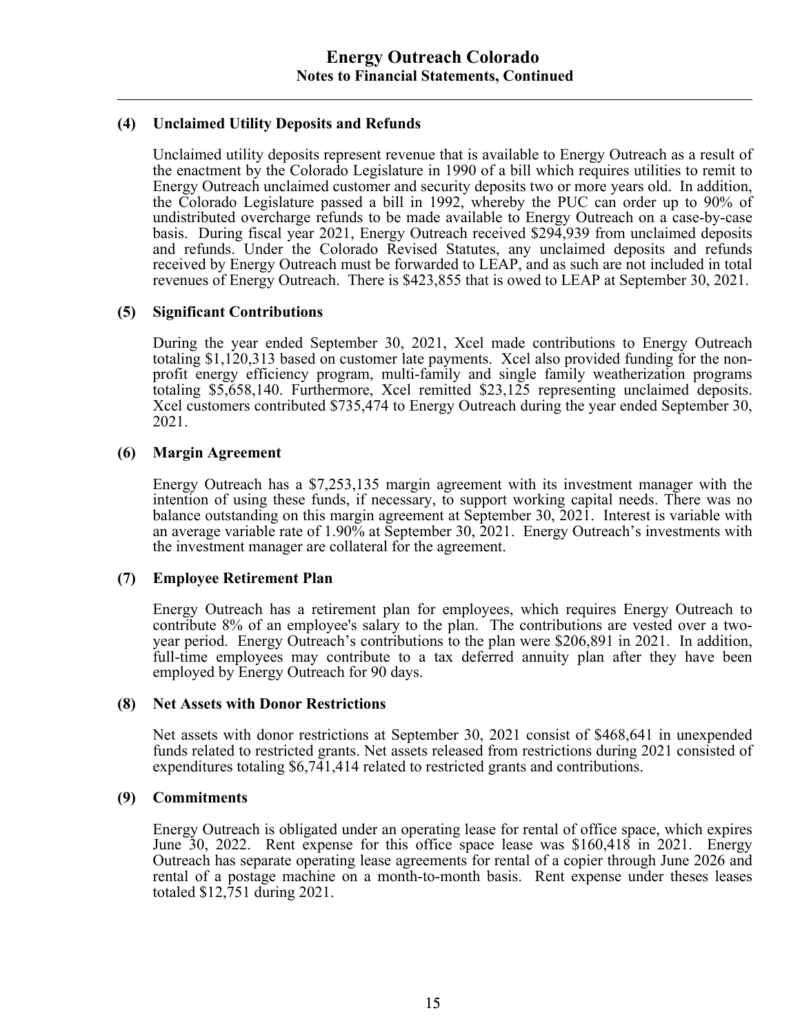## (4) Unclaimed Utility Deposits and Refunds

Unclaimed utility deposits represent revenue that is available to Energy Outreach as a result of the enactment by the Colorado Legislature in 1990 of a bill which requires utilities to remit to Energy Outreach unclaimed customer and security deposits two or more years old. In addition, the Colorado Legislature passed a bill in 1992, whereby the PUC can order up to 90% of undistributed overcharge refunds to be made available to Energy Outreach on a case-by-case basis. During fiscal year 2021, Energy Outreach received $294,939 from unclaimed deposits and refunds. Under the Colorado Revised Statutes, any unclaimed deposits and refunds received by Energy Outreach must be forwarded to LEAP, and as such are not included in total revenues of Energy Outreach. There is $423,855 that is owed to LEAP at September 30, 2021.

## (5) Significant Contributions

During the year ended September 30, 2021, Xcel made contributions to Energy Outreach totaling $1,120,313 based on customer late payments. Xcel also provided funding for the non-profit energy efficiency program, multi-family and single family weatherization programs totaling $5,658,140. Furthermore, Xcel remitted $23,125 representing unclaimed deposits. Xcel customers contributed $735,474 to Energy Outreach during the year ended September 30, 2021.

## (6) Margin Agreement

Energy Outreach has a $7,253,135 margin agreement with its investment manager with the intention of using these funds, if necessary, to support working capital needs. There was no balance outstanding on this margin agreement at September 30, 2021. Interest is variable with an average variable rate of 1.90% at September 30, 2021. Energy Outreach's investments with the investment manager are collateral for the agreement.

## (7) Employee Retirement Plan

Energy Outreach has a retirement plan for employees, which requires Energy Outreach to contribute 8% of an employee's salary to the plan. The contributions are vested over a two-year period. Energy Outreach's contributions to the plan were $206,891 in 2021. In addition, full-time employees may contribute to a tax deferred annuity plan after they have been employed by Energy Outreach for 90 days.

## (8) Net Assets with Donor Restrictions

Net assets with donor restrictions at September 30, 2021 consist of $468,641 in unexpended funds related to restricted grants. Net assets released from restrictions during 2021 consisted of expenditures totaling $6,741,414 related to restricted grants and contributions.

## (9) Commitments

Energy Outreach is obligated under an operating lease for rental of office space, which expires June 30, 2022. Rent expense for this office space lease was $160,418 in 2021. Energy Outreach has separate operating lease agreements for rental of a copier through June 2026 and rental of a postage machine on a month-to-month basis. Rent expense under theses leases totaled $12,751 during 2021.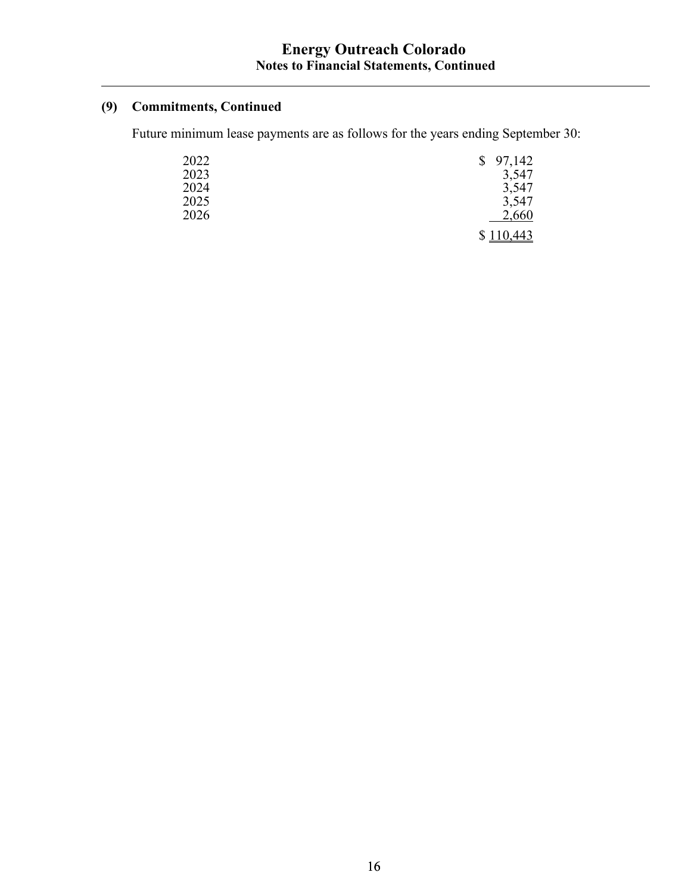### (9) Commitments, Continued

Future minimum lease payments are as follows for the years ending September 30:

| Year | Amount |
|---|---|
| 2022 | $ 97,142 |
| 2023 | 3,547 |
| 2024 | 3,547 |
| 2025 | 3,547 |
| 2026 | 2,660 |
| | $ 110,443 |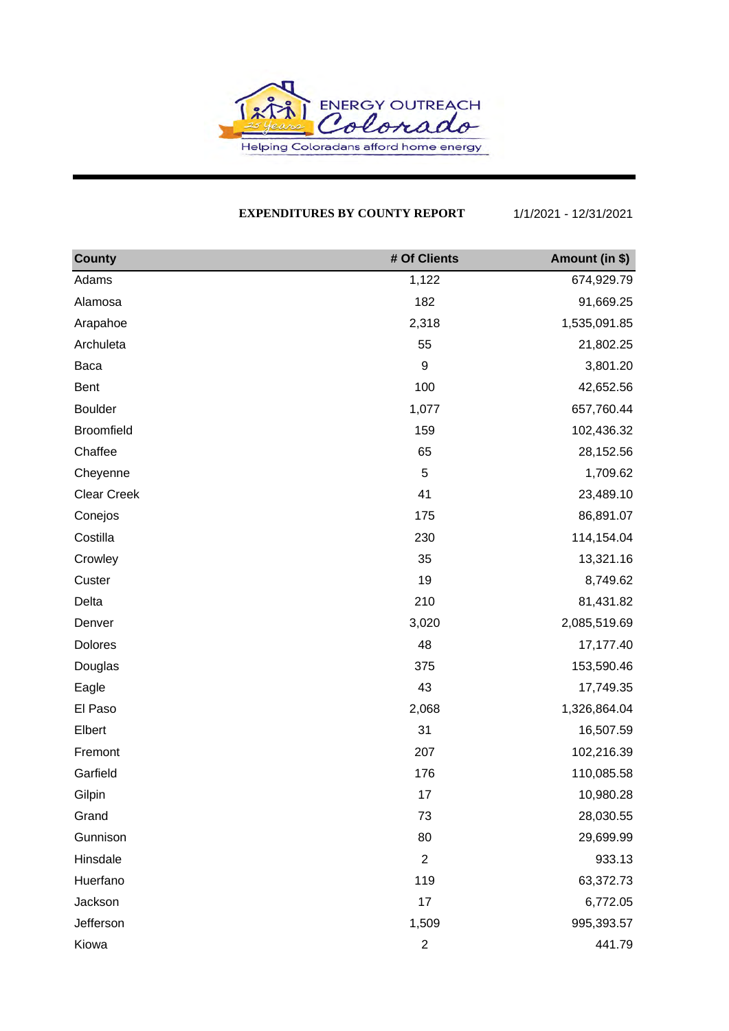ENERGY OUTREACH Colorado

Helping Coloradans afford home energy

**EXPENDITURES BY COUNTY REPORT** 1/1/2021 - 12/31/2021

| County | # Of Clients | Amount (in $) |
|---|---|---|
| Adams | 1,122 | 674,929.79 |
| Alamosa | 182 | 91,669.25 |
| Arapahoe | 2,318 | 1,535,091.85 |
| Archuleta | 55 | 21,802.25 |
| Baca | 9 | 3,801.20 |
| Bent | 100 | 42,652.56 |
| Boulder | 1,077 | 657,760.44 |
| Broomfield | 159 | 102,436.32 |
| Chaffee | 65 | 28,152.56 |
| Cheyenne | 5 | 1,709.62 |
| Clear Creek | 41 | 23,489.10 |
| Conejos | 175 | 86,891.07 |
| Costilla | 230 | 114,154.04 |
| Crowley | 35 | 13,321.16 |
| Custer | 19 | 8,749.62 |
| Delta | 210 | 81,431.82 |
| Denver | 3,020 | 2,085,519.69 |
| Dolores | 48 | 17,177.40 |
| Douglas | 375 | 153,590.46 |
| Eagle | 43 | 17,749.35 |
| El Paso | 2,068 | 1,326,864.04 |
| Elbert | 31 | 16,507.59 |
| Fremont | 207 | 102,216.39 |
| Garfield | 176 | 110,085.58 |
| Gilpin | 17 | 10,980.28 |
| Grand | 73 | 28,030.55 |
| Gunnison | 80 | 29,699.99 |
| Hinsdale | 2 | 933.13 |
| Huerfano | 119 | 63,372.73 |
| Jackson | 17 | 6,772.05 |
| Jefferson | 1,509 | 995,393.57 |
| Kiowa | 2 | 441.79 |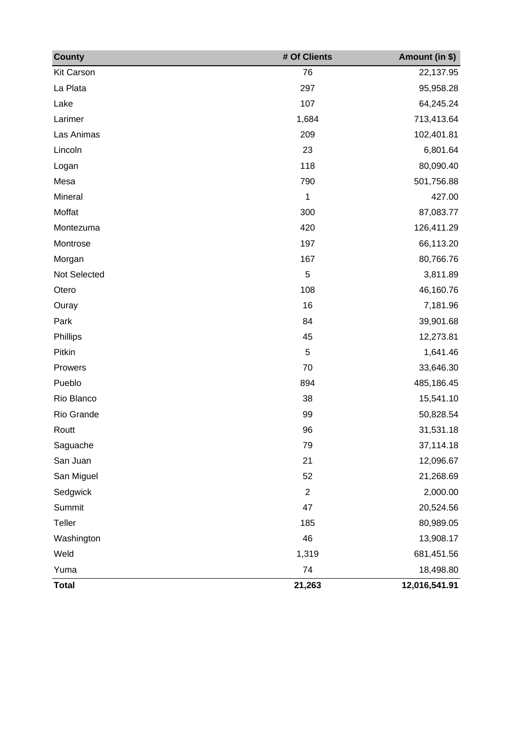| County | # Of Clients | Amount (in $) |
|---|---|---|
| Kit Carson | 76 | 22,137.95 |
| La Plata | 297 | 95,958.28 |
| Lake | 107 | 64,245.24 |
| Larimer | 1,684 | 713,413.64 |
| Las Animas | 209 | 102,401.81 |
| Lincoln | 23 | 6,801.64 |
| Logan | 118 | 80,090.40 |
| Mesa | 790 | 501,756.88 |
| Mineral | 1 | 427.00 |
| Moffat | 300 | 87,083.77 |
| Montezuma | 420 | 126,411.29 |
| Montrose | 197 | 66,113.20 |
| Morgan | 167 | 80,766.76 |
| Not Selected | 5 | 3,811.89 |
| Otero | 108 | 46,160.76 |
| Ouray | 16 | 7,181.96 |
| Park | 84 | 39,901.68 |
| Phillips | 45 | 12,273.81 |
| Pitkin | 5 | 1,641.46 |
| Prowers | 70 | 33,646.30 |
| Pueblo | 894 | 485,186.45 |
| Rio Blanco | 38 | 15,541.10 |
| Rio Grande | 99 | 50,828.54 |
| Routt | 96 | 31,531.18 |
| Saguache | 79 | 37,114.18 |
| San Juan | 21 | 12,096.67 |
| San Miguel | 52 | 21,268.69 |
| Sedgwick | 2 | 2,000.00 |
| Summit | 47 | 20,524.56 |
| Teller | 185 | 80,989.05 |
| Washington | 46 | 13,908.17 |
| Weld | 1,319 | 681,451.56 |
| Yuma | 74 | 18,498.80 |
| **Total** | **21,263** | **12,016,541.91** |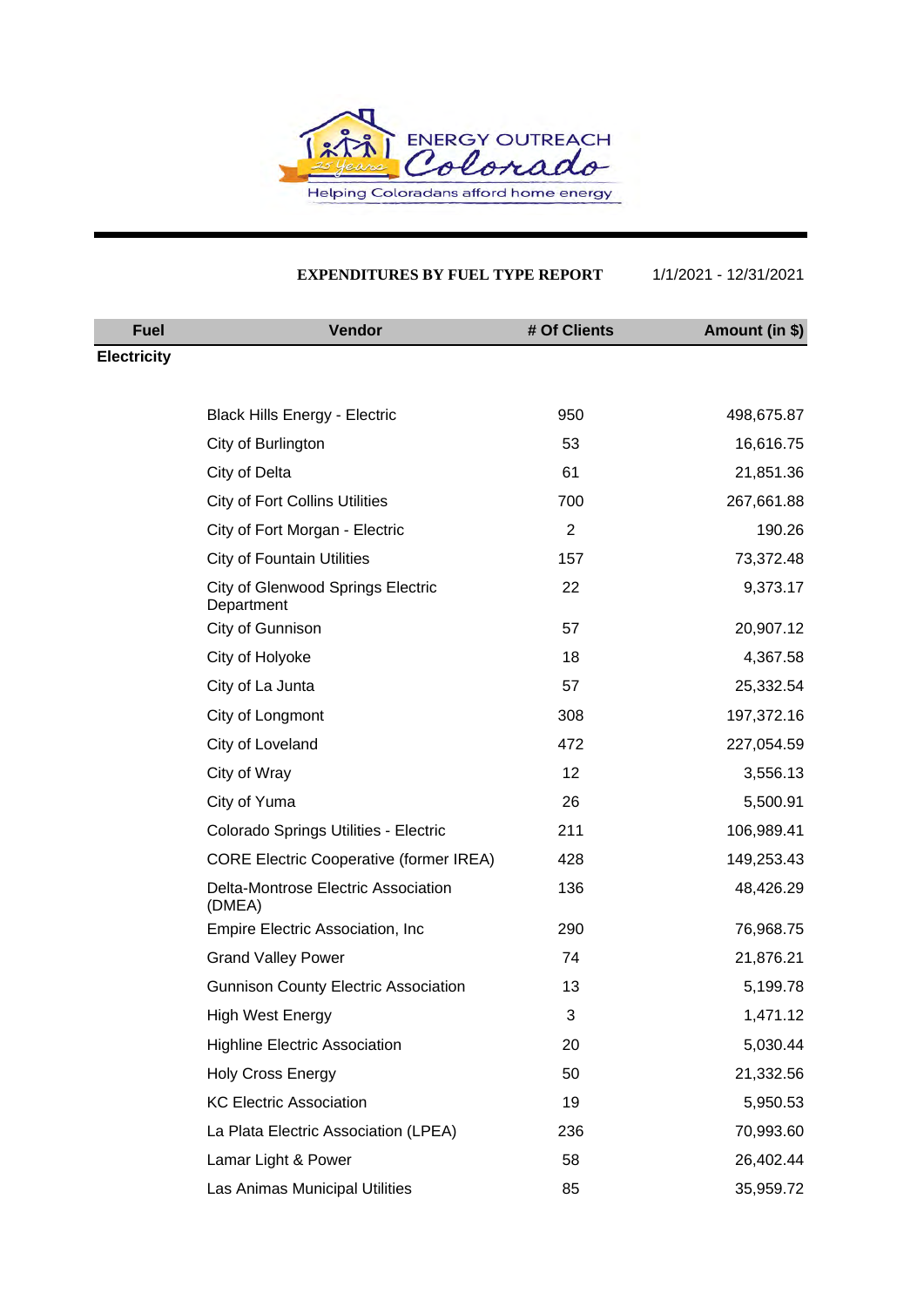ENERGY OUTREACH Colorado

Helping Coloradans afford home energy

**EXPENDITURES BY FUEL TYPE REPORT** 1/1/2021 - 12/31/2021

| Fuel | Vendor | # Of Clients | Amount (in $) |
|---|---|---|---|
| **Electricity** | | | |
| | Black Hills Energy - Electric | 950 | 498,675.87 |
| | City of Burlington | 53 | 16,616.75 |
| | City of Delta | 61 | 21,851.36 |
| | City of Fort Collins Utilities | 700 | 267,661.88 |
| | City of Fort Morgan - Electric | 2 | 190.26 |
| | City of Fountain Utilities | 157 | 73,372.48 |
| | City of Glenwood Springs Electric Department | 22 | 9,373.17 |
| | City of Gunnison | 57 | 20,907.12 |
| | City of Holyoke | 18 | 4,367.58 |
| | City of La Junta | 57 | 25,332.54 |
| | City of Longmont | 308 | 197,372.16 |
| | City of Loveland | 472 | 227,054.59 |
| | City of Wray | 12 | 3,556.13 |
| | City of Yuma | 26 | 5,500.91 |
| | Colorado Springs Utilities - Electric | 211 | 106,989.41 |
| | CORE Electric Cooperative (former IREA) | 428 | 149,253.43 |
| | Delta-Montrose Electric Association (DMEA) | 136 | 48,426.29 |
| | Empire Electric Association, Inc | 290 | 76,968.75 |
| | Grand Valley Power | 74 | 21,876.21 |
| | Gunnison County Electric Association | 13 | 5,199.78 |
| | High West Energy | 3 | 1,471.12 |
| | Highline Electric Association | 20 | 5,030.44 |
| | Holy Cross Energy | 50 | 21,332.56 |
| | KC Electric Association | 19 | 5,950.53 |
| | La Plata Electric Association (LPEA) | 236 | 70,993.60 |
| | Lamar Light & Power | 58 | 26,402.44 |
| | Las Animas Municipal Utilities | 85 | 35,959.72 |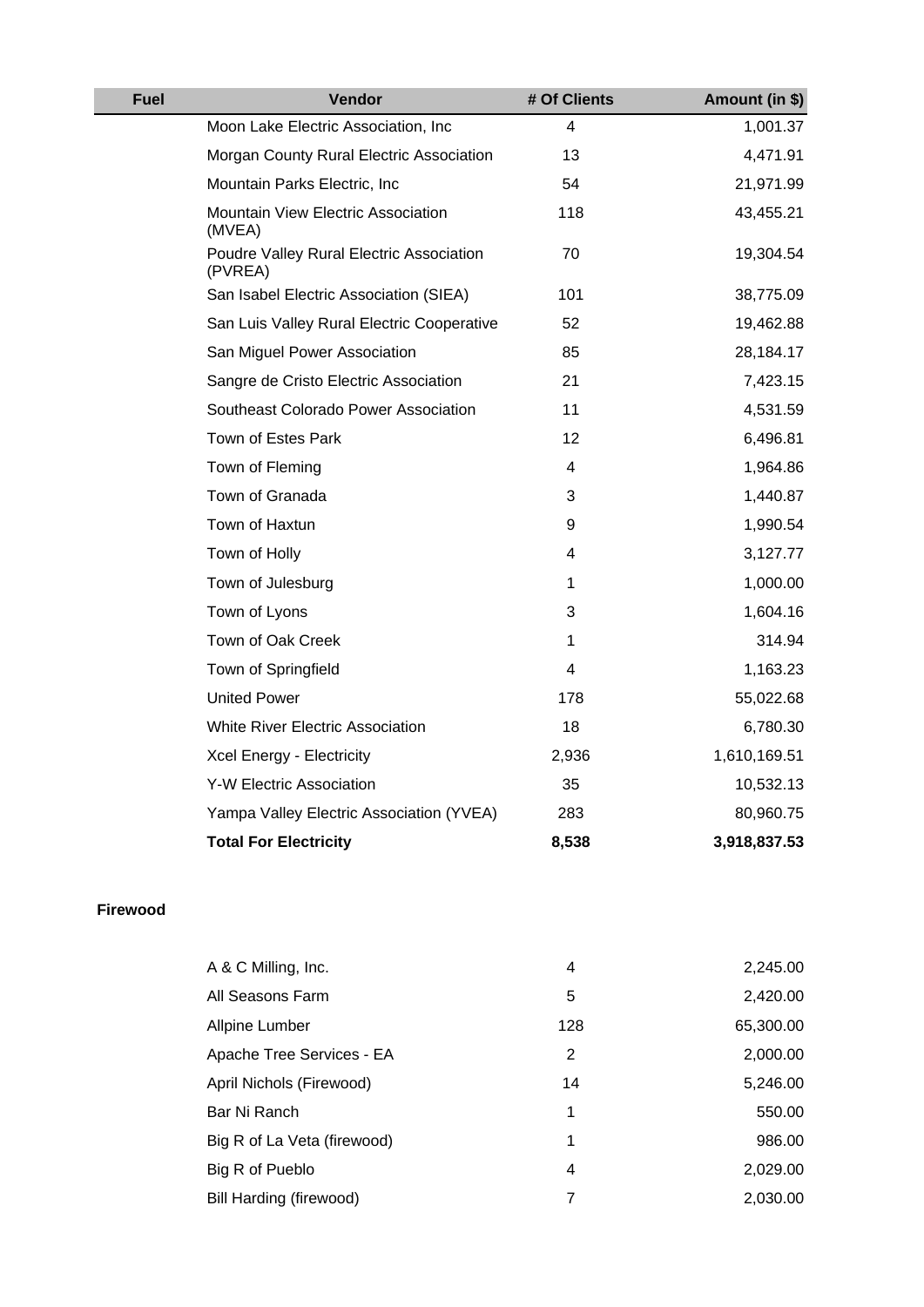| Fuel | Vendor | # Of Clients | Amount (in $) |
|---|---|---|---|
| | Moon Lake Electric Association, Inc | 4 | 1,001.37 |
| | Morgan County Rural Electric Association | 13 | 4,471.91 |
| | Mountain Parks Electric, Inc | 54 | 21,971.99 |
| | Mountain View Electric Association (MVEA) | 118 | 43,455.21 |
| | Poudre Valley Rural Electric Association (PVREA) | 70 | 19,304.54 |
| | San Isabel Electric Association (SIEA) | 101 | 38,775.09 |
| | San Luis Valley Rural Electric Cooperative | 52 | 19,462.88 |
| | San Miguel Power Association | 85 | 28,184.17 |
| | Sangre de Cristo Electric Association | 21 | 7,423.15 |
| | Southeast Colorado Power Association | 11 | 4,531.59 |
| | Town of Estes Park | 12 | 6,496.81 |
| | Town of Fleming | 4 | 1,964.86 |
| | Town of Granada | 3 | 1,440.87 |
| | Town of Haxtun | 9 | 1,990.54 |
| | Town of Holly | 4 | 3,127.77 |
| | Town of Julesburg | 1 | 1,000.00 |
| | Town of Lyons | 3 | 1,604.16 |
| | Town of Oak Creek | 1 | 314.94 |
| | Town of Springfield | 4 | 1,163.23 |
| | United Power | 178 | 55,022.68 |
| | White River Electric Association | 18 | 6,780.30 |
| | Xcel Energy - Electricity | 2,936 | 1,610,169.51 |
| | Y-W Electric Association | 35 | 10,532.13 |
| | Yampa Valley Electric Association (YVEA) | 283 | 80,960.75 |
| | **Total For Electricity** | **8,538** | **3,918,837.53** |
| **Firewood** | | | |
| | A & C Milling, Inc. | 4 | 2,245.00 |
| | All Seasons Farm | 5 | 2,420.00 |
| | Allpine Lumber | 128 | 65,300.00 |
| | Apache Tree Services - EA | 2 | 2,000.00 |
| | April Nichols (Firewood) | 14 | 5,246.00 |
| | Bar Ni Ranch | 1 | 550.00 |
| | Big R of La Veta (firewood) | 1 | 986.00 |
| | Big R of Pueblo | 4 | 2,029.00 |
| | Bill Harding (firewood) | 7 | 2,030.00 |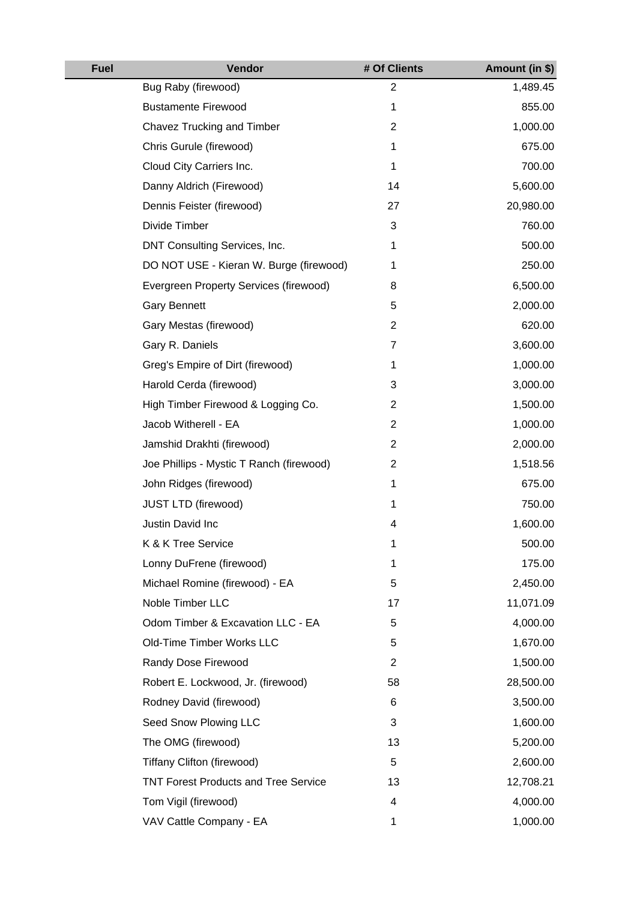| Fuel | Vendor | # Of Clients | Amount (in $) |
|---|---|---|---|
| | Bug Raby (firewood) | 2 | 1,489.45 |
| | Bustamente Firewood | 1 | 855.00 |
| | Chavez Trucking and Timber | 2 | 1,000.00 |
| | Chris Gurule (firewood) | 1 | 675.00 |
| | Cloud City Carriers Inc. | 1 | 700.00 |
| | Danny Aldrich (Firewood) | 14 | 5,600.00 |
| | Dennis Feister (firewood) | 27 | 20,980.00 |
| | Divide Timber | 3 | 760.00 |
| | DNT Consulting Services, Inc. | 1 | 500.00 |
| | DO NOT USE - Kieran W. Burge (firewood) | 1 | 250.00 |
| | Evergreen Property Services (firewood) | 8 | 6,500.00 |
| | Gary Bennett | 5 | 2,000.00 |
| | Gary Mestas (firewood) | 2 | 620.00 |
| | Gary R. Daniels | 7 | 3,600.00 |
| | Greg's Empire of Dirt (firewood) | 1 | 1,000.00 |
| | Harold Cerda (firewood) | 3 | 3,000.00 |
| | High Timber Firewood & Logging Co. | 2 | 1,500.00 |
| | Jacob Witherell - EA | 2 | 1,000.00 |
| | Jamshid Drakhti (firewood) | 2 | 2,000.00 |
| | Joe Phillips - Mystic T Ranch (firewood) | 2 | 1,518.56 |
| | John Ridges (firewood) | 1 | 675.00 |
| | JUST LTD (firewood) | 1 | 750.00 |
| | Justin David Inc | 4 | 1,600.00 |
| | K & K Tree Service | 1 | 500.00 |
| | Lonny DuFrene (firewood) | 1 | 175.00 |
| | Michael Romine (firewood) - EA | 5 | 2,450.00 |
| | Noble Timber LLC | 17 | 11,071.09 |
| | Odom Timber & Excavation LLC - EA | 5 | 4,000.00 |
| | Old-Time Timber Works LLC | 5 | 1,670.00 |
| | Randy Dose Firewood | 2 | 1,500.00 |
| | Robert E. Lockwood, Jr. (firewood) | 58 | 28,500.00 |
| | Rodney David (firewood) | 6 | 3,500.00 |
| | Seed Snow Plowing LLC | 3 | 1,600.00 |
| | The OMG (firewood) | 13 | 5,200.00 |
| | Tiffany Clifton (firewood) | 5 | 2,600.00 |
| | TNT Forest Products and Tree Service | 13 | 12,708.21 |
| | Tom Vigil (firewood) | 4 | 4,000.00 |
| | VAV Cattle Company - EA | 1 | 1,000.00 |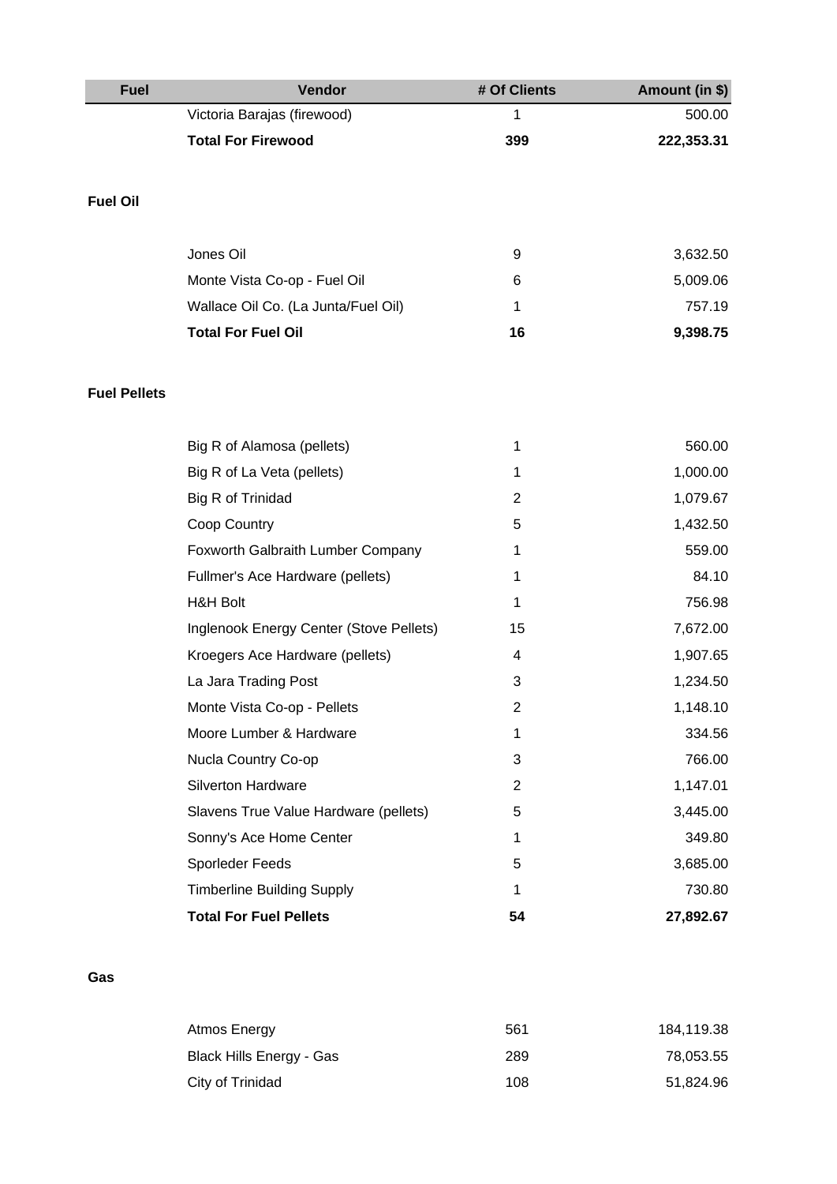| Fuel | Vendor | # Of Clients | Amount (in $) |
|---|---|---|---|
| | Victoria Barajas (firewood) | 1 | 500.00 |
| | **Total For Firewood** | **399** | **222,353.31** |
| **Fuel Oil** | | | |
| | Jones Oil | 9 | 3,632.50 |
| | Monte Vista Co-op - Fuel Oil | 6 | 5,009.06 |
| | Wallace Oil Co. (La Junta/Fuel Oil) | 1 | 757.19 |
| | **Total For Fuel Oil** | **16** | **9,398.75** |
| **Fuel Pellets** | | | |
| | Big R of Alamosa (pellets) | 1 | 560.00 |
| | Big R of La Veta (pellets) | 1 | 1,000.00 |
| | Big R of Trinidad | 2 | 1,079.67 |
| | Coop Country | 5 | 1,432.50 |
| | Foxworth Galbraith Lumber Company | 1 | 559.00 |
| | Fullmer's Ace Hardware (pellets) | 1 | 84.10 |
| | H&H Bolt | 1 | 756.98 |
| | Inglenook Energy Center (Stove Pellets) | 15 | 7,672.00 |
| | Kroegers Ace Hardware (pellets) | 4 | 1,907.65 |
| | La Jara Trading Post | 3 | 1,234.50 |
| | Monte Vista Co-op - Pellets | 2 | 1,148.10 |
| | Moore Lumber & Hardware | 1 | 334.56 |
| | Nucla Country Co-op | 3 | 766.00 |
| | Silverton Hardware | 2 | 1,147.01 |
| | Slavens True Value Hardware (pellets) | 5 | 3,445.00 |
| | Sonny's Ace Home Center | 1 | 349.80 |
| | Sporleder Feeds | 5 | 3,685.00 |
| | Timberline Building Supply | 1 | 730.80 |
| | **Total For Fuel Pellets** | **54** | **27,892.67** |
| **Gas** | | | |
| | Atmos Energy | 561 | 184,119.38 |
| | Black Hills Energy - Gas | 289 | 78,053.55 |
| | City of Trinidad | 108 | 51,824.96 |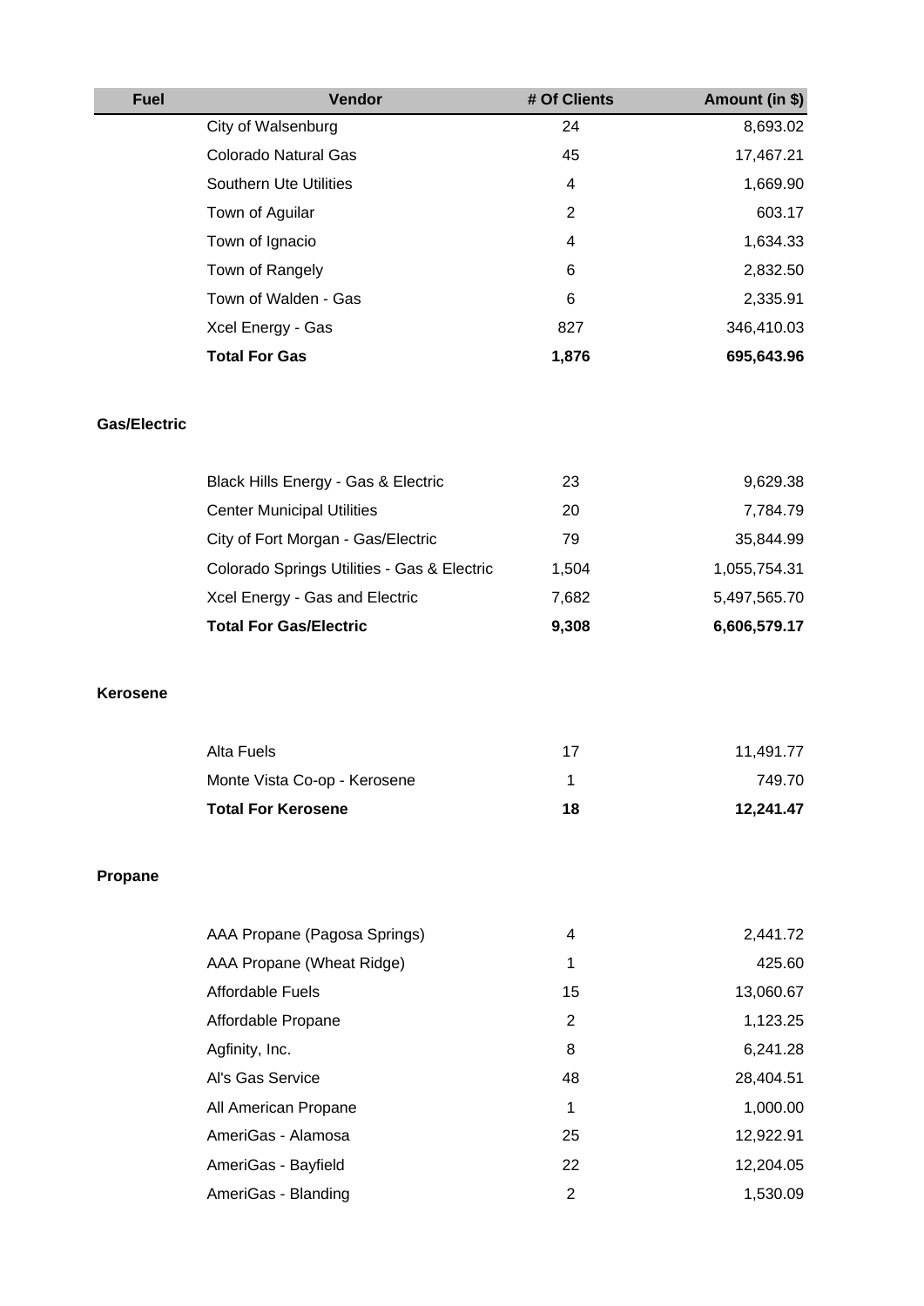| Fuel | Vendor | # Of Clients | Amount (in $) |
|---|---|---|---|
| | City of Walsenburg | 24 | 8,693.02 |
| | Colorado Natural Gas | 45 | 17,467.21 |
| | Southern Ute Utilities | 4 | 1,669.90 |
| | Town of Aguilar | 2 | 603.17 |
| | Town of Ignacio | 4 | 1,634.33 |
| | Town of Rangely | 6 | 2,832.50 |
| | Town of Walden - Gas | 6 | 2,335.91 |
| | Xcel Energy - Gas | 827 | 346,410.03 |
| | **Total For Gas** | **1,876** | **695,643.96** |
| **Gas/Electric** | | | |
| | Black Hills Energy - Gas & Electric | 23 | 9,629.38 |
| | Center Municipal Utilities | 20 | 7,784.79 |
| | City of Fort Morgan - Gas/Electric | 79 | 35,844.99 |
| | Colorado Springs Utilities - Gas & Electric | 1,504 | 1,055,754.31 |
| | Xcel Energy - Gas and Electric | 7,682 | 5,497,565.70 |
| | **Total For Gas/Electric** | **9,308** | **6,606,579.17** |
| **Kerosene** | | | |
| | Alta Fuels | 17 | 11,491.77 |
| | Monte Vista Co-op - Kerosene | 1 | 749.70 |
| | **Total For Kerosene** | **18** | **12,241.47** |
| **Propane** | | | |
| | AAA Propane (Pagosa Springs) | 4 | 2,441.72 |
| | AAA Propane (Wheat Ridge) | 1 | 425.60 |
| | Affordable Fuels | 15 | 13,060.67 |
| | Affordable Propane | 2 | 1,123.25 |
| | Agfinity, Inc. | 8 | 6,241.28 |
| | Al's Gas Service | 48 | 28,404.51 |
| | All American Propane | 1 | 1,000.00 |
| | AmeriGas - Alamosa | 25 | 12,922.91 |
| | AmeriGas - Bayfield | 22 | 12,204.05 |
| | AmeriGas - Blanding | 2 | 1,530.09 |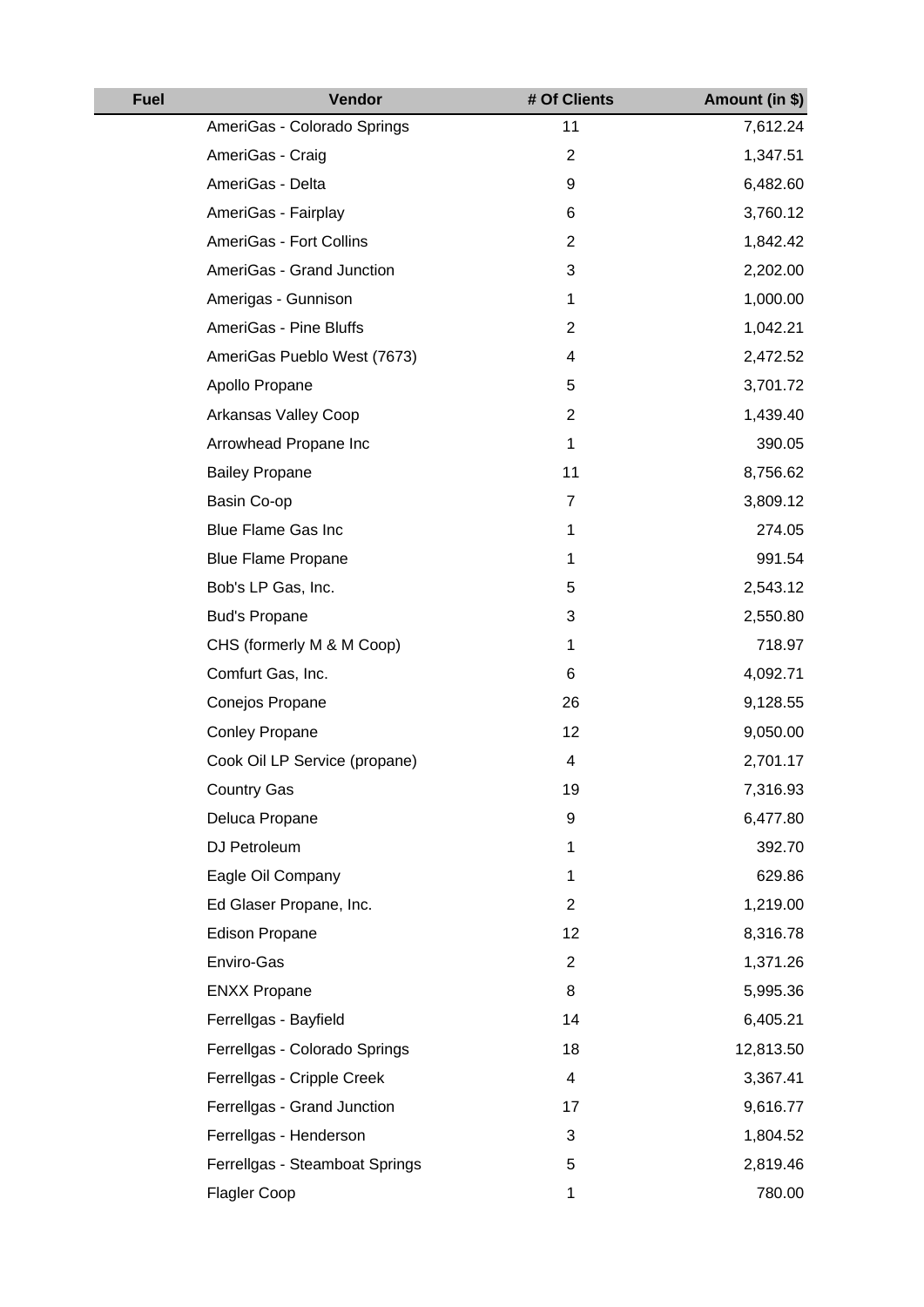| Fuel | Vendor | # Of Clients | Amount (in $) |
|---|---|---|---|
| | AmeriGas - Colorado Springs | 11 | 7,612.24 |
| | AmeriGas - Craig | 2 | 1,347.51 |
| | AmeriGas - Delta | 9 | 6,482.60 |
| | AmeriGas - Fairplay | 6 | 3,760.12 |
| | AmeriGas - Fort Collins | 2 | 1,842.42 |
| | AmeriGas - Grand Junction | 3 | 2,202.00 |
| | Amerigas - Gunnison | 1 | 1,000.00 |
| | AmeriGas - Pine Bluffs | 2 | 1,042.21 |
| | AmeriGas Pueblo West (7673) | 4 | 2,472.52 |
| | Apollo Propane | 5 | 3,701.72 |
| | Arkansas Valley Coop | 2 | 1,439.40 |
| | Arrowhead Propane Inc | 1 | 390.05 |
| | Bailey Propane | 11 | 8,756.62 |
| | Basin Co-op | 7 | 3,809.12 |
| | Blue Flame Gas Inc | 1 | 274.05 |
| | Blue Flame Propane | 1 | 991.54 |
| | Bob's LP Gas, Inc. | 5 | 2,543.12 |
| | Bud's Propane | 3 | 2,550.80 |
| | CHS (formerly M & M Coop) | 1 | 718.97 |
| | Comfurt Gas, Inc. | 6 | 4,092.71 |
| | Conejos Propane | 26 | 9,128.55 |
| | Conley Propane | 12 | 9,050.00 |
| | Cook Oil LP Service (propane) | 4 | 2,701.17 |
| | Country Gas | 19 | 7,316.93 |
| | Deluca Propane | 9 | 6,477.80 |
| | DJ Petroleum | 1 | 392.70 |
| | Eagle Oil Company | 1 | 629.86 |
| | Ed Glaser Propane, Inc. | 2 | 1,219.00 |
| | Edison Propane | 12 | 8,316.78 |
| | Enviro-Gas | 2 | 1,371.26 |
| | ENXX Propane | 8 | 5,995.36 |
| | Ferrellgas - Bayfield | 14 | 6,405.21 |
| | Ferrellgas - Colorado Springs | 18 | 12,813.50 |
| | Ferrellgas - Cripple Creek | 4 | 3,367.41 |
| | Ferrellgas - Grand Junction | 17 | 9,616.77 |
| | Ferrellgas - Henderson | 3 | 1,804.52 |
| | Ferrellgas - Steamboat Springs | 5 | 2,819.46 |
| | Flagler Coop | 1 | 780.00 |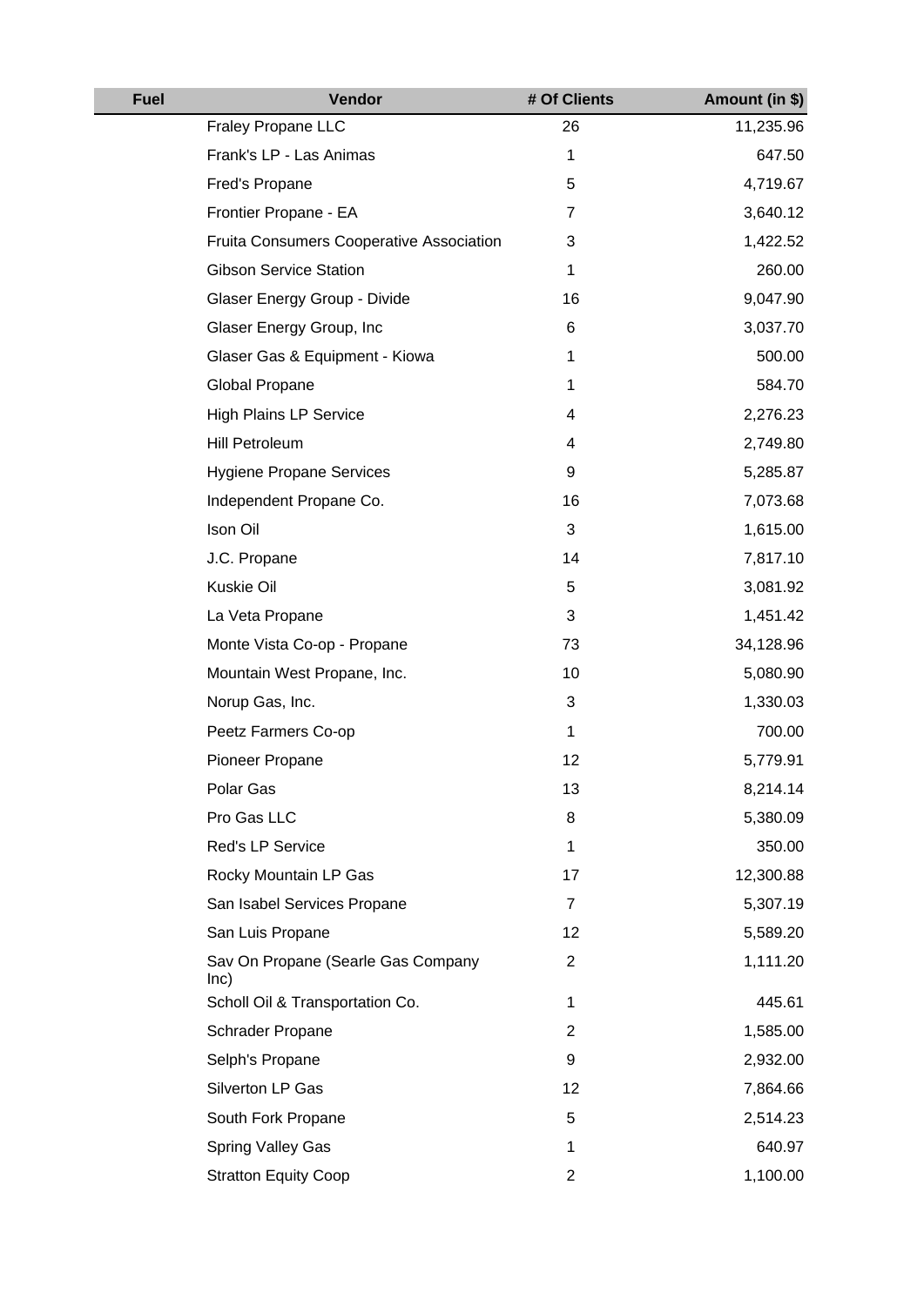| Fuel | Vendor | # Of Clients | Amount (in $) |
| --- | --- | --- | --- |
| | Fraley Propane LLC | 26 | 11,235.96 |
| | Frank's LP - Las Animas | 1 | 647.50 |
| | Fred's Propane | 5 | 4,719.67 |
| | Frontier Propane - EA | 7 | 3,640.12 |
| | Fruita Consumers Cooperative Association | 3 | 1,422.52 |
| | Gibson Service Station | 1 | 260.00 |
| | Glaser Energy Group - Divide | 16 | 9,047.90 |
| | Glaser Energy Group, Inc | 6 | 3,037.70 |
| | Glaser Gas & Equipment - Kiowa | 1 | 500.00 |
| | Global Propane | 1 | 584.70 |
| | High Plains LP Service | 4 | 2,276.23 |
| | Hill Petroleum | 4 | 2,749.80 |
| | Hygiene Propane Services | 9 | 5,285.87 |
| | Independent Propane Co. | 16 | 7,073.68 |
| | Ison Oil | 3 | 1,615.00 |
| | J.C. Propane | 14 | 7,817.10 |
| | Kuskie Oil | 5 | 3,081.92 |
| | La Veta Propane | 3 | 1,451.42 |
| | Monte Vista Co-op - Propane | 73 | 34,128.96 |
| | Mountain West Propane, Inc. | 10 | 5,080.90 |
| | Norup Gas, Inc. | 3 | 1,330.03 |
| | Peetz Farmers Co-op | 1 | 700.00 |
| | Pioneer Propane | 12 | 5,779.91 |
| | Polar Gas | 13 | 8,214.14 |
| | Pro Gas LLC | 8 | 5,380.09 |
| | Red's LP Service | 1 | 350.00 |
| | Rocky Mountain LP Gas | 17 | 12,300.88 |
| | San Isabel Services Propane | 7 | 5,307.19 |
| | San Luis Propane | 12 | 5,589.20 |
| | Sav On Propane (Searle Gas Company Inc) | 2 | 1,111.20 |
| | Scholl Oil & Transportation Co. | 1 | 445.61 |
| | Schrader Propane | 2 | 1,585.00 |
| | Selph's Propane | 9 | 2,932.00 |
| | Silverton LP Gas | 12 | 7,864.66 |
| | South Fork Propane | 5 | 2,514.23 |
| | Spring Valley Gas | 1 | 640.97 |
| | Stratton Equity Coop | 2 | 1,100.00 |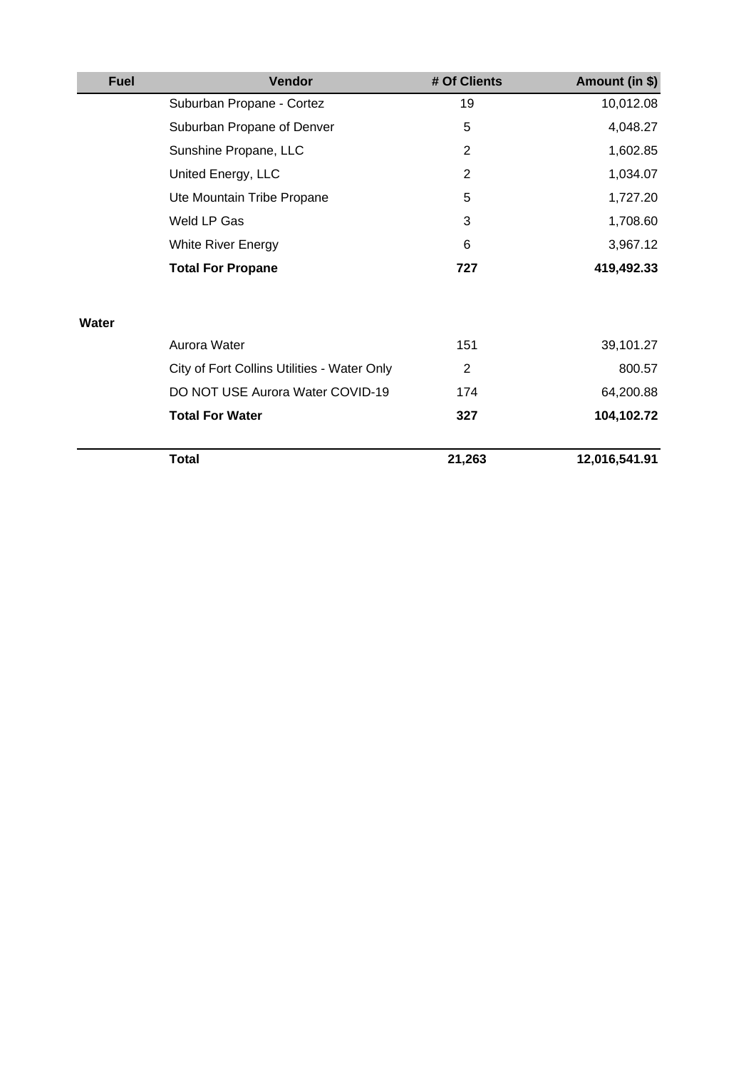| Fuel | Vendor | # Of Clients | Amount (in $) |
| --- | --- | --- | --- |
| | Suburban Propane - Cortez | 19 | 10,012.08 |
| | Suburban Propane of Denver | 5 | 4,048.27 |
| | Sunshine Propane, LLC | 2 | 1,602.85 |
| | United Energy, LLC | 2 | 1,034.07 |
| | Ute Mountain Tribe Propane | 5 | 1,727.20 |
| | Weld LP Gas | 3 | 1,708.60 |
| | White River Energy | 6 | 3,967.12 |
| | **Total For Propane** | **727** | **419,492.33** |
| **Water** | | | |
| | Aurora Water | 151 | 39,101.27 |
| | City of Fort Collins Utilities - Water Only | 2 | 800.57 |
| | DO NOT USE Aurora Water COVID-19 | 174 | 64,200.88 |
| | **Total For Water** | **327** | **104,102.72** |
| | **Total** | **21,263** | **12,016,541.91** |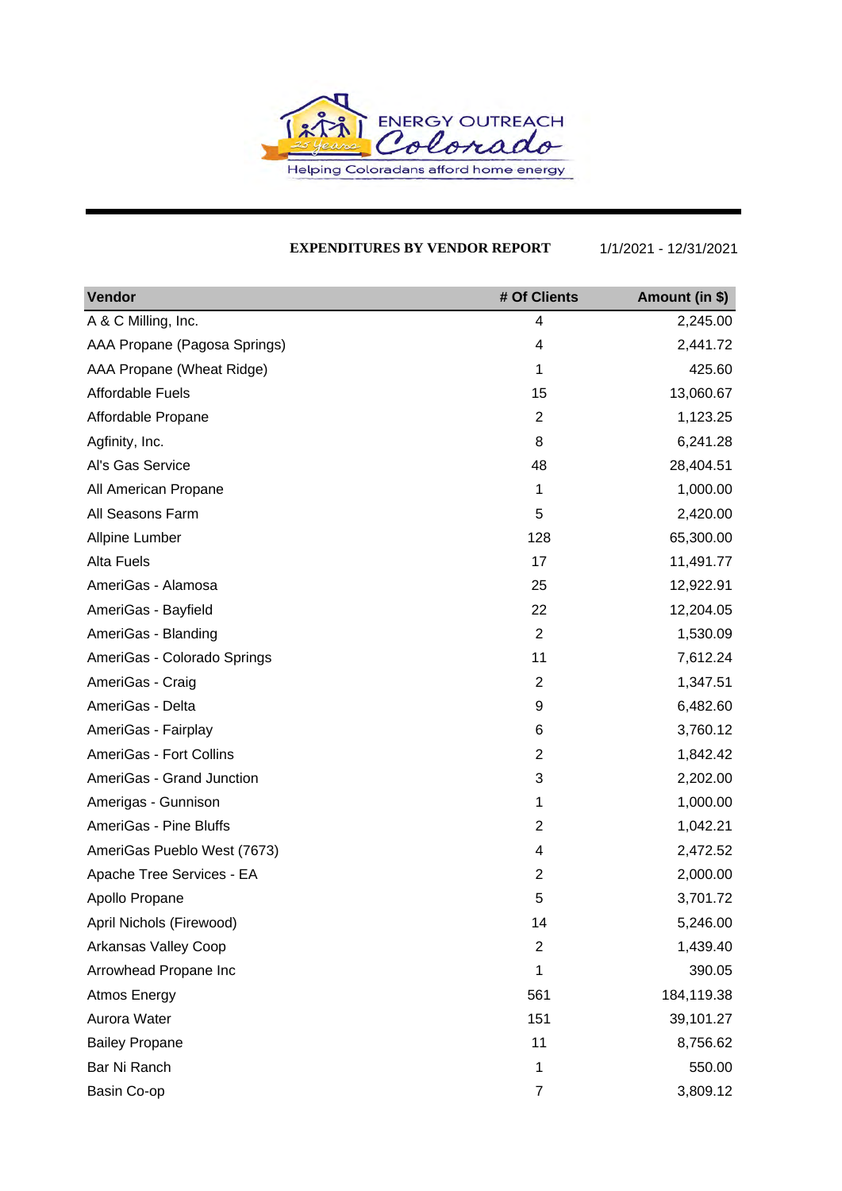Energy Outreach Colorado — Helping Coloradans afford home energy

**EXPENDITURES BY VENDOR REPORT** 1/1/2021 - 12/31/2021

| Vendor | # Of Clients | Amount (in $) |
|---|---|---|
| A & C Milling, Inc. | 4 | 2,245.00 |
| AAA Propane (Pagosa Springs) | 4 | 2,441.72 |
| AAA Propane (Wheat Ridge) | 1 | 425.60 |
| Affordable Fuels | 15 | 13,060.67 |
| Affordable Propane | 2 | 1,123.25 |
| Agfinity, Inc. | 8 | 6,241.28 |
| Al's Gas Service | 48 | 28,404.51 |
| All American Propane | 1 | 1,000.00 |
| All Seasons Farm | 5 | 2,420.00 |
| Allpine Lumber | 128 | 65,300.00 |
| Alta Fuels | 17 | 11,491.77 |
| AmeriGas - Alamosa | 25 | 12,922.91 |
| AmeriGas - Bayfield | 22 | 12,204.05 |
| AmeriGas - Blanding | 2 | 1,530.09 |
| AmeriGas - Colorado Springs | 11 | 7,612.24 |
| AmeriGas - Craig | 2 | 1,347.51 |
| AmeriGas - Delta | 9 | 6,482.60 |
| AmeriGas - Fairplay | 6 | 3,760.12 |
| AmeriGas - Fort Collins | 2 | 1,842.42 |
| AmeriGas - Grand Junction | 3 | 2,202.00 |
| Amerigas - Gunnison | 1 | 1,000.00 |
| AmeriGas - Pine Bluffs | 2 | 1,042.21 |
| AmeriGas Pueblo West (7673) | 4 | 2,472.52 |
| Apache Tree Services - EA | 2 | 2,000.00 |
| Apollo Propane | 5 | 3,701.72 |
| April Nichols (Firewood) | 14 | 5,246.00 |
| Arkansas Valley Coop | 2 | 1,439.40 |
| Arrowhead Propane Inc | 1 | 390.05 |
| Atmos Energy | 561 | 184,119.38 |
| Aurora Water | 151 | 39,101.27 |
| Bailey Propane | 11 | 8,756.62 |
| Bar Ni Ranch | 1 | 550.00 |
| Basin Co-op | 7 | 3,809.12 |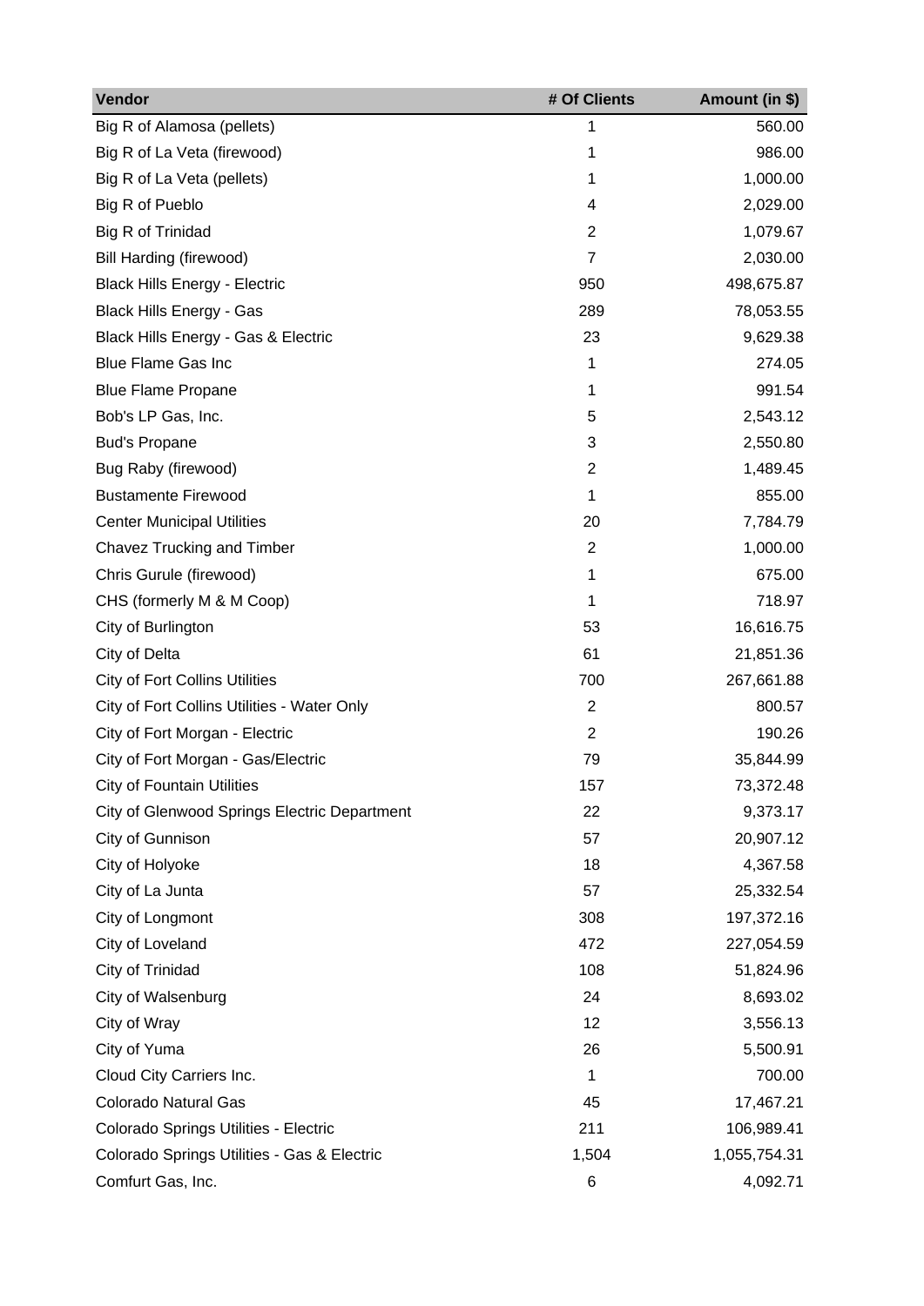| Vendor | # Of Clients | Amount (in $) |
|---|---|---|
| Big R of Alamosa (pellets) | 1 | 560.00 |
| Big R of La Veta (firewood) | 1 | 986.00 |
| Big R of La Veta (pellets) | 1 | 1,000.00 |
| Big R of Pueblo | 4 | 2,029.00 |
| Big R of Trinidad | 2 | 1,079.67 |
| Bill Harding (firewood) | 7 | 2,030.00 |
| Black Hills Energy - Electric | 950 | 498,675.87 |
| Black Hills Energy - Gas | 289 | 78,053.55 |
| Black Hills Energy - Gas & Electric | 23 | 9,629.38 |
| Blue Flame Gas Inc | 1 | 274.05 |
| Blue Flame Propane | 1 | 991.54 |
| Bob's LP Gas, Inc. | 5 | 2,543.12 |
| Bud's Propane | 3 | 2,550.80 |
| Bug Raby (firewood) | 2 | 1,489.45 |
| Bustamente Firewood | 1 | 855.00 |
| Center Municipal Utilities | 20 | 7,784.79 |
| Chavez Trucking and Timber | 2 | 1,000.00 |
| Chris Gurule (firewood) | 1 | 675.00 |
| CHS (formerly M & M Coop) | 1 | 718.97 |
| City of Burlington | 53 | 16,616.75 |
| City of Delta | 61 | 21,851.36 |
| City of Fort Collins Utilities | 700 | 267,661.88 |
| City of Fort Collins Utilities - Water Only | 2 | 800.57 |
| City of Fort Morgan - Electric | 2 | 190.26 |
| City of Fort Morgan - Gas/Electric | 79 | 35,844.99 |
| City of Fountain Utilities | 157 | 73,372.48 |
| City of Glenwood Springs Electric Department | 22 | 9,373.17 |
| City of Gunnison | 57 | 20,907.12 |
| City of Holyoke | 18 | 4,367.58 |
| City of La Junta | 57 | 25,332.54 |
| City of Longmont | 308 | 197,372.16 |
| City of Loveland | 472 | 227,054.59 |
| City of Trinidad | 108 | 51,824.96 |
| City of Walsenburg | 24 | 8,693.02 |
| City of Wray | 12 | 3,556.13 |
| City of Yuma | 26 | 5,500.91 |
| Cloud City Carriers Inc. | 1 | 700.00 |
| Colorado Natural Gas | 45 | 17,467.21 |
| Colorado Springs Utilities - Electric | 211 | 106,989.41 |
| Colorado Springs Utilities - Gas & Electric | 1,504 | 1,055,754.31 |
| Comfurt Gas, Inc. | 6 | 4,092.71 |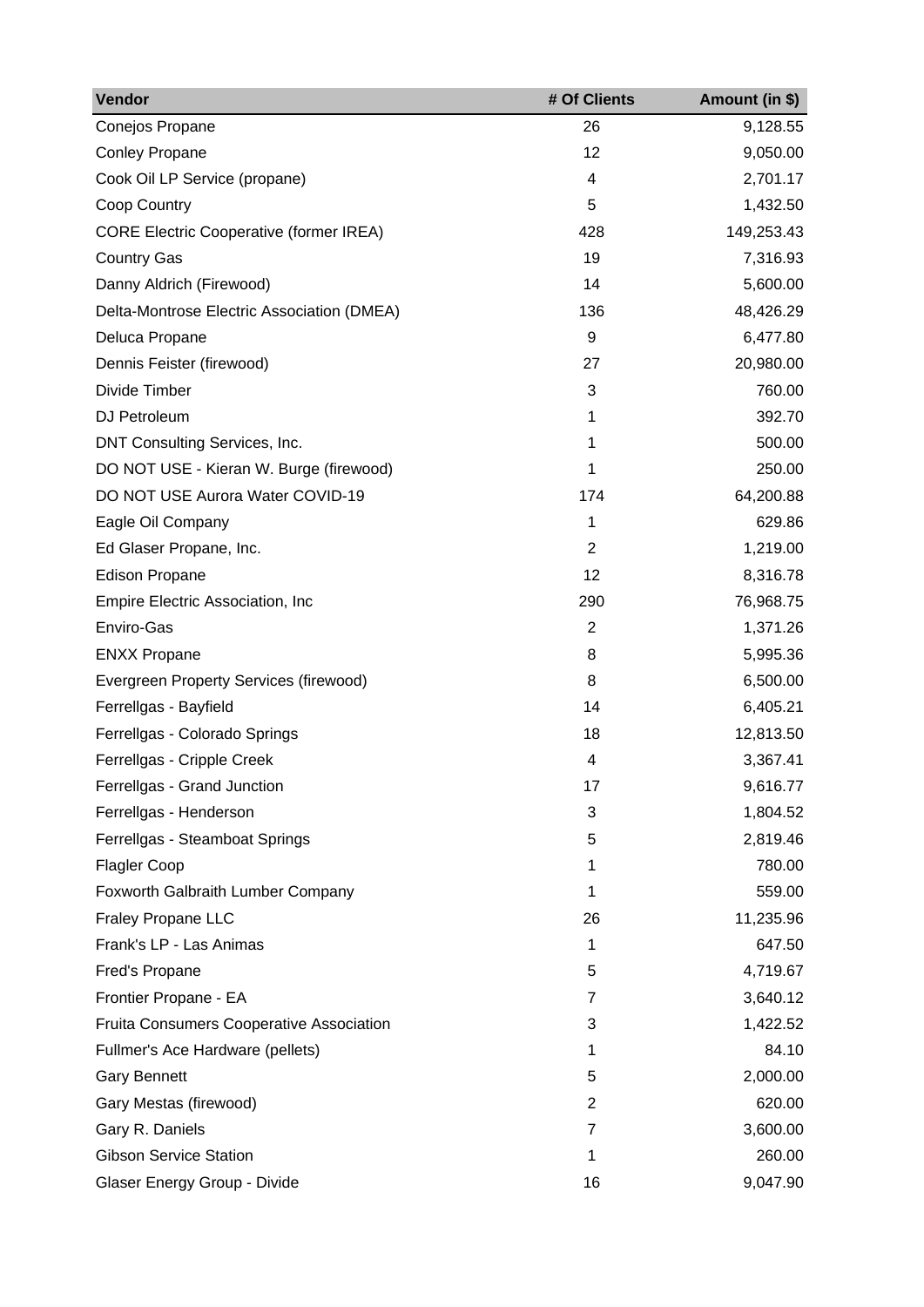| Vendor | # Of Clients | Amount (in $) |
|---|---|---|
| Conejos Propane | 26 | 9,128.55 |
| Conley Propane | 12 | 9,050.00 |
| Cook Oil LP Service (propane) | 4 | 2,701.17 |
| Coop Country | 5 | 1,432.50 |
| CORE Electric Cooperative (former IREA) | 428 | 149,253.43 |
| Country Gas | 19 | 7,316.93 |
| Danny Aldrich (Firewood) | 14 | 5,600.00 |
| Delta-Montrose Electric Association (DMEA) | 136 | 48,426.29 |
| Deluca Propane | 9 | 6,477.80 |
| Dennis Feister (firewood) | 27 | 20,980.00 |
| Divide Timber | 3 | 760.00 |
| DJ Petroleum | 1 | 392.70 |
| DNT Consulting Services, Inc. | 1 | 500.00 |
| DO NOT USE - Kieran W. Burge (firewood) | 1 | 250.00 |
| DO NOT USE Aurora Water COVID-19 | 174 | 64,200.88 |
| Eagle Oil Company | 1 | 629.86 |
| Ed Glaser Propane, Inc. | 2 | 1,219.00 |
| Edison Propane | 12 | 8,316.78 |
| Empire Electric Association, Inc | 290 | 76,968.75 |
| Enviro-Gas | 2 | 1,371.26 |
| ENXX Propane | 8 | 5,995.36 |
| Evergreen Property Services (firewood) | 8 | 6,500.00 |
| Ferrellgas - Bayfield | 14 | 6,405.21 |
| Ferrellgas - Colorado Springs | 18 | 12,813.50 |
| Ferrellgas - Cripple Creek | 4 | 3,367.41 |
| Ferrellgas - Grand Junction | 17 | 9,616.77 |
| Ferrellgas - Henderson | 3 | 1,804.52 |
| Ferrellgas - Steamboat Springs | 5 | 2,819.46 |
| Flagler Coop | 1 | 780.00 |
| Foxworth Galbraith Lumber Company | 1 | 559.00 |
| Fraley Propane LLC | 26 | 11,235.96 |
| Frank's LP - Las Animas | 1 | 647.50 |
| Fred's Propane | 5 | 4,719.67 |
| Frontier Propane - EA | 7 | 3,640.12 |
| Fruita Consumers Cooperative Association | 3 | 1,422.52 |
| Fullmer's Ace Hardware (pellets) | 1 | 84.10 |
| Gary Bennett | 5 | 2,000.00 |
| Gary Mestas (firewood) | 2 | 620.00 |
| Gary R. Daniels | 7 | 3,600.00 |
| Gibson Service Station | 1 | 260.00 |
| Glaser Energy Group - Divide | 16 | 9,047.90 |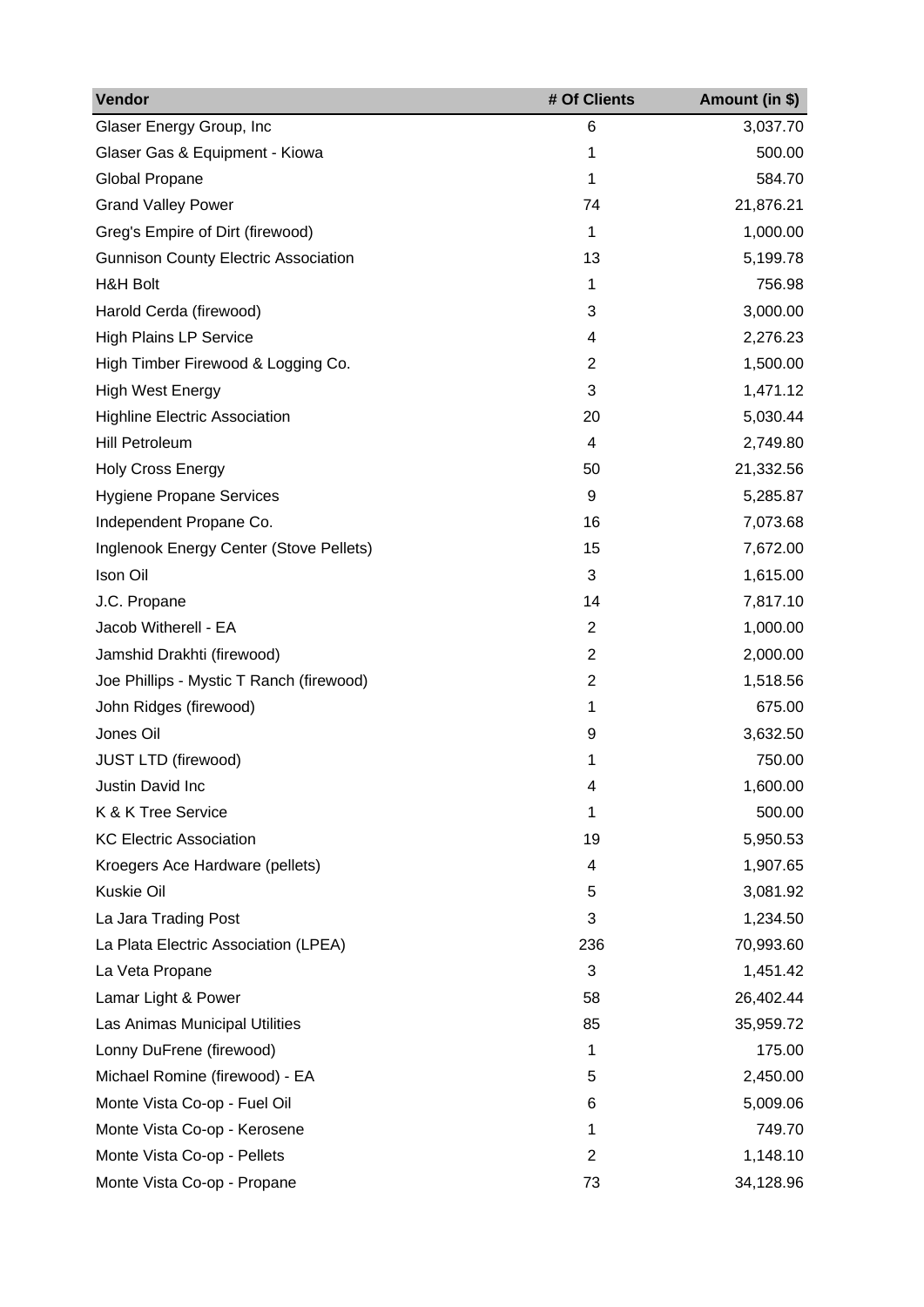| Vendor | # Of Clients | Amount (in $) |
| --- | --- | --- |
| Glaser Energy Group, Inc | 6 | 3,037.70 |
| Glaser Gas & Equipment - Kiowa | 1 | 500.00 |
| Global Propane | 1 | 584.70 |
| Grand Valley Power | 74 | 21,876.21 |
| Greg's Empire of Dirt (firewood) | 1 | 1,000.00 |
| Gunnison County Electric Association | 13 | 5,199.78 |
| H&H Bolt | 1 | 756.98 |
| Harold Cerda (firewood) | 3 | 3,000.00 |
| High Plains LP Service | 4 | 2,276.23 |
| High Timber Firewood & Logging Co. | 2 | 1,500.00 |
| High West Energy | 3 | 1,471.12 |
| Highline Electric Association | 20 | 5,030.44 |
| Hill Petroleum | 4 | 2,749.80 |
| Holy Cross Energy | 50 | 21,332.56 |
| Hygiene Propane Services | 9 | 5,285.87 |
| Independent Propane Co. | 16 | 7,073.68 |
| Inglenook Energy Center (Stove Pellets) | 15 | 7,672.00 |
| Ison Oil | 3 | 1,615.00 |
| J.C. Propane | 14 | 7,817.10 |
| Jacob Witherell - EA | 2 | 1,000.00 |
| Jamshid Drakhti (firewood) | 2 | 2,000.00 |
| Joe Phillips - Mystic T Ranch (firewood) | 2 | 1,518.56 |
| John Ridges (firewood) | 1 | 675.00 |
| Jones Oil | 9 | 3,632.50 |
| JUST LTD (firewood) | 1 | 750.00 |
| Justin David Inc | 4 | 1,600.00 |
| K & K Tree Service | 1 | 500.00 |
| KC Electric Association | 19 | 5,950.53 |
| Kroegers Ace Hardware (pellets) | 4 | 1,907.65 |
| Kuskie Oil | 5 | 3,081.92 |
| La Jara Trading Post | 3 | 1,234.50 |
| La Plata Electric Association (LPEA) | 236 | 70,993.60 |
| La Veta Propane | 3 | 1,451.42 |
| Lamar Light & Power | 58 | 26,402.44 |
| Las Animas Municipal Utilities | 85 | 35,959.72 |
| Lonny DuFrene (firewood) | 1 | 175.00 |
| Michael Romine (firewood) - EA | 5 | 2,450.00 |
| Monte Vista Co-op - Fuel Oil | 6 | 5,009.06 |
| Monte Vista Co-op - Kerosene | 1 | 749.70 |
| Monte Vista Co-op - Pellets | 2 | 1,148.10 |
| Monte Vista Co-op - Propane | 73 | 34,128.96 |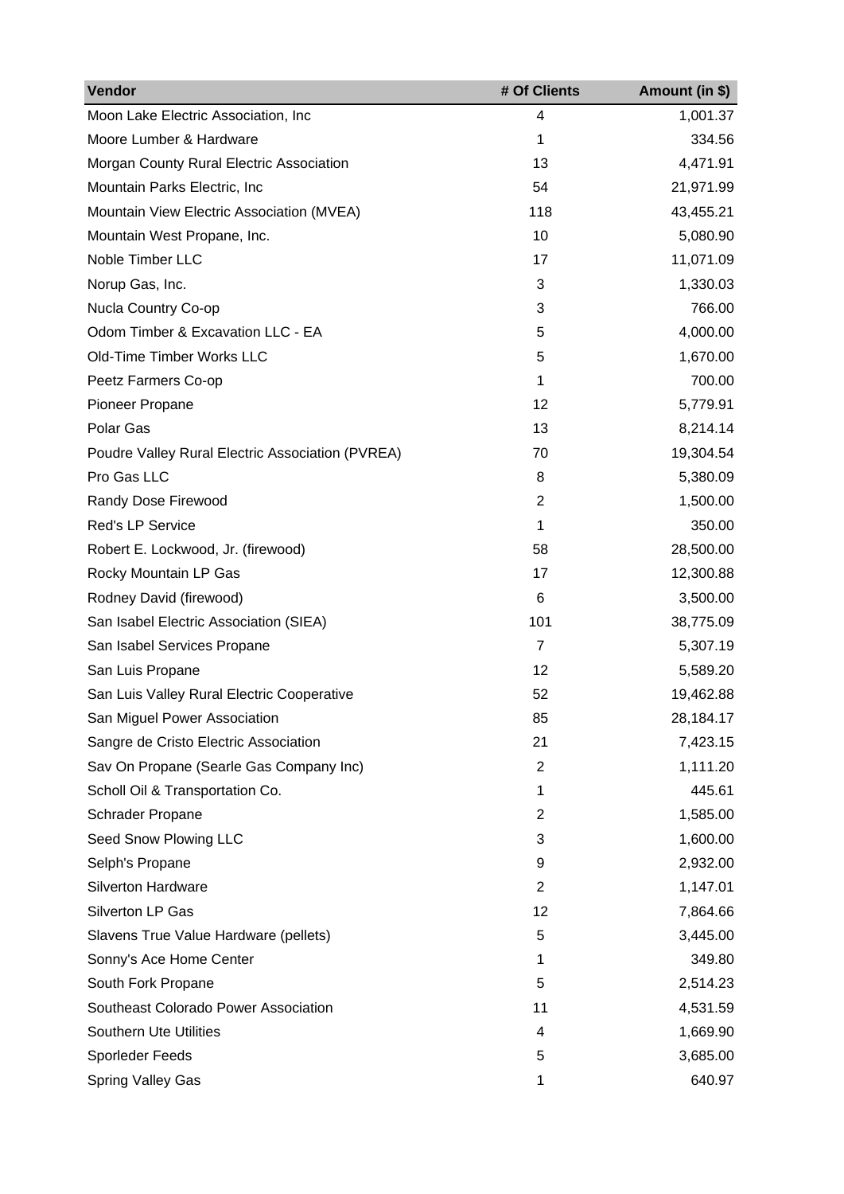| Vendor | # Of Clients | Amount (in $) |
|---|---|---|
| Moon Lake Electric Association, Inc | 4 | 1,001.37 |
| Moore Lumber & Hardware | 1 | 334.56 |
| Morgan County Rural Electric Association | 13 | 4,471.91 |
| Mountain Parks Electric, Inc | 54 | 21,971.99 |
| Mountain View Electric Association (MVEA) | 118 | 43,455.21 |
| Mountain West Propane, Inc. | 10 | 5,080.90 |
| Noble Timber LLC | 17 | 11,071.09 |
| Norup Gas, Inc. | 3 | 1,330.03 |
| Nucla Country Co-op | 3 | 766.00 |
| Odom Timber & Excavation LLC - EA | 5 | 4,000.00 |
| Old-Time Timber Works LLC | 5 | 1,670.00 |
| Peetz Farmers Co-op | 1 | 700.00 |
| Pioneer Propane | 12 | 5,779.91 |
| Polar Gas | 13 | 8,214.14 |
| Poudre Valley Rural Electric Association (PVREA) | 70 | 19,304.54 |
| Pro Gas LLC | 8 | 5,380.09 |
| Randy Dose Firewood | 2 | 1,500.00 |
| Red's LP Service | 1 | 350.00 |
| Robert E. Lockwood, Jr. (firewood) | 58 | 28,500.00 |
| Rocky Mountain LP Gas | 17 | 12,300.88 |
| Rodney David (firewood) | 6 | 3,500.00 |
| San Isabel Electric Association (SIEA) | 101 | 38,775.09 |
| San Isabel Services Propane | 7 | 5,307.19 |
| San Luis Propane | 12 | 5,589.20 |
| San Luis Valley Rural Electric Cooperative | 52 | 19,462.88 |
| San Miguel Power Association | 85 | 28,184.17 |
| Sangre de Cristo Electric Association | 21 | 7,423.15 |
| Sav On Propane (Searle Gas Company Inc) | 2 | 1,111.20 |
| Scholl Oil & Transportation Co. | 1 | 445.61 |
| Schrader Propane | 2 | 1,585.00 |
| Seed Snow Plowing LLC | 3 | 1,600.00 |
| Selph's Propane | 9 | 2,932.00 |
| Silverton Hardware | 2 | 1,147.01 |
| Silverton LP Gas | 12 | 7,864.66 |
| Slavens True Value Hardware (pellets) | 5 | 3,445.00 |
| Sonny's Ace Home Center | 1 | 349.80 |
| South Fork Propane | 5 | 2,514.23 |
| Southeast Colorado Power Association | 11 | 4,531.59 |
| Southern Ute Utilities | 4 | 1,669.90 |
| Sporleder Feeds | 5 | 3,685.00 |
| Spring Valley Gas | 1 | 640.97 |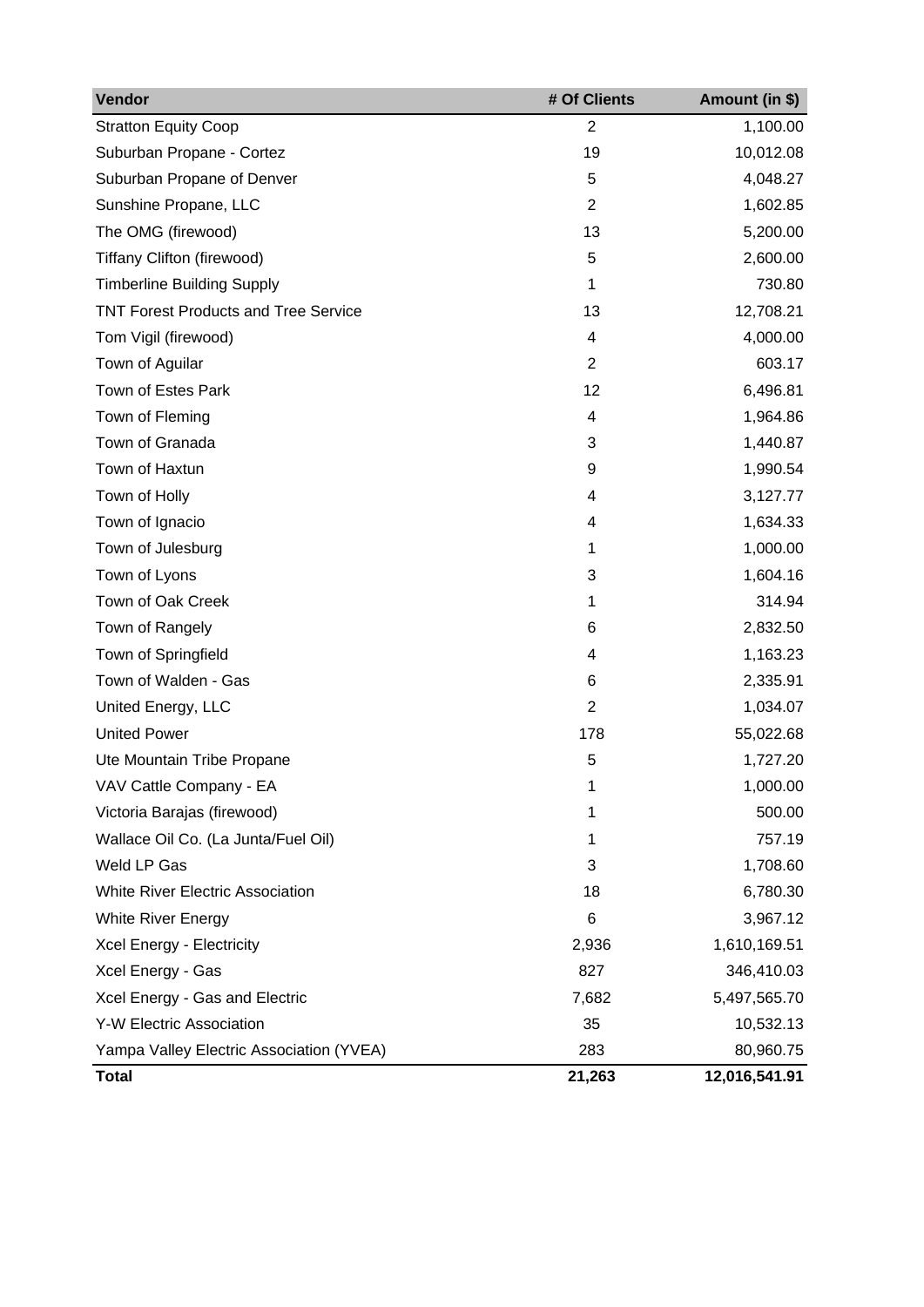| Vendor | # Of Clients | Amount (in $) |
| --- | --- | --- |
| Stratton Equity Coop | 2 | 1,100.00 |
| Suburban Propane - Cortez | 19 | 10,012.08 |
| Suburban Propane of Denver | 5 | 4,048.27 |
| Sunshine Propane, LLC | 2 | 1,602.85 |
| The OMG (firewood) | 13 | 5,200.00 |
| Tiffany Clifton (firewood) | 5 | 2,600.00 |
| Timberline Building Supply | 1 | 730.80 |
| TNT Forest Products and Tree Service | 13 | 12,708.21 |
| Tom Vigil (firewood) | 4 | 4,000.00 |
| Town of Aguilar | 2 | 603.17 |
| Town of Estes Park | 12 | 6,496.81 |
| Town of Fleming | 4 | 1,964.86 |
| Town of Granada | 3 | 1,440.87 |
| Town of Haxtun | 9 | 1,990.54 |
| Town of Holly | 4 | 3,127.77 |
| Town of Ignacio | 4 | 1,634.33 |
| Town of Julesburg | 1 | 1,000.00 |
| Town of Lyons | 3 | 1,604.16 |
| Town of Oak Creek | 1 | 314.94 |
| Town of Rangely | 6 | 2,832.50 |
| Town of Springfield | 4 | 1,163.23 |
| Town of Walden - Gas | 6 | 2,335.91 |
| United Energy, LLC | 2 | 1,034.07 |
| United Power | 178 | 55,022.68 |
| Ute Mountain Tribe Propane | 5 | 1,727.20 |
| VAV Cattle Company - EA | 1 | 1,000.00 |
| Victoria Barajas (firewood) | 1 | 500.00 |
| Wallace Oil Co. (La Junta/Fuel Oil) | 1 | 757.19 |
| Weld LP Gas | 3 | 1,708.60 |
| White River Electric Association | 18 | 6,780.30 |
| White River Energy | 6 | 3,967.12 |
| Xcel Energy - Electricity | 2,936 | 1,610,169.51 |
| Xcel Energy - Gas | 827 | 346,410.03 |
| Xcel Energy - Gas and Electric | 7,682 | 5,497,565.70 |
| Y-W Electric Association | 35 | 10,532.13 |
| Yampa Valley Electric Association (YVEA) | 283 | 80,960.75 |
| **Total** | **21,263** | **12,016,541.91** |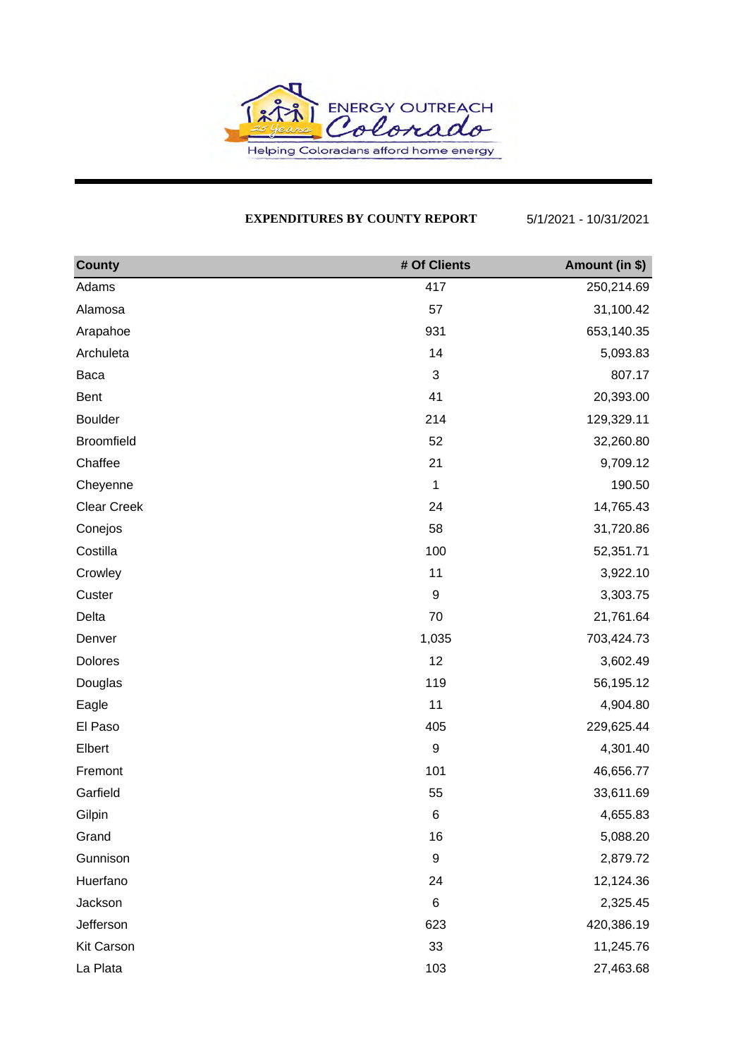ENERGY OUTREACH Colorado

Helping Coloradans afford home energy

**EXPENDITURES BY COUNTY REPORT** 5/1/2021 - 10/31/2021

| County | # Of Clients | Amount (in $) |
|---|---|---|
| Adams | 417 | 250,214.69 |
| Alamosa | 57 | 31,100.42 |
| Arapahoe | 931 | 653,140.35 |
| Archuleta | 14 | 5,093.83 |
| Baca | 3 | 807.17 |
| Bent | 41 | 20,393.00 |
| Boulder | 214 | 129,329.11 |
| Broomfield | 52 | 32,260.80 |
| Chaffee | 21 | 9,709.12 |
| Cheyenne | 1 | 190.50 |
| Clear Creek | 24 | 14,765.43 |
| Conejos | 58 | 31,720.86 |
| Costilla | 100 | 52,351.71 |
| Crowley | 11 | 3,922.10 |
| Custer | 9 | 3,303.75 |
| Delta | 70 | 21,761.64 |
| Denver | 1,035 | 703,424.73 |
| Dolores | 12 | 3,602.49 |
| Douglas | 119 | 56,195.12 |
| Eagle | 11 | 4,904.80 |
| El Paso | 405 | 229,625.44 |
| Elbert | 9 | 4,301.40 |
| Fremont | 101 | 46,656.77 |
| Garfield | 55 | 33,611.69 |
| Gilpin | 6 | 4,655.83 |
| Grand | 16 | 5,088.20 |
| Gunnison | 9 | 2,879.72 |
| Huerfano | 24 | 12,124.36 |
| Jackson | 6 | 2,325.45 |
| Jefferson | 623 | 420,386.19 |
| Kit Carson | 33 | 11,245.76 |
| La Plata | 103 | 27,463.68 |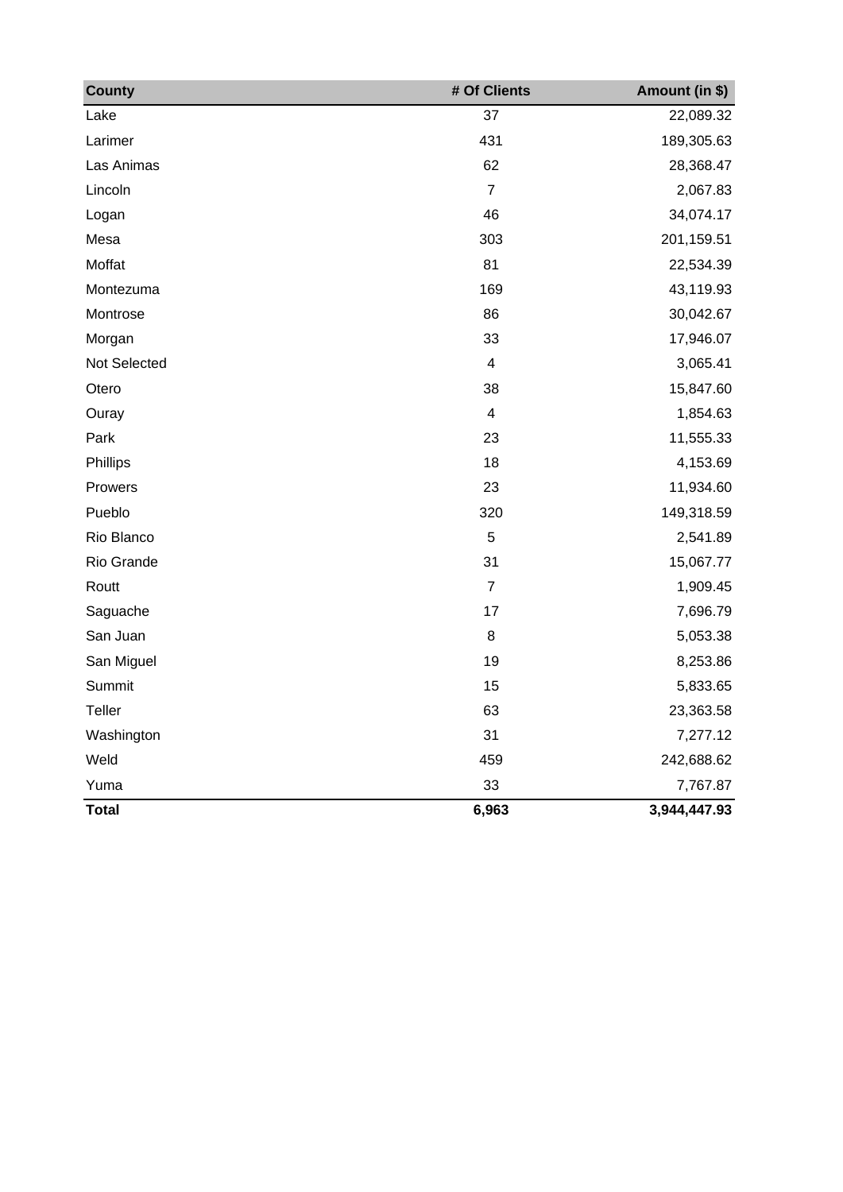| County | # Of Clients | Amount (in $) |
|---|---|---|
| Lake | 37 | 22,089.32 |
| Larimer | 431 | 189,305.63 |
| Las Animas | 62 | 28,368.47 |
| Lincoln | 7 | 2,067.83 |
| Logan | 46 | 34,074.17 |
| Mesa | 303 | 201,159.51 |
| Moffat | 81 | 22,534.39 |
| Montezuma | 169 | 43,119.93 |
| Montrose | 86 | 30,042.67 |
| Morgan | 33 | 17,946.07 |
| Not Selected | 4 | 3,065.41 |
| Otero | 38 | 15,847.60 |
| Ouray | 4 | 1,854.63 |
| Park | 23 | 11,555.33 |
| Phillips | 18 | 4,153.69 |
| Prowers | 23 | 11,934.60 |
| Pueblo | 320 | 149,318.59 |
| Rio Blanco | 5 | 2,541.89 |
| Rio Grande | 31 | 15,067.77 |
| Routt | 7 | 1,909.45 |
| Saguache | 17 | 7,696.79 |
| San Juan | 8 | 5,053.38 |
| San Miguel | 19 | 8,253.86 |
| Summit | 15 | 5,833.65 |
| Teller | 63 | 23,363.58 |
| Washington | 31 | 7,277.12 |
| Weld | 459 | 242,688.62 |
| Yuma | 33 | 7,767.87 |
| **Total** | **6,963** | **3,944,447.93** |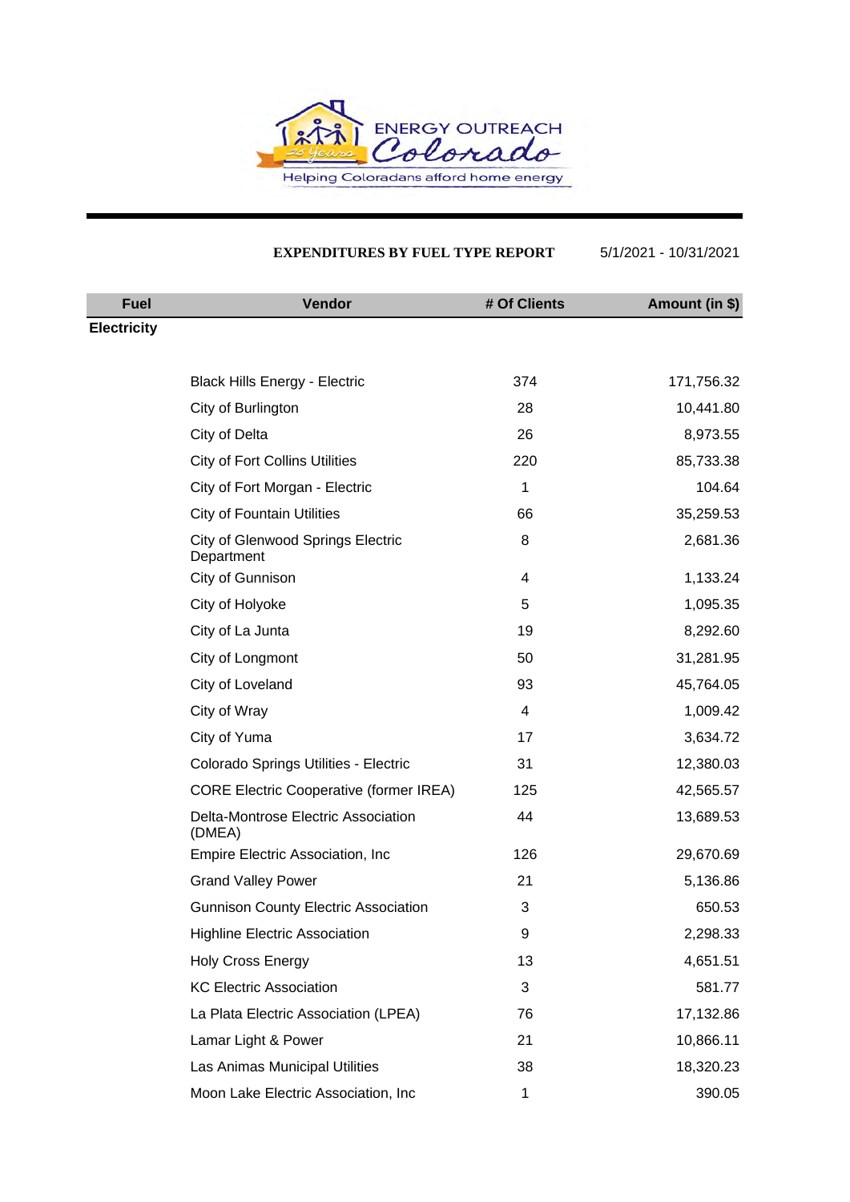ENERGY OUTREACH Colorado

Helping Coloradans afford home energy

**EXPENDITURES BY FUEL TYPE REPORT** 5/1/2021 - 10/31/2021

| Fuel | Vendor | # Of Clients | Amount (in $) |
|---|---|---|---|
| **Electricity** | | | |
| | Black Hills Energy - Electric | 374 | 171,756.32 |
| | City of Burlington | 28 | 10,441.80 |
| | City of Delta | 26 | 8,973.55 |
| | City of Fort Collins Utilities | 220 | 85,733.38 |
| | City of Fort Morgan - Electric | 1 | 104.64 |
| | City of Fountain Utilities | 66 | 35,259.53 |
| | City of Glenwood Springs Electric Department | 8 | 2,681.36 |
| | City of Gunnison | 4 | 1,133.24 |
| | City of Holyoke | 5 | 1,095.35 |
| | City of La Junta | 19 | 8,292.60 |
| | City of Longmont | 50 | 31,281.95 |
| | City of Loveland | 93 | 45,764.05 |
| | City of Wray | 4 | 1,009.42 |
| | City of Yuma | 17 | 3,634.72 |
| | Colorado Springs Utilities - Electric | 31 | 12,380.03 |
| | CORE Electric Cooperative (former IREA) | 125 | 42,565.57 |
| | Delta-Montrose Electric Association (DMEA) | 44 | 13,689.53 |
| | Empire Electric Association, Inc | 126 | 29,670.69 |
| | Grand Valley Power | 21 | 5,136.86 |
| | Gunnison County Electric Association | 3 | 650.53 |
| | Highline Electric Association | 9 | 2,298.33 |
| | Holy Cross Energy | 13 | 4,651.51 |
| | KC Electric Association | 3 | 581.77 |
| | La Plata Electric Association (LPEA) | 76 | 17,132.86 |
| | Lamar Light & Power | 21 | 10,866.11 |
| | Las Animas Municipal Utilities | 38 | 18,320.23 |
| | Moon Lake Electric Association, Inc | 1 | 390.05 |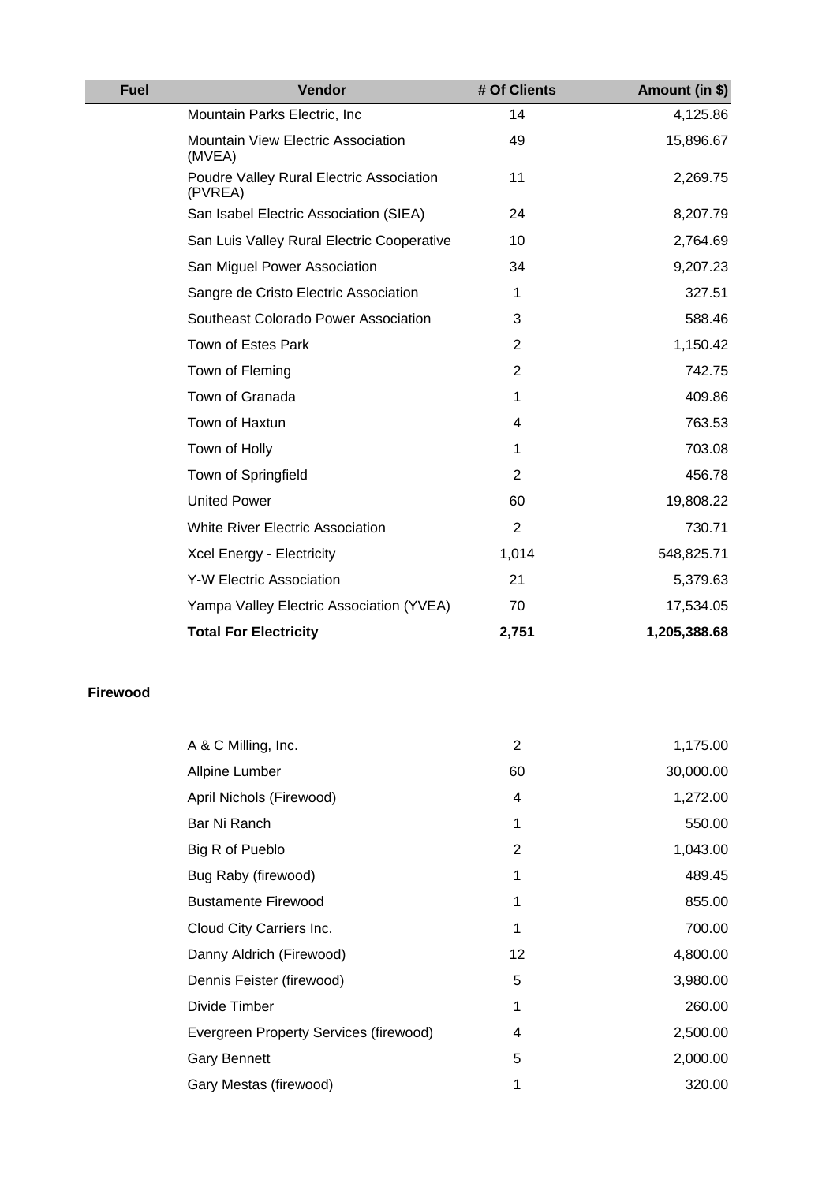| Fuel | Vendor | # Of Clients | Amount (in $) |
|---|---|---|---|
| | Mountain Parks Electric, Inc | 14 | 4,125.86 |
| | Mountain View Electric Association (MVEA) | 49 | 15,896.67 |
| | Poudre Valley Rural Electric Association (PVREA) | 11 | 2,269.75 |
| | San Isabel Electric Association (SIEA) | 24 | 8,207.79 |
| | San Luis Valley Rural Electric Cooperative | 10 | 2,764.69 |
| | San Miguel Power Association | 34 | 9,207.23 |
| | Sangre de Cristo Electric Association | 1 | 327.51 |
| | Southeast Colorado Power Association | 3 | 588.46 |
| | Town of Estes Park | 2 | 1,150.42 |
| | Town of Fleming | 2 | 742.75 |
| | Town of Granada | 1 | 409.86 |
| | Town of Haxtun | 4 | 763.53 |
| | Town of Holly | 1 | 703.08 |
| | Town of Springfield | 2 | 456.78 |
| | United Power | 60 | 19,808.22 |
| | White River Electric Association | 2 | 730.71 |
| | Xcel Energy - Electricity | 1,014 | 548,825.71 |
| | Y-W Electric Association | 21 | 5,379.63 |
| | Yampa Valley Electric Association (YVEA) | 70 | 17,534.05 |
| | **Total For Electricity** | **2,751** | **1,205,388.68** |
| **Firewood** | | | |
| | A & C Milling, Inc. | 2 | 1,175.00 |
| | Allpine Lumber | 60 | 30,000.00 |
| | April Nichols (Firewood) | 4 | 1,272.00 |
| | Bar Ni Ranch | 1 | 550.00 |
| | Big R of Pueblo | 2 | 1,043.00 |
| | Bug Raby (firewood) | 1 | 489.45 |
| | Bustamente Firewood | 1 | 855.00 |
| | Cloud City Carriers Inc. | 1 | 700.00 |
| | Danny Aldrich (Firewood) | 12 | 4,800.00 |
| | Dennis Feister (firewood) | 5 | 3,980.00 |
| | Divide Timber | 1 | 260.00 |
| | Evergreen Property Services (firewood) | 4 | 2,500.00 |
| | Gary Bennett | 5 | 2,000.00 |
| | Gary Mestas (firewood) | 1 | 320.00 |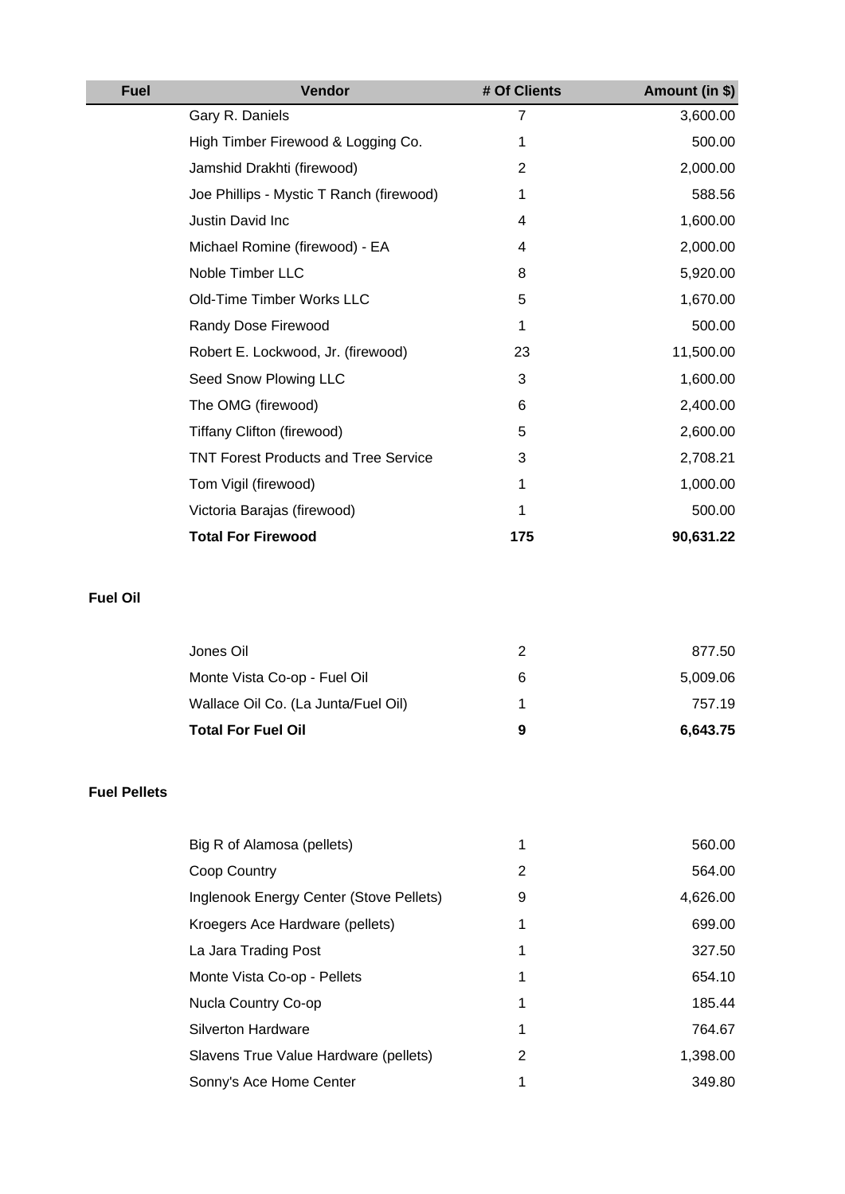| Fuel | Vendor | # Of Clients | Amount (in $) |
|---|---|---|---|
| | Gary R. Daniels | 7 | 3,600.00 |
| | High Timber Firewood & Logging Co. | 1 | 500.00 |
| | Jamshid Drakhti (firewood) | 2 | 2,000.00 |
| | Joe Phillips - Mystic T Ranch (firewood) | 1 | 588.56 |
| | Justin David Inc | 4 | 1,600.00 |
| | Michael Romine (firewood) - EA | 4 | 2,000.00 |
| | Noble Timber LLC | 8 | 5,920.00 |
| | Old-Time Timber Works LLC | 5 | 1,670.00 |
| | Randy Dose Firewood | 1 | 500.00 |
| | Robert E. Lockwood, Jr. (firewood) | 23 | 11,500.00 |
| | Seed Snow Plowing LLC | 3 | 1,600.00 |
| | The OMG (firewood) | 6 | 2,400.00 |
| | Tiffany Clifton (firewood) | 5 | 2,600.00 |
| | TNT Forest Products and Tree Service | 3 | 2,708.21 |
| | Tom Vigil (firewood) | 1 | 1,000.00 |
| | Victoria Barajas (firewood) | 1 | 500.00 |
| | **Total For Firewood** | **175** | **90,631.22** |
| **Fuel Oil** | | | |
| | Jones Oil | 2 | 877.50 |
| | Monte Vista Co-op - Fuel Oil | 6 | 5,009.06 |
| | Wallace Oil Co. (La Junta/Fuel Oil) | 1 | 757.19 |
| | **Total For Fuel Oil** | **9** | **6,643.75** |
| **Fuel Pellets** | | | |
| | Big R of Alamosa (pellets) | 1 | 560.00 |
| | Coop Country | 2 | 564.00 |
| | Inglenook Energy Center (Stove Pellets) | 9 | 4,626.00 |
| | Kroegers Ace Hardware (pellets) | 1 | 699.00 |
| | La Jara Trading Post | 1 | 327.50 |
| | Monte Vista Co-op - Pellets | 1 | 654.10 |
| | Nucla Country Co-op | 1 | 185.44 |
| | Silverton Hardware | 1 | 764.67 |
| | Slavens True Value Hardware (pellets) | 2 | 1,398.00 |
| | Sonny's Ace Home Center | 1 | 349.80 |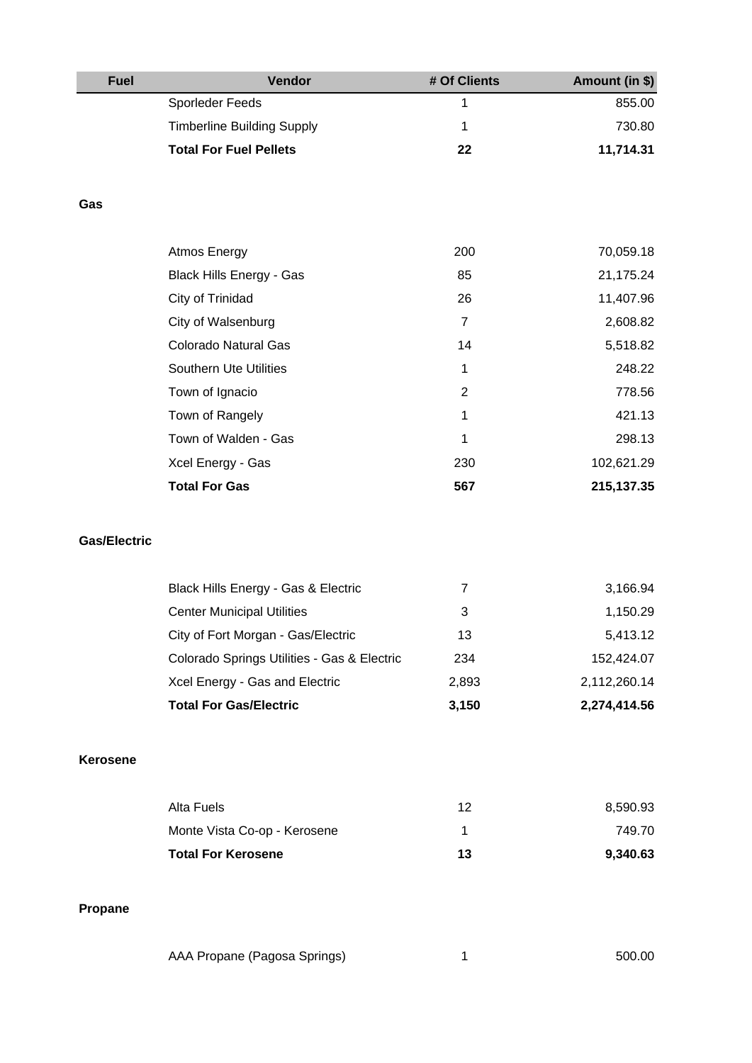| Fuel | Vendor | # Of Clients | Amount (in $) |
|---|---|---|---|
| | Sporleder Feeds | 1 | 855.00 |
| | Timberline Building Supply | 1 | 730.80 |
| | **Total For Fuel Pellets** | **22** | **11,714.31** |
| **Gas** | | | |
| | Atmos Energy | 200 | 70,059.18 |
| | Black Hills Energy - Gas | 85 | 21,175.24 |
| | City of Trinidad | 26 | 11,407.96 |
| | City of Walsenburg | 7 | 2,608.82 |
| | Colorado Natural Gas | 14 | 5,518.82 |
| | Southern Ute Utilities | 1 | 248.22 |
| | Town of Ignacio | 2 | 778.56 |
| | Town of Rangely | 1 | 421.13 |
| | Town of Walden - Gas | 1 | 298.13 |
| | Xcel Energy - Gas | 230 | 102,621.29 |
| | **Total For Gas** | **567** | **215,137.35** |
| **Gas/Electric** | | | |
| | Black Hills Energy - Gas & Electric | 7 | 3,166.94 |
| | Center Municipal Utilities | 3 | 1,150.29 |
| | City of Fort Morgan - Gas/Electric | 13 | 5,413.12 |
| | Colorado Springs Utilities - Gas & Electric | 234 | 152,424.07 |
| | Xcel Energy - Gas and Electric | 2,893 | 2,112,260.14 |
| | **Total For Gas/Electric** | **3,150** | **2,274,414.56** |
| **Kerosene** | | | |
| | Alta Fuels | 12 | 8,590.93 |
| | Monte Vista Co-op - Kerosene | 1 | 749.70 |
| | **Total For Kerosene** | **13** | **9,340.63** |
| **Propane** | | | |
| | AAA Propane (Pagosa Springs) | 1 | 500.00 |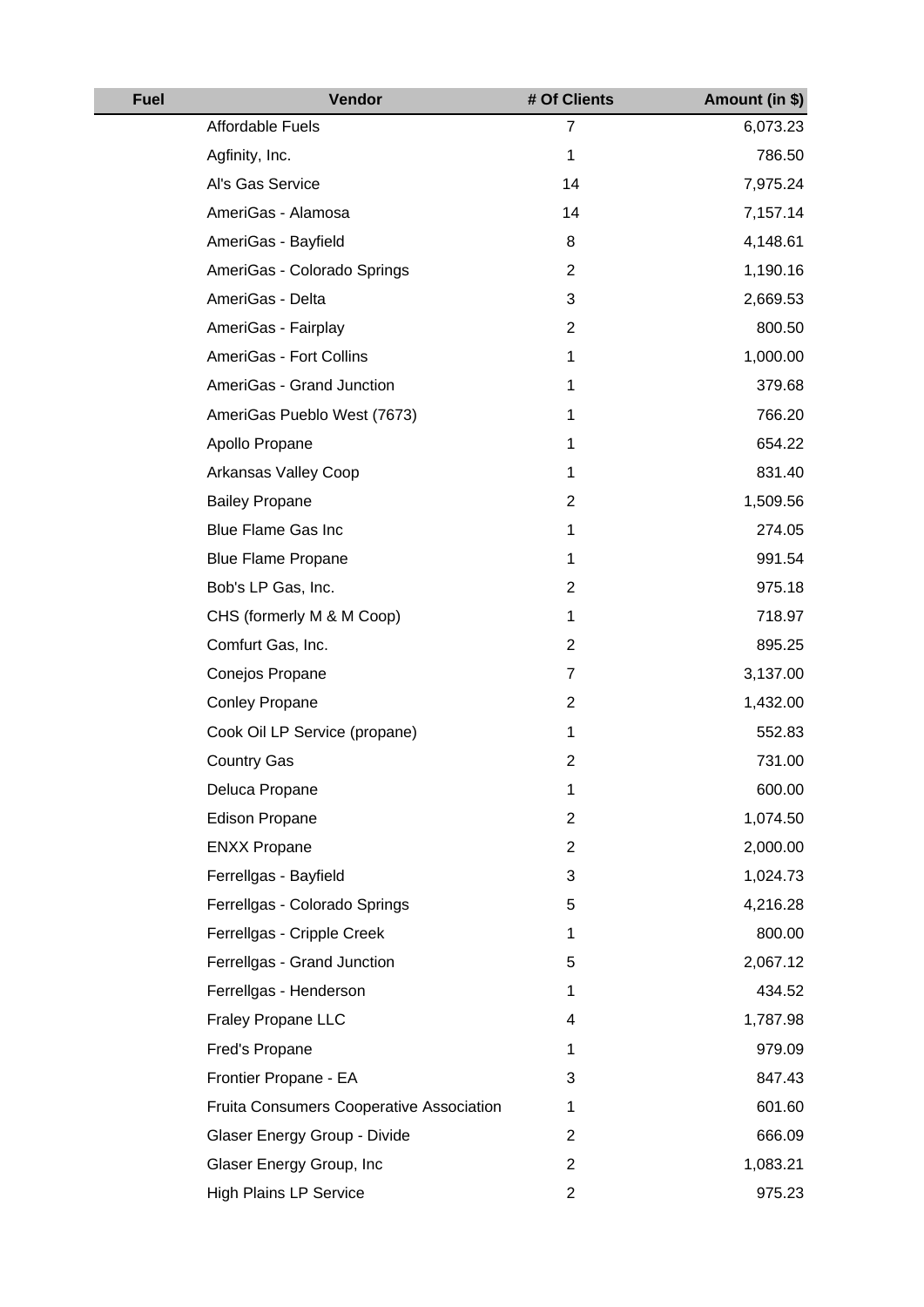| Fuel | Vendor | # Of Clients | Amount (in $) |
|---|---|---|---|
| | Affordable Fuels | 7 | 6,073.23 |
| | Agfinity, Inc. | 1 | 786.50 |
| | Al's Gas Service | 14 | 7,975.24 |
| | AmeriGas - Alamosa | 14 | 7,157.14 |
| | AmeriGas - Bayfield | 8 | 4,148.61 |
| | AmeriGas - Colorado Springs | 2 | 1,190.16 |
| | AmeriGas - Delta | 3 | 2,669.53 |
| | AmeriGas - Fairplay | 2 | 800.50 |
| | AmeriGas - Fort Collins | 1 | 1,000.00 |
| | AmeriGas - Grand Junction | 1 | 379.68 |
| | AmeriGas Pueblo West (7673) | 1 | 766.20 |
| | Apollo Propane | 1 | 654.22 |
| | Arkansas Valley Coop | 1 | 831.40 |
| | Bailey Propane | 2 | 1,509.56 |
| | Blue Flame Gas Inc | 1 | 274.05 |
| | Blue Flame Propane | 1 | 991.54 |
| | Bob's LP Gas, Inc. | 2 | 975.18 |
| | CHS (formerly M & M Coop) | 1 | 718.97 |
| | Comfurt Gas, Inc. | 2 | 895.25 |
| | Conejos Propane | 7 | 3,137.00 |
| | Conley Propane | 2 | 1,432.00 |
| | Cook Oil LP Service (propane) | 1 | 552.83 |
| | Country Gas | 2 | 731.00 |
| | Deluca Propane | 1 | 600.00 |
| | Edison Propane | 2 | 1,074.50 |
| | ENXX Propane | 2 | 2,000.00 |
| | Ferrellgas - Bayfield | 3 | 1,024.73 |
| | Ferrellgas - Colorado Springs | 5 | 4,216.28 |
| | Ferrellgas - Cripple Creek | 1 | 800.00 |
| | Ferrellgas - Grand Junction | 5 | 2,067.12 |
| | Ferrellgas - Henderson | 1 | 434.52 |
| | Fraley Propane LLC | 4 | 1,787.98 |
| | Fred's Propane | 1 | 979.09 |
| | Frontier Propane - EA | 3 | 847.43 |
| | Fruita Consumers Cooperative Association | 1 | 601.60 |
| | Glaser Energy Group - Divide | 2 | 666.09 |
| | Glaser Energy Group, Inc | 2 | 1,083.21 |
| | High Plains LP Service | 2 | 975.23 |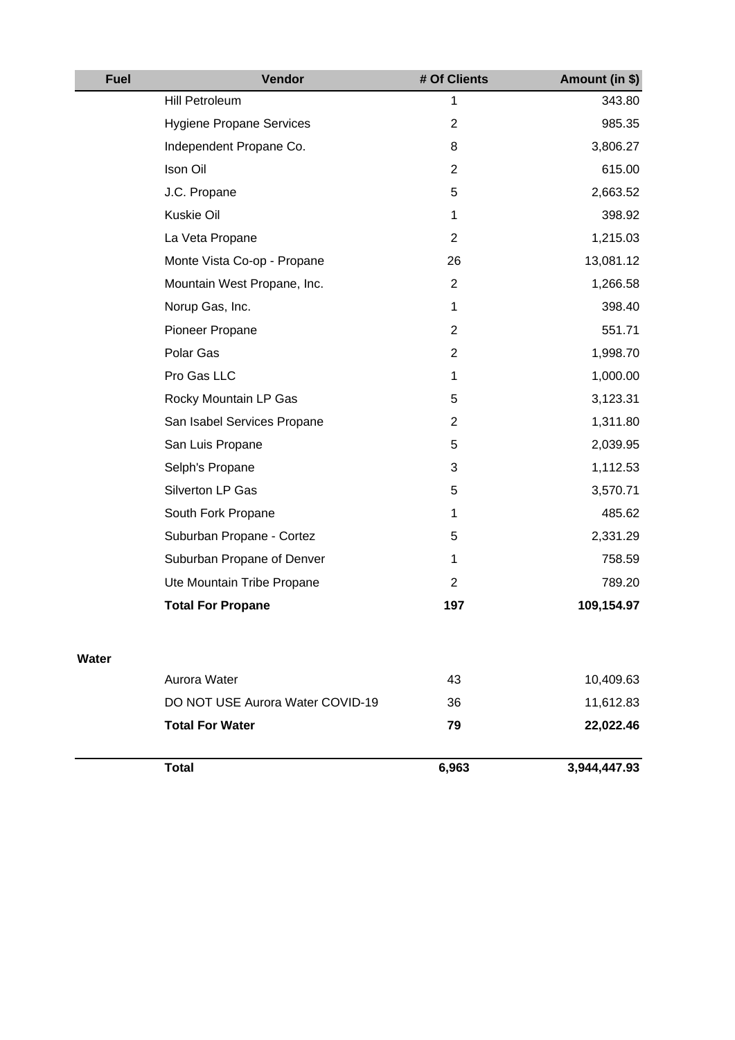| Fuel | Vendor | # Of Clients | Amount (in $) |
|---|---|---|---|
| | Hill Petroleum | 1 | 343.80 |
| | Hygiene Propane Services | 2 | 985.35 |
| | Independent Propane Co. | 8 | 3,806.27 |
| | Ison Oil | 2 | 615.00 |
| | J.C. Propane | 5 | 2,663.52 |
| | Kuskie Oil | 1 | 398.92 |
| | La Veta Propane | 2 | 1,215.03 |
| | Monte Vista Co-op - Propane | 26 | 13,081.12 |
| | Mountain West Propane, Inc. | 2 | 1,266.58 |
| | Norup Gas, Inc. | 1 | 398.40 |
| | Pioneer Propane | 2 | 551.71 |
| | Polar Gas | 2 | 1,998.70 |
| | Pro Gas LLC | 1 | 1,000.00 |
| | Rocky Mountain LP Gas | 5 | 3,123.31 |
| | San Isabel Services Propane | 2 | 1,311.80 |
| | San Luis Propane | 5 | 2,039.95 |
| | Selph's Propane | 3 | 1,112.53 |
| | Silverton LP Gas | 5 | 3,570.71 |
| | South Fork Propane | 1 | 485.62 |
| | Suburban Propane - Cortez | 5 | 2,331.29 |
| | Suburban Propane of Denver | 1 | 758.59 |
| | Ute Mountain Tribe Propane | 2 | 789.20 |
| | **Total For Propane** | **197** | **109,154.97** |
| **Water** | | | |
| | Aurora Water | 43 | 10,409.63 |
| | DO NOT USE Aurora Water COVID-19 | 36 | 11,612.83 |
| | **Total For Water** | **79** | **22,022.46** |
| | **Total** | **6,963** | **3,944,447.93** |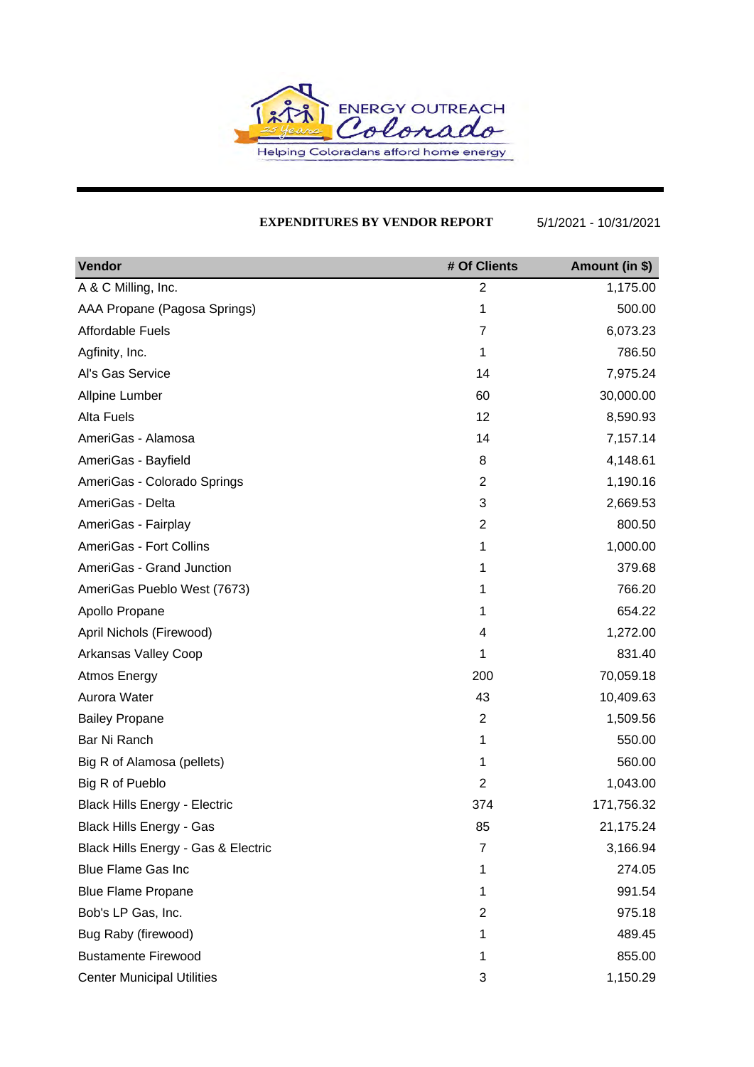ENERGY OUTREACH Colorado

Helping Coloradans afford home energy

**EXPENDITURES BY VENDOR REPORT** 5/1/2021 - 10/31/2021

| Vendor | # Of Clients | Amount (in $) |
|---|---|---|
| A & C Milling, Inc. | 2 | 1,175.00 |
| AAA Propane (Pagosa Springs) | 1 | 500.00 |
| Affordable Fuels | 7 | 6,073.23 |
| Agfinity, Inc. | 1 | 786.50 |
| Al's Gas Service | 14 | 7,975.24 |
| Allpine Lumber | 60 | 30,000.00 |
| Alta Fuels | 12 | 8,590.93 |
| AmeriGas - Alamosa | 14 | 7,157.14 |
| AmeriGas - Bayfield | 8 | 4,148.61 |
| AmeriGas - Colorado Springs | 2 | 1,190.16 |
| AmeriGas - Delta | 3 | 2,669.53 |
| AmeriGas - Fairplay | 2 | 800.50 |
| AmeriGas - Fort Collins | 1 | 1,000.00 |
| AmeriGas - Grand Junction | 1 | 379.68 |
| AmeriGas Pueblo West (7673) | 1 | 766.20 |
| Apollo Propane | 1 | 654.22 |
| April Nichols (Firewood) | 4 | 1,272.00 |
| Arkansas Valley Coop | 1 | 831.40 |
| Atmos Energy | 200 | 70,059.18 |
| Aurora Water | 43 | 10,409.63 |
| Bailey Propane | 2 | 1,509.56 |
| Bar Ni Ranch | 1 | 550.00 |
| Big R of Alamosa (pellets) | 1 | 560.00 |
| Big R of Pueblo | 2 | 1,043.00 |
| Black Hills Energy - Electric | 374 | 171,756.32 |
| Black Hills Energy - Gas | 85 | 21,175.24 |
| Black Hills Energy - Gas & Electric | 7 | 3,166.94 |
| Blue Flame Gas Inc | 1 | 274.05 |
| Blue Flame Propane | 1 | 991.54 |
| Bob's LP Gas, Inc. | 2 | 975.18 |
| Bug Raby (firewood) | 1 | 489.45 |
| Bustamente Firewood | 1 | 855.00 |
| Center Municipal Utilities | 3 | 1,150.29 |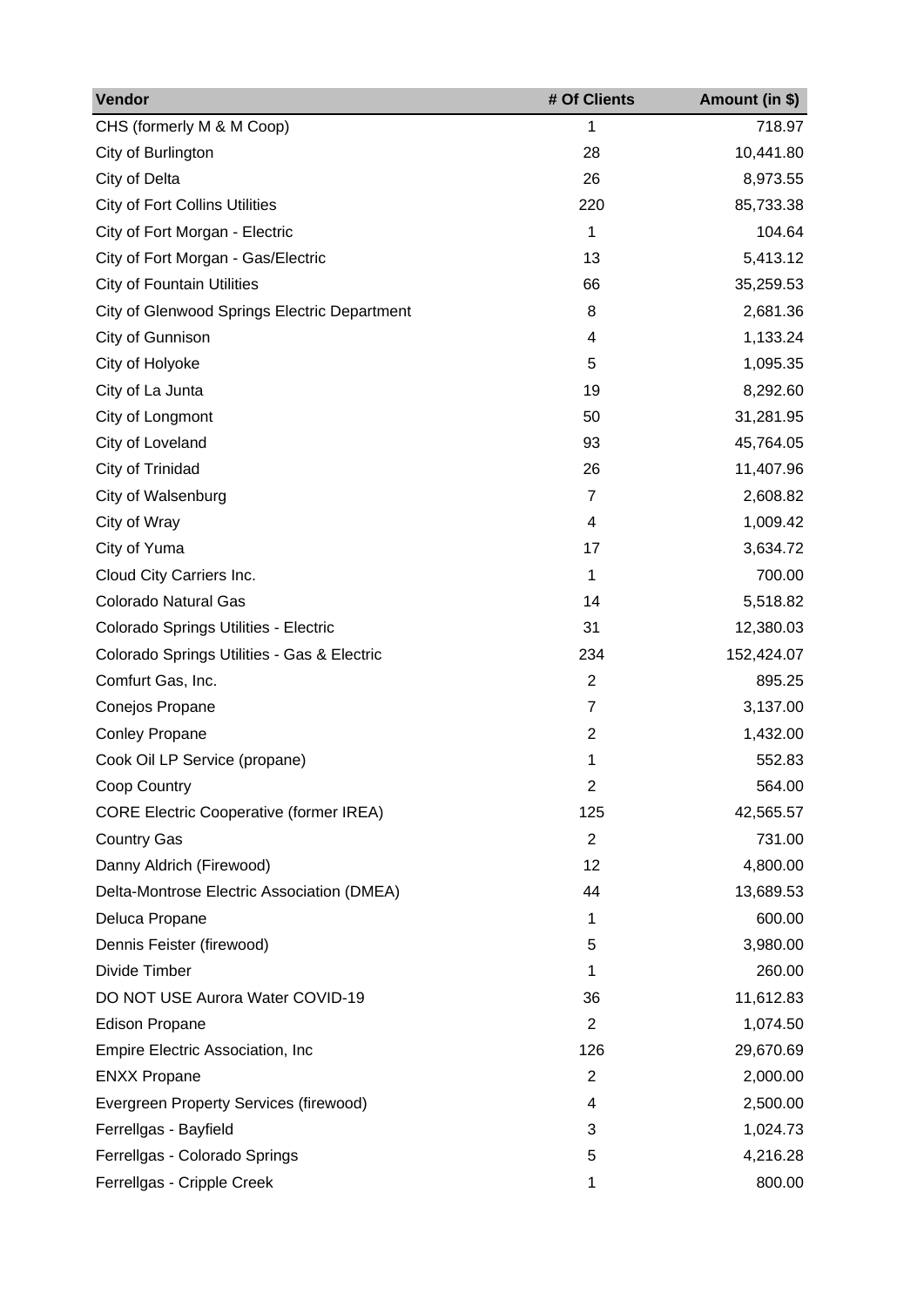| Vendor | # Of Clients | Amount (in $) |
| --- | --- | --- |
| CHS (formerly M & M Coop) | 1 | 718.97 |
| City of Burlington | 28 | 10,441.80 |
| City of Delta | 26 | 8,973.55 |
| City of Fort Collins Utilities | 220 | 85,733.38 |
| City of Fort Morgan - Electric | 1 | 104.64 |
| City of Fort Morgan - Gas/Electric | 13 | 5,413.12 |
| City of Fountain Utilities | 66 | 35,259.53 |
| City of Glenwood Springs Electric Department | 8 | 2,681.36 |
| City of Gunnison | 4 | 1,133.24 |
| City of Holyoke | 5 | 1,095.35 |
| City of La Junta | 19 | 8,292.60 |
| City of Longmont | 50 | 31,281.95 |
| City of Loveland | 93 | 45,764.05 |
| City of Trinidad | 26 | 11,407.96 |
| City of Walsenburg | 7 | 2,608.82 |
| City of Wray | 4 | 1,009.42 |
| City of Yuma | 17 | 3,634.72 |
| Cloud City Carriers Inc. | 1 | 700.00 |
| Colorado Natural Gas | 14 | 5,518.82 |
| Colorado Springs Utilities - Electric | 31 | 12,380.03 |
| Colorado Springs Utilities - Gas & Electric | 234 | 152,424.07 |
| Comfurt Gas, Inc. | 2 | 895.25 |
| Conejos Propane | 7 | 3,137.00 |
| Conley Propane | 2 | 1,432.00 |
| Cook Oil LP Service (propane) | 1 | 552.83 |
| Coop Country | 2 | 564.00 |
| CORE Electric Cooperative (former IREA) | 125 | 42,565.57 |
| Country Gas | 2 | 731.00 |
| Danny Aldrich (Firewood) | 12 | 4,800.00 |
| Delta-Montrose Electric Association (DMEA) | 44 | 13,689.53 |
| Deluca Propane | 1 | 600.00 |
| Dennis Feister (firewood) | 5 | 3,980.00 |
| Divide Timber | 1 | 260.00 |
| DO NOT USE Aurora Water COVID-19 | 36 | 11,612.83 |
| Edison Propane | 2 | 1,074.50 |
| Empire Electric Association, Inc | 126 | 29,670.69 |
| ENXX Propane | 2 | 2,000.00 |
| Evergreen Property Services (firewood) | 4 | 2,500.00 |
| Ferrellgas - Bayfield | 3 | 1,024.73 |
| Ferrellgas - Colorado Springs | 5 | 4,216.28 |
| Ferrellgas - Cripple Creek | 1 | 800.00 |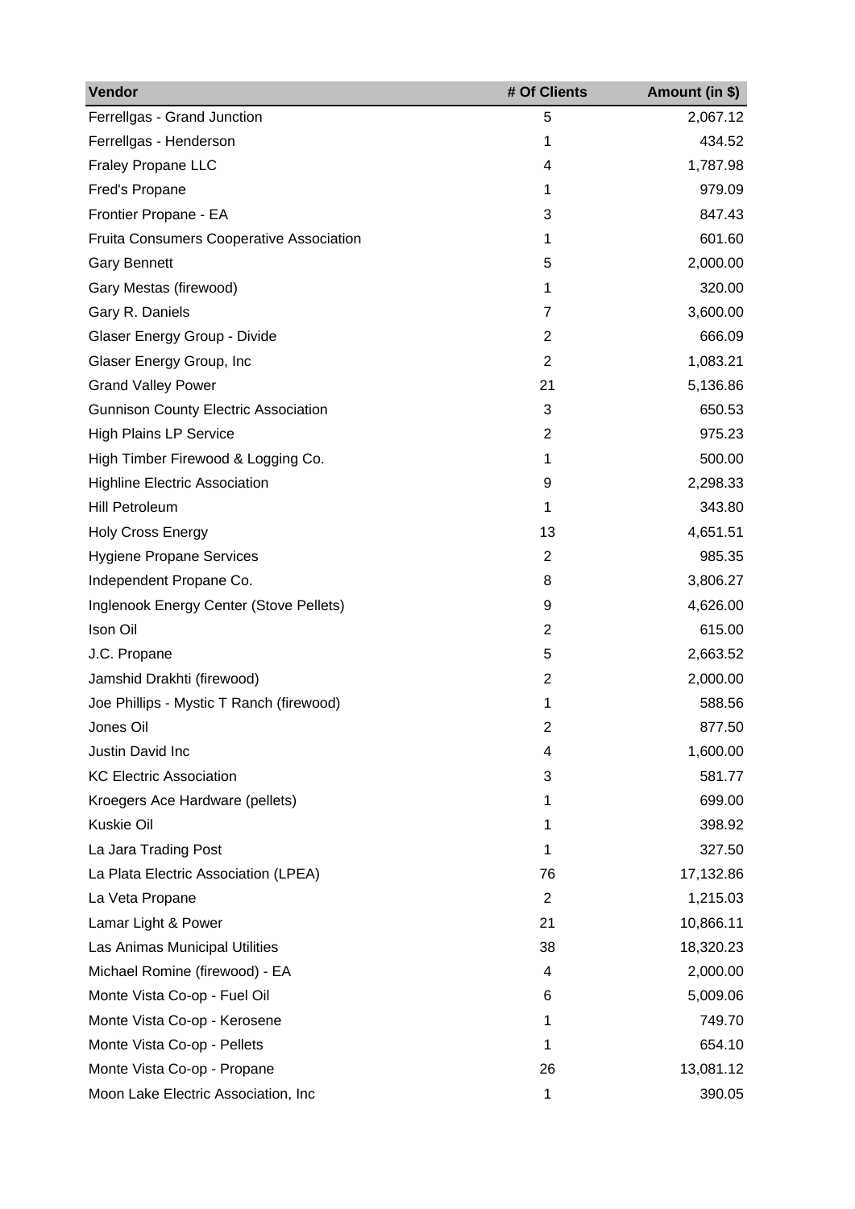| Vendor | # Of Clients | Amount (in $) |
|---|---|---|
| Ferrellgas - Grand Junction | 5 | 2,067.12 |
| Ferrellgas - Henderson | 1 | 434.52 |
| Fraley Propane LLC | 4 | 1,787.98 |
| Fred's Propane | 1 | 979.09 |
| Frontier Propane - EA | 3 | 847.43 |
| Fruita Consumers Cooperative Association | 1 | 601.60 |
| Gary Bennett | 5 | 2,000.00 |
| Gary Mestas (firewood) | 1 | 320.00 |
| Gary R. Daniels | 7 | 3,600.00 |
| Glaser Energy Group - Divide | 2 | 666.09 |
| Glaser Energy Group, Inc | 2 | 1,083.21 |
| Grand Valley Power | 21 | 5,136.86 |
| Gunnison County Electric Association | 3 | 650.53 |
| High Plains LP Service | 2 | 975.23 |
| High Timber Firewood & Logging Co. | 1 | 500.00 |
| Highline Electric Association | 9 | 2,298.33 |
| Hill Petroleum | 1 | 343.80 |
| Holy Cross Energy | 13 | 4,651.51 |
| Hygiene Propane Services | 2 | 985.35 |
| Independent Propane Co. | 8 | 3,806.27 |
| Inglenook Energy Center (Stove Pellets) | 9 | 4,626.00 |
| Ison Oil | 2 | 615.00 |
| J.C. Propane | 5 | 2,663.52 |
| Jamshid Drakhti (firewood) | 2 | 2,000.00 |
| Joe Phillips - Mystic T Ranch (firewood) | 1 | 588.56 |
| Jones Oil | 2 | 877.50 |
| Justin David Inc | 4 | 1,600.00 |
| KC Electric Association | 3 | 581.77 |
| Kroegers Ace Hardware (pellets) | 1 | 699.00 |
| Kuskie Oil | 1 | 398.92 |
| La Jara Trading Post | 1 | 327.50 |
| La Plata Electric Association (LPEA) | 76 | 17,132.86 |
| La Veta Propane | 2 | 1,215.03 |
| Lamar Light & Power | 21 | 10,866.11 |
| Las Animas Municipal Utilities | 38 | 18,320.23 |
| Michael Romine (firewood) - EA | 4 | 2,000.00 |
| Monte Vista Co-op - Fuel Oil | 6 | 5,009.06 |
| Monte Vista Co-op - Kerosene | 1 | 749.70 |
| Monte Vista Co-op - Pellets | 1 | 654.10 |
| Monte Vista Co-op - Propane | 26 | 13,081.12 |
| Moon Lake Electric Association, Inc | 1 | 390.05 |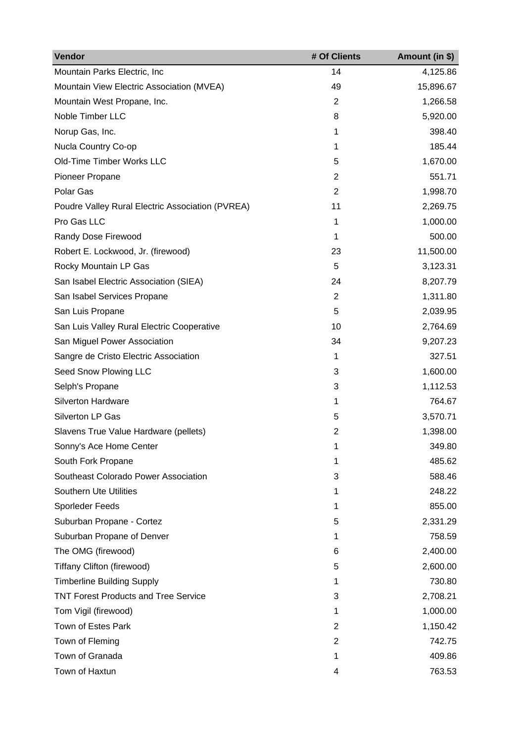| Vendor | # Of Clients | Amount (in $) |
|---|---|---|
| Mountain Parks Electric, Inc | 14 | 4,125.86 |
| Mountain View Electric Association (MVEA) | 49 | 15,896.67 |
| Mountain West Propane, Inc. | 2 | 1,266.58 |
| Noble Timber LLC | 8 | 5,920.00 |
| Norup Gas, Inc. | 1 | 398.40 |
| Nucla Country Co-op | 1 | 185.44 |
| Old-Time Timber Works LLC | 5 | 1,670.00 |
| Pioneer Propane | 2 | 551.71 |
| Polar Gas | 2 | 1,998.70 |
| Poudre Valley Rural Electric Association (PVREA) | 11 | 2,269.75 |
| Pro Gas LLC | 1 | 1,000.00 |
| Randy Dose Firewood | 1 | 500.00 |
| Robert E. Lockwood, Jr. (firewood) | 23 | 11,500.00 |
| Rocky Mountain LP Gas | 5 | 3,123.31 |
| San Isabel Electric Association (SIEA) | 24 | 8,207.79 |
| San Isabel Services Propane | 2 | 1,311.80 |
| San Luis Propane | 5 | 2,039.95 |
| San Luis Valley Rural Electric Cooperative | 10 | 2,764.69 |
| San Miguel Power Association | 34 | 9,207.23 |
| Sangre de Cristo Electric Association | 1 | 327.51 |
| Seed Snow Plowing LLC | 3 | 1,600.00 |
| Selph's Propane | 3 | 1,112.53 |
| Silverton Hardware | 1 | 764.67 |
| Silverton LP Gas | 5 | 3,570.71 |
| Slavens True Value Hardware (pellets) | 2 | 1,398.00 |
| Sonny's Ace Home Center | 1 | 349.80 |
| South Fork Propane | 1 | 485.62 |
| Southeast Colorado Power Association | 3 | 588.46 |
| Southern Ute Utilities | 1 | 248.22 |
| Sporleder Feeds | 1 | 855.00 |
| Suburban Propane - Cortez | 5 | 2,331.29 |
| Suburban Propane of Denver | 1 | 758.59 |
| The OMG (firewood) | 6 | 2,400.00 |
| Tiffany Clifton (firewood) | 5 | 2,600.00 |
| Timberline Building Supply | 1 | 730.80 |
| TNT Forest Products and Tree Service | 3 | 2,708.21 |
| Tom Vigil (firewood) | 1 | 1,000.00 |
| Town of Estes Park | 2 | 1,150.42 |
| Town of Fleming | 2 | 742.75 |
| Town of Granada | 1 | 409.86 |
| Town of Haxtun | 4 | 763.53 |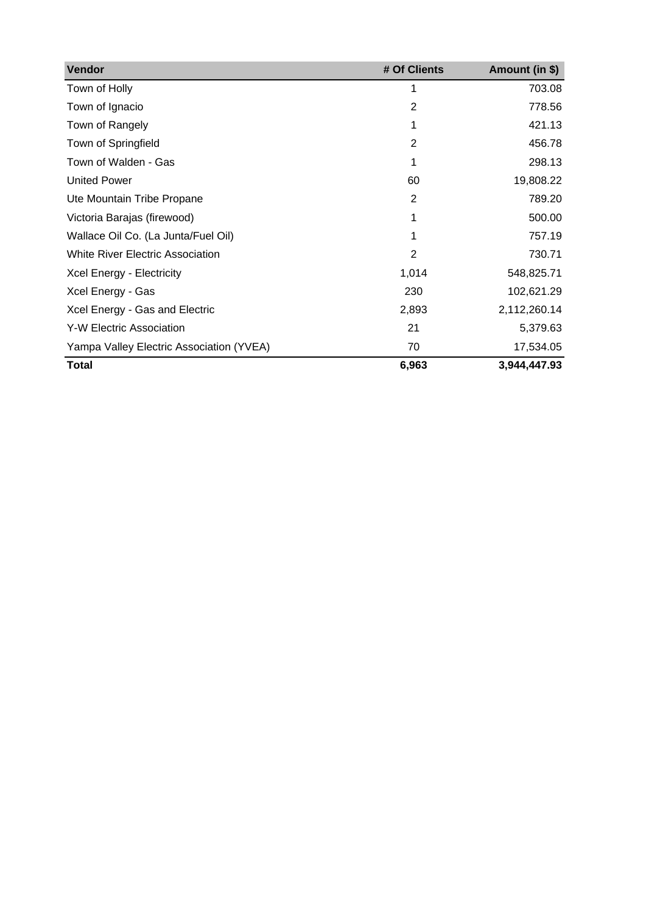| Vendor | # Of Clients | Amount (in $) |
| --- | --- | --- |
| Town of Holly | 1 | 703.08 |
| Town of Ignacio | 2 | 778.56 |
| Town of Rangely | 1 | 421.13 |
| Town of Springfield | 2 | 456.78 |
| Town of Walden - Gas | 1 | 298.13 |
| United Power | 60 | 19,808.22 |
| Ute Mountain Tribe Propane | 2 | 789.20 |
| Victoria Barajas (firewood) | 1 | 500.00 |
| Wallace Oil Co. (La Junta/Fuel Oil) | 1 | 757.19 |
| White River Electric Association | 2 | 730.71 |
| Xcel Energy - Electricity | 1,014 | 548,825.71 |
| Xcel Energy - Gas | 230 | 102,621.29 |
| Xcel Energy - Gas and Electric | 2,893 | 2,112,260.14 |
| Y-W Electric Association | 21 | 5,379.63 |
| Yampa Valley Electric Association (YVEA) | 70 | 17,534.05 |
| **Total** | **6,963** | **3,944,447.93** |